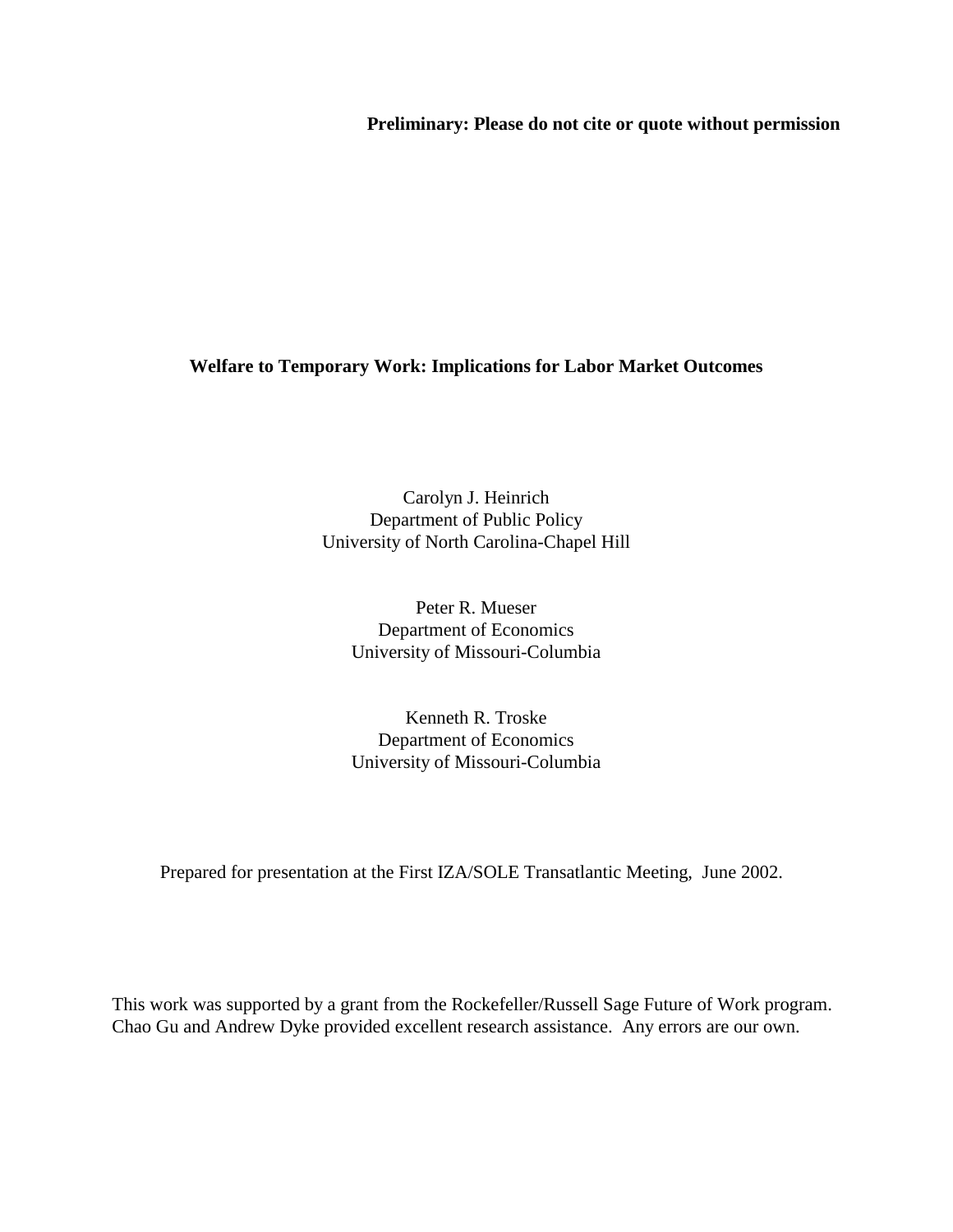**Preliminary: Please do not cite or quote without permission**

# Welfare to Temporary Work: Implications for Labor Market Outcomes

Carolyn J. Heinrich
Department of Public Policy
University of North Carolina-Chapel Hill

Peter R. Mueser
Department of Economics
University of Missouri-Columbia

Kenneth R. Troske
Department of Economics
University of Missouri-Columbia

Prepared for presentation at the First IZA/SOLE Transatlantic Meeting, June 2002.

This work was supported by a grant from the Rockefeller/Russell Sage Future of Work program. Chao Gu and Andrew Dyke provided excellent research assistance. Any errors are our own.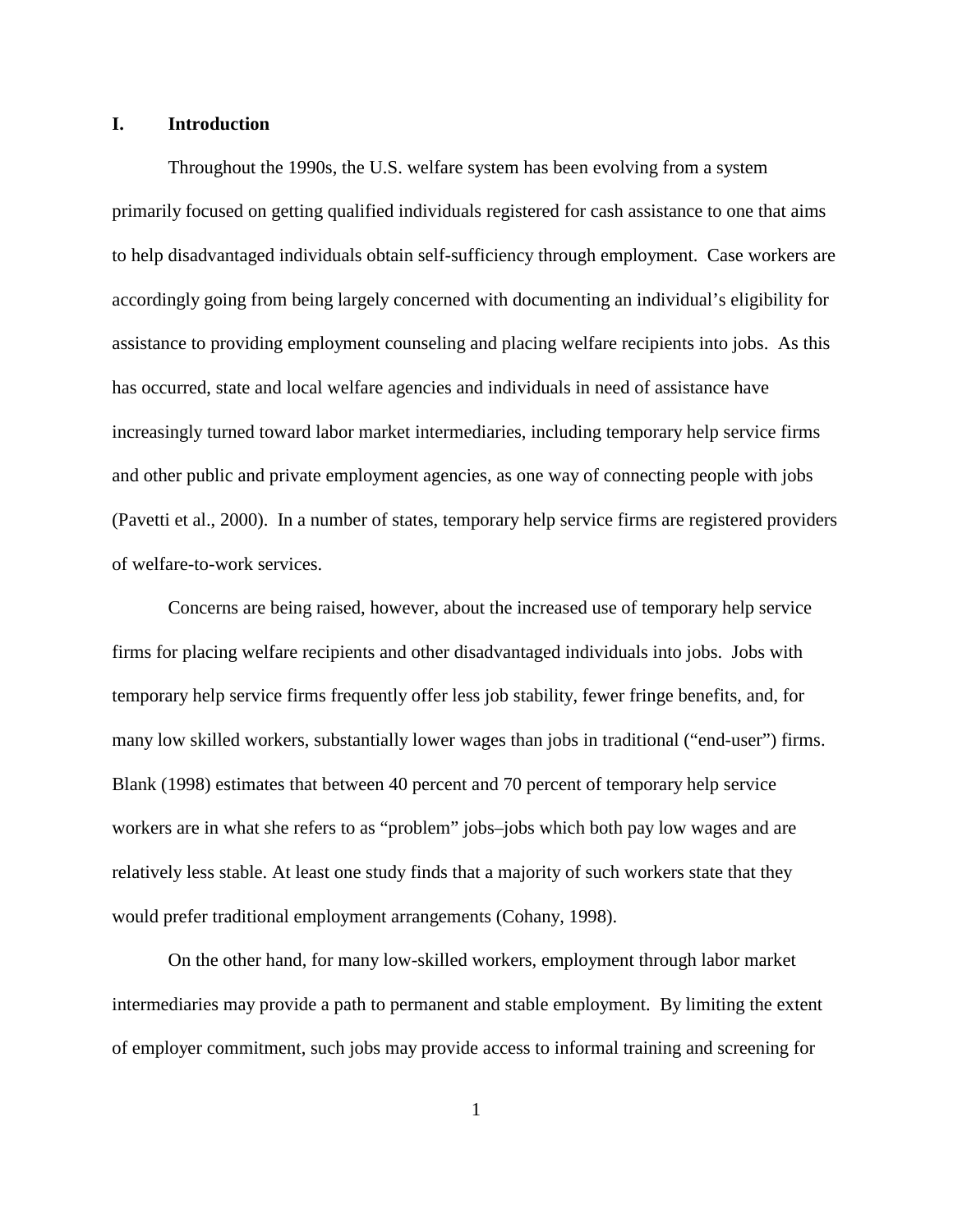## I. Introduction

Throughout the 1990s, the U.S. welfare system has been evolving from a system primarily focused on getting qualified individuals registered for cash assistance to one that aims to help disadvantaged individuals obtain self-sufficiency through employment. Case workers are accordingly going from being largely concerned with documenting an individual's eligibility for assistance to providing employment counseling and placing welfare recipients into jobs. As this has occurred, state and local welfare agencies and individuals in need of assistance have increasingly turned toward labor market intermediaries, including temporary help service firms and other public and private employment agencies, as one way of connecting people with jobs (Pavetti et al., 2000). In a number of states, temporary help service firms are registered providers of welfare-to-work services.

Concerns are being raised, however, about the increased use of temporary help service firms for placing welfare recipients and other disadvantaged individuals into jobs. Jobs with temporary help service firms frequently offer less job stability, fewer fringe benefits, and, for many low skilled workers, substantially lower wages than jobs in traditional ("end-user") firms. Blank (1998) estimates that between 40 percent and 70 percent of temporary help service workers are in what she refers to as "problem" jobs–jobs which both pay low wages and are relatively less stable. At least one study finds that a majority of such workers state that they would prefer traditional employment arrangements (Cohany, 1998).

On the other hand, for many low-skilled workers, employment through labor market intermediaries may provide a path to permanent and stable employment. By limiting the extent of employer commitment, such jobs may provide access to informal training and screening for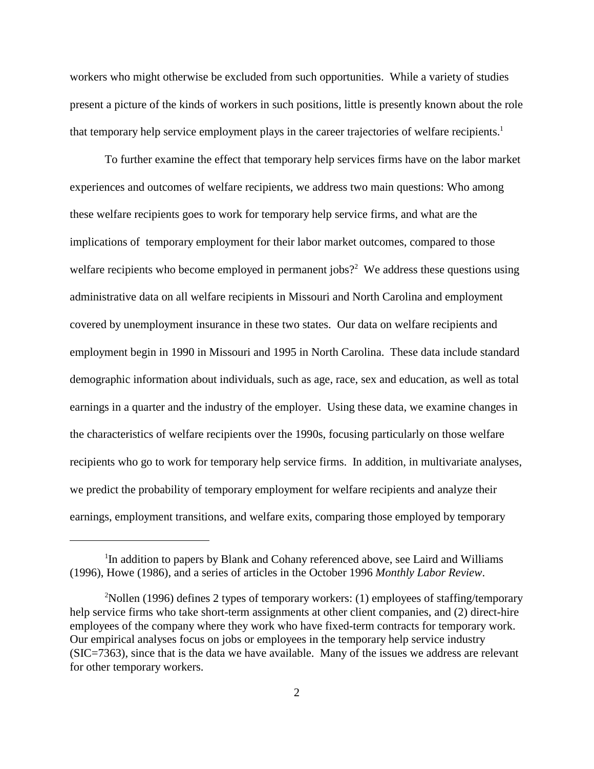workers who might otherwise be excluded from such opportunities. While a variety of studies present a picture of the kinds of workers in such positions, little is presently known about the role that temporary help service employment plays in the career trajectories of welfare recipients.[1]

To further examine the effect that temporary help services firms have on the labor market experiences and outcomes of welfare recipients, we address two main questions: Who among these welfare recipients goes to work for temporary help service firms, and what are the implications of temporary employment for their labor market outcomes, compared to those welfare recipients who become employed in permanent jobs?[2] We address these questions using administrative data on all welfare recipients in Missouri and North Carolina and employment covered by unemployment insurance in these two states. Our data on welfare recipients and employment begin in 1990 in Missouri and 1995 in North Carolina. These data include standard demographic information about individuals, such as age, race, sex and education, as well as total earnings in a quarter and the industry of the employer. Using these data, we examine changes in the characteristics of welfare recipients over the 1990s, focusing particularly on those welfare recipients who go to work for temporary help service firms. In addition, in multivariate analyses, we predict the probability of temporary employment for welfare recipients and analyze their earnings, employment transitions, and welfare exits, comparing those employed by temporary

---

[1] In addition to papers by Blank and Cohany referenced above, see Laird and Williams (1996), Howe (1986), and a series of articles in the October 1996 *Monthly Labor Review*.

[2] Nollen (1996) defines 2 types of temporary workers: (1) employees of staffing/temporary help service firms who take short-term assignments at other client companies, and (2) direct-hire employees of the company where they work who have fixed-term contracts for temporary work. Our empirical analyses focus on jobs or employees in the temporary help service industry (SIC=7363), since that is the data we have available. Many of the issues we address are relevant for other temporary workers.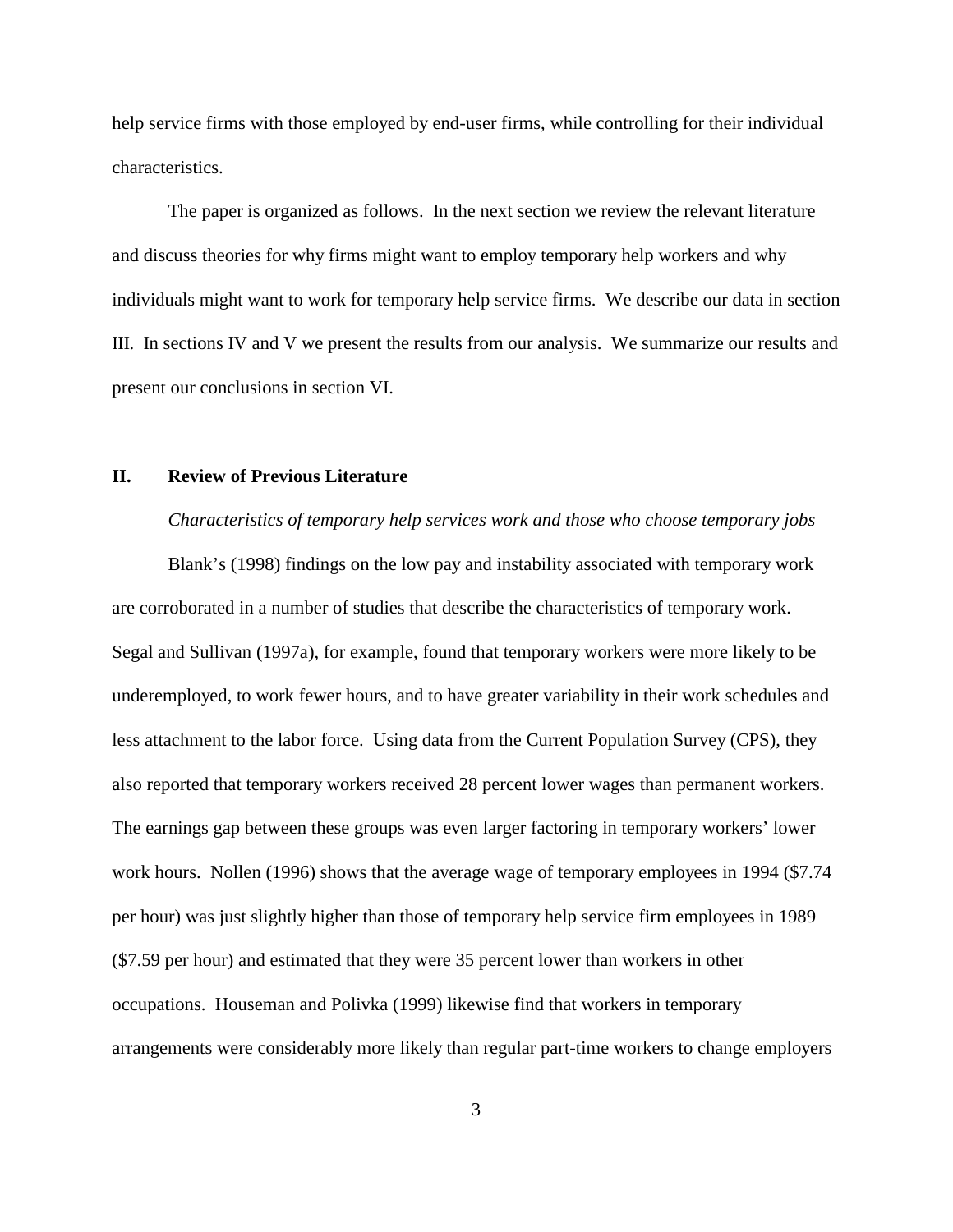help service firms with those employed by end-user firms, while controlling for their individual characteristics.

The paper is organized as follows. In the next section we review the relevant literature and discuss theories for why firms might want to employ temporary help workers and why individuals might want to work for temporary help service firms. We describe our data in section III. In sections IV and V we present the results from our analysis. We summarize our results and present our conclusions in section VI.

## II. Review of Previous Literature

*Characteristics of temporary help services work and those who choose temporary jobs*

Blank's (1998) findings on the low pay and instability associated with temporary work are corroborated in a number of studies that describe the characteristics of temporary work. Segal and Sullivan (1997a), for example, found that temporary workers were more likely to be underemployed, to work fewer hours, and to have greater variability in their work schedules and less attachment to the labor force. Using data from the Current Population Survey (CPS), they also reported that temporary workers received 28 percent lower wages than permanent workers. The earnings gap between these groups was even larger factoring in temporary workers' lower work hours. Nollen (1996) shows that the average wage of temporary employees in 1994 ($7.74 per hour) was just slightly higher than those of temporary help service firm employees in 1989 ($7.59 per hour) and estimated that they were 35 percent lower than workers in other occupations. Houseman and Polivka (1999) likewise find that workers in temporary arrangements were considerably more likely than regular part-time workers to change employers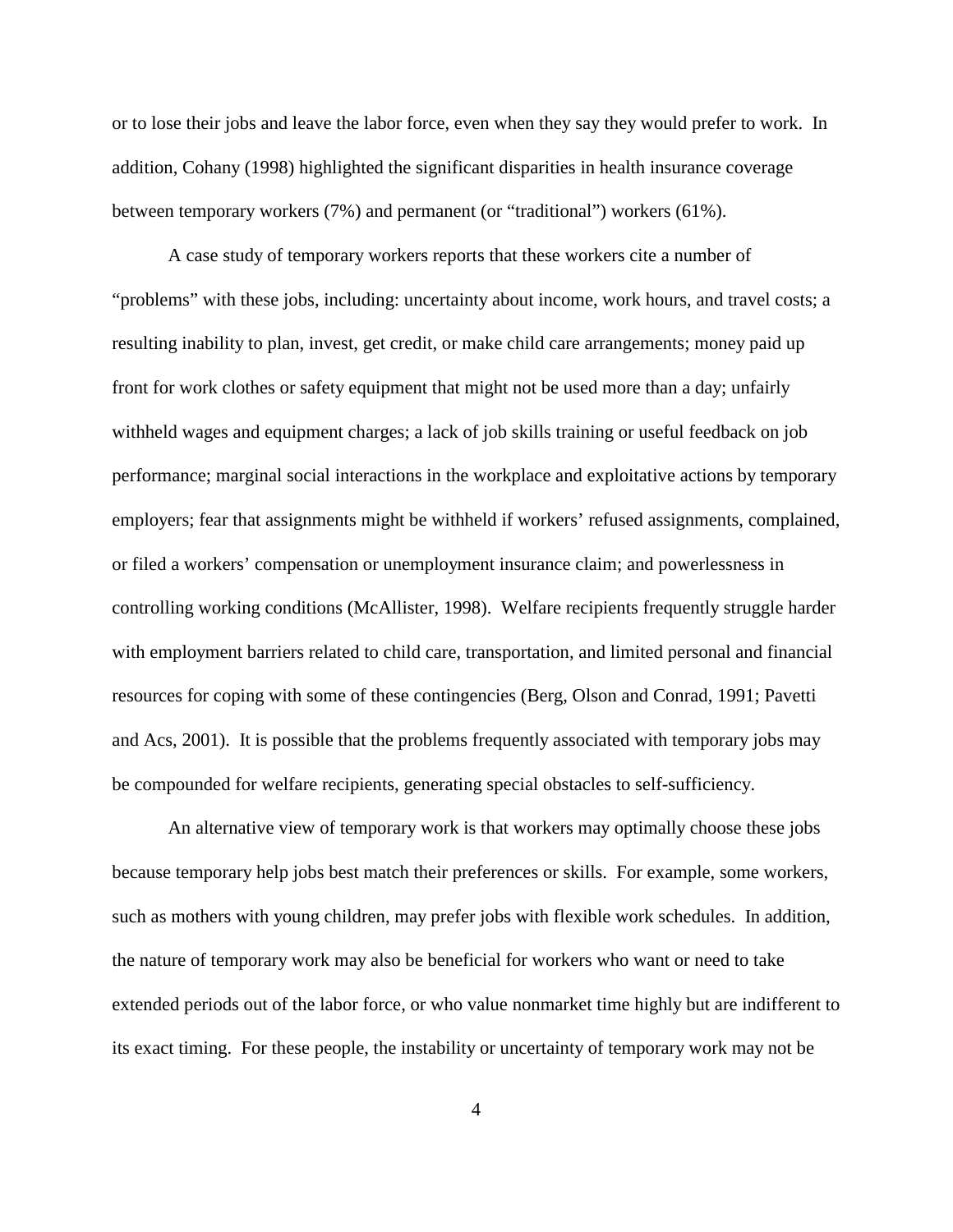or to lose their jobs and leave the labor force, even when they say they would prefer to work. In addition, Cohany (1998) highlighted the significant disparities in health insurance coverage between temporary workers (7%) and permanent (or "traditional") workers (61%).

A case study of temporary workers reports that these workers cite a number of "problems" with these jobs, including: uncertainty about income, work hours, and travel costs; a resulting inability to plan, invest, get credit, or make child care arrangements; money paid up front for work clothes or safety equipment that might not be used more than a day; unfairly withheld wages and equipment charges; a lack of job skills training or useful feedback on job performance; marginal social interactions in the workplace and exploitative actions by temporary employers; fear that assignments might be withheld if workers' refused assignments, complained, or filed a workers' compensation or unemployment insurance claim; and powerlessness in controlling working conditions (McAllister, 1998). Welfare recipients frequently struggle harder with employment barriers related to child care, transportation, and limited personal and financial resources for coping with some of these contingencies (Berg, Olson and Conrad, 1991; Pavetti and Acs, 2001). It is possible that the problems frequently associated with temporary jobs may be compounded for welfare recipients, generating special obstacles to self-sufficiency.

An alternative view of temporary work is that workers may optimally choose these jobs because temporary help jobs best match their preferences or skills. For example, some workers, such as mothers with young children, may prefer jobs with flexible work schedules. In addition, the nature of temporary work may also be beneficial for workers who want or need to take extended periods out of the labor force, or who value nonmarket time highly but are indifferent to its exact timing. For these people, the instability or uncertainty of temporary work may not be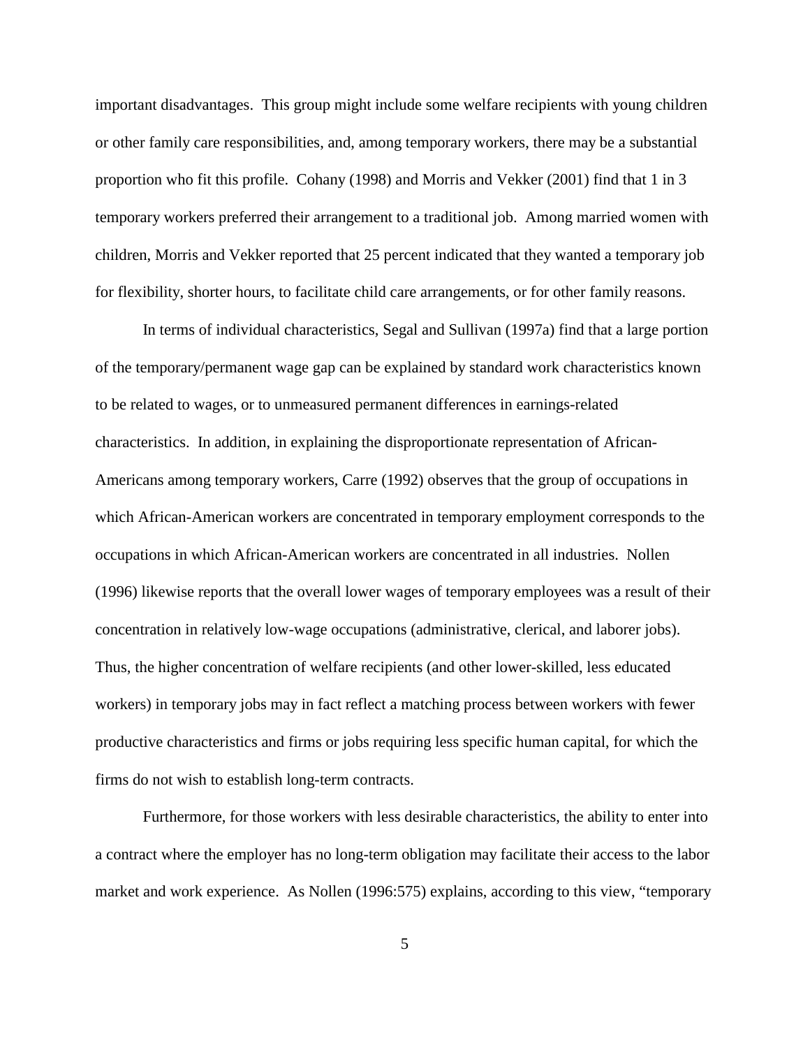important disadvantages. This group might include some welfare recipients with young children or other family care responsibilities, and, among temporary workers, there may be a substantial proportion who fit this profile. Cohany (1998) and Morris and Vekker (2001) find that 1 in 3 temporary workers preferred their arrangement to a traditional job. Among married women with children, Morris and Vekker reported that 25 percent indicated that they wanted a temporary job for flexibility, shorter hours, to facilitate child care arrangements, or for other family reasons.

In terms of individual characteristics, Segal and Sullivan (1997a) find that a large portion of the temporary/permanent wage gap can be explained by standard work characteristics known to be related to wages, or to unmeasured permanent differences in earnings-related characteristics. In addition, in explaining the disproportionate representation of African-Americans among temporary workers, Carre (1992) observes that the group of occupations in which African-American workers are concentrated in temporary employment corresponds to the occupations in which African-American workers are concentrated in all industries. Nollen (1996) likewise reports that the overall lower wages of temporary employees was a result of their concentration in relatively low-wage occupations (administrative, clerical, and laborer jobs). Thus, the higher concentration of welfare recipients (and other lower-skilled, less educated workers) in temporary jobs may in fact reflect a matching process between workers with fewer productive characteristics and firms or jobs requiring less specific human capital, for which the firms do not wish to establish long-term contracts.

Furthermore, for those workers with less desirable characteristics, the ability to enter into a contract where the employer has no long-term obligation may facilitate their access to the labor market and work experience. As Nollen (1996:575) explains, according to this view, "temporary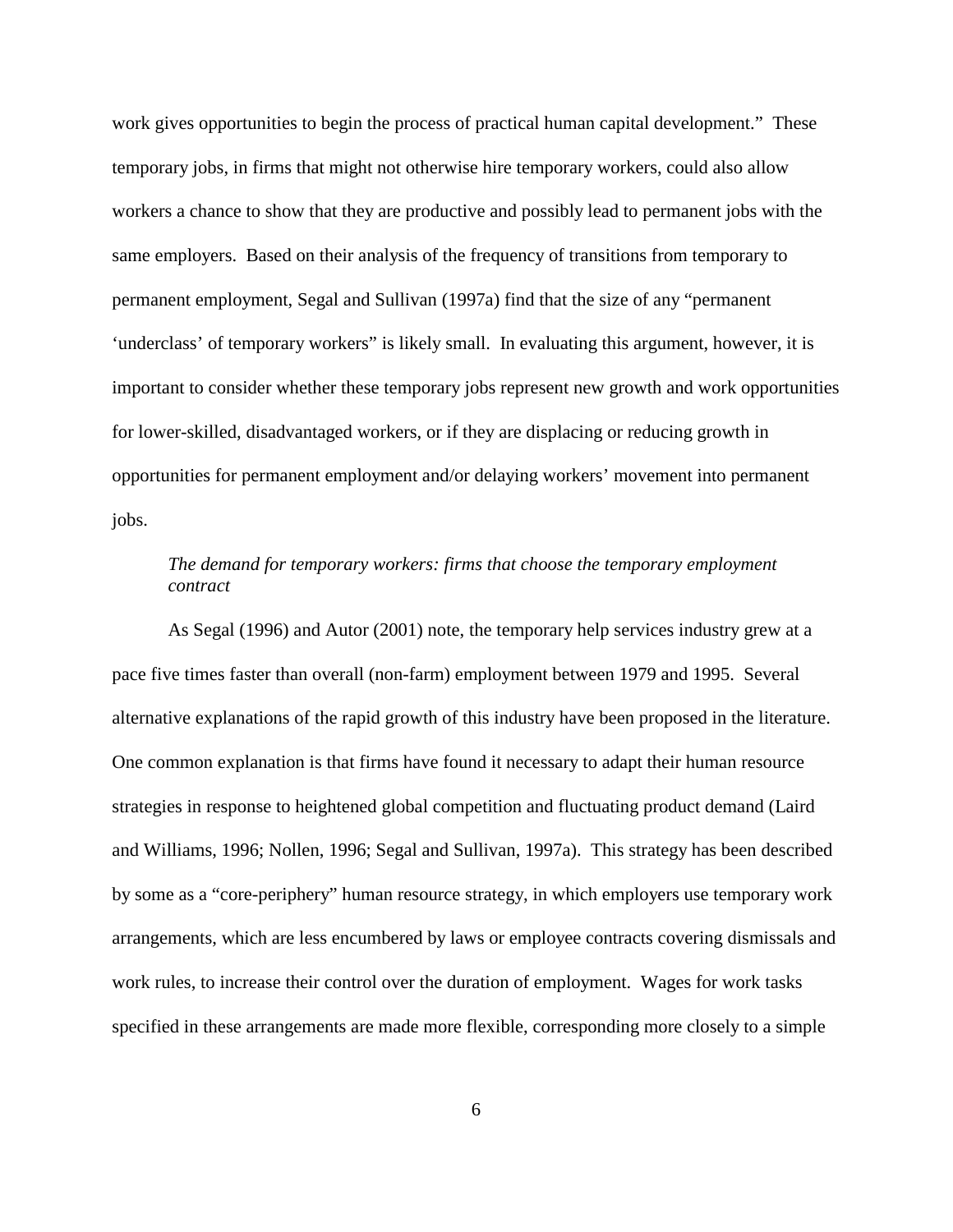work gives opportunities to begin the process of practical human capital development." These temporary jobs, in firms that might not otherwise hire temporary workers, could also allow workers a chance to show that they are productive and possibly lead to permanent jobs with the same employers. Based on their analysis of the frequency of transitions from temporary to permanent employment, Segal and Sullivan (1997a) find that the size of any "permanent 'underclass' of temporary workers" is likely small. In evaluating this argument, however, it is important to consider whether these temporary jobs represent new growth and work opportunities for lower-skilled, disadvantaged workers, or if they are displacing or reducing growth in opportunities for permanent employment and/or delaying workers' movement into permanent jobs.

*The demand for temporary workers: firms that choose the temporary employment contract*

As Segal (1996) and Autor (2001) note, the temporary help services industry grew at a pace five times faster than overall (non-farm) employment between 1979 and 1995. Several alternative explanations of the rapid growth of this industry have been proposed in the literature. One common explanation is that firms have found it necessary to adapt their human resource strategies in response to heightened global competition and fluctuating product demand (Laird and Williams, 1996; Nollen, 1996; Segal and Sullivan, 1997a). This strategy has been described by some as a "core-periphery" human resource strategy, in which employers use temporary work arrangements, which are less encumbered by laws or employee contracts covering dismissals and work rules, to increase their control over the duration of employment. Wages for work tasks specified in these arrangements are made more flexible, corresponding more closely to a simple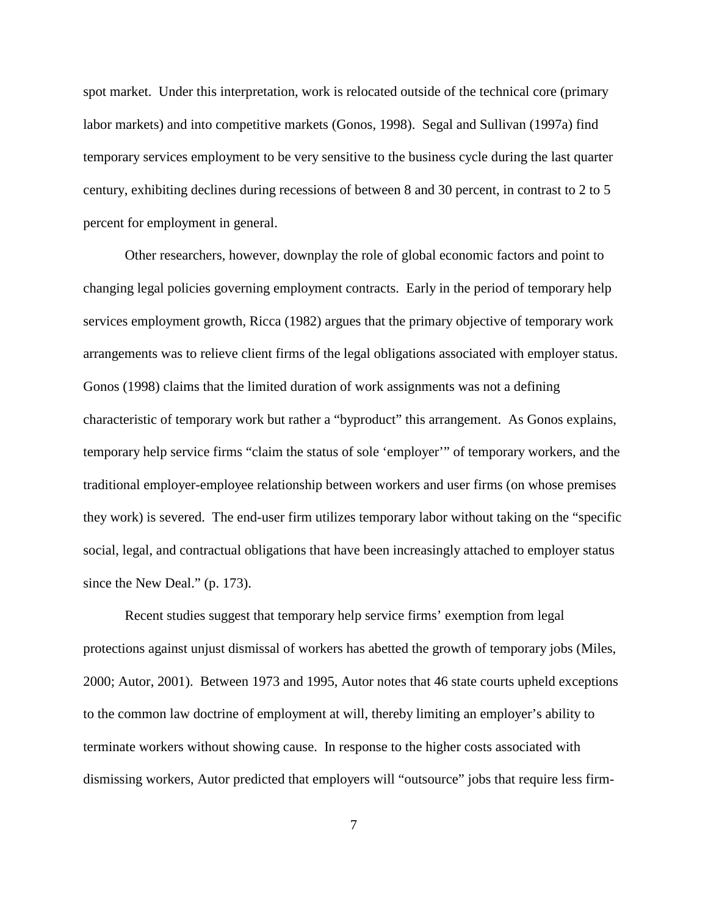spot market. Under this interpretation, work is relocated outside of the technical core (primary labor markets) and into competitive markets (Gonos, 1998). Segal and Sullivan (1997a) find temporary services employment to be very sensitive to the business cycle during the last quarter century, exhibiting declines during recessions of between 8 and 30 percent, in contrast to 2 to 5 percent for employment in general.

Other researchers, however, downplay the role of global economic factors and point to changing legal policies governing employment contracts. Early in the period of temporary help services employment growth, Ricca (1982) argues that the primary objective of temporary work arrangements was to relieve client firms of the legal obligations associated with employer status. Gonos (1998) claims that the limited duration of work assignments was not a defining characteristic of temporary work but rather a "byproduct" this arrangement. As Gonos explains, temporary help service firms "claim the status of sole 'employer'" of temporary workers, and the traditional employer-employee relationship between workers and user firms (on whose premises they work) is severed. The end-user firm utilizes temporary labor without taking on the "specific social, legal, and contractual obligations that have been increasingly attached to employer status since the New Deal." (p. 173).

Recent studies suggest that temporary help service firms' exemption from legal protections against unjust dismissal of workers has abetted the growth of temporary jobs (Miles, 2000; Autor, 2001). Between 1973 and 1995, Autor notes that 46 state courts upheld exceptions to the common law doctrine of employment at will, thereby limiting an employer's ability to terminate workers without showing cause. In response to the higher costs associated with dismissing workers, Autor predicted that employers will "outsource" jobs that require less firm-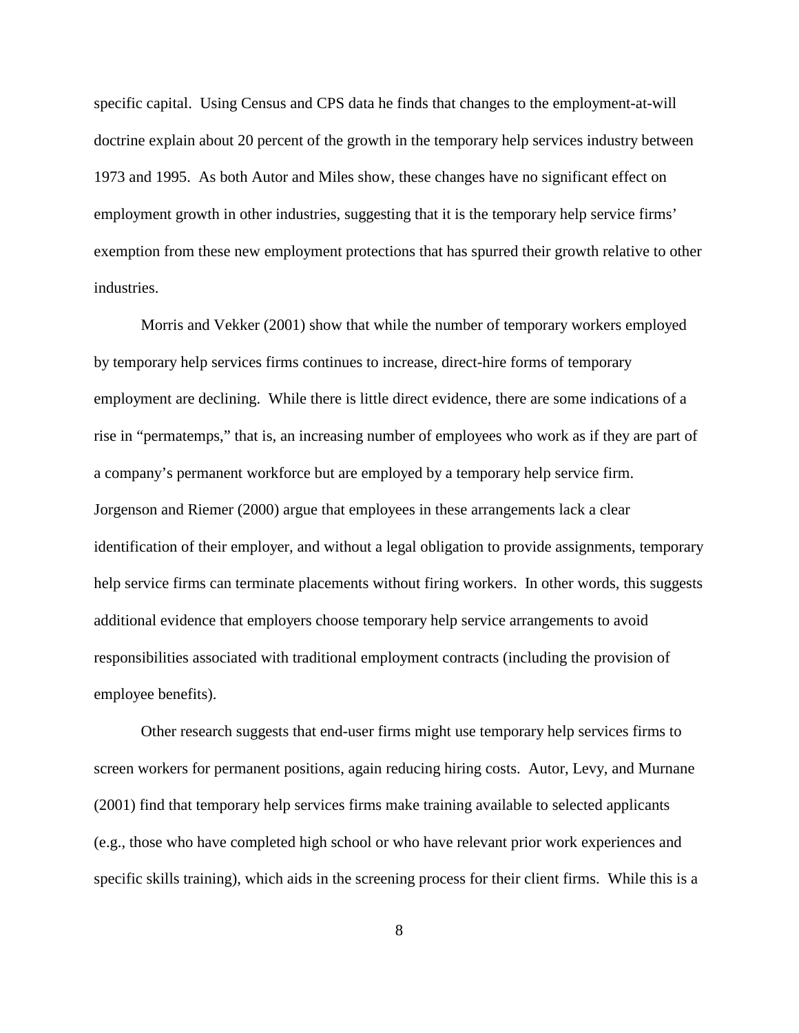specific capital. Using Census and CPS data he finds that changes to the employment-at-will doctrine explain about 20 percent of the growth in the temporary help services industry between 1973 and 1995. As both Autor and Miles show, these changes have no significant effect on employment growth in other industries, suggesting that it is the temporary help service firms' exemption from these new employment protections that has spurred their growth relative to other industries.

Morris and Vekker (2001) show that while the number of temporary workers employed by temporary help services firms continues to increase, direct-hire forms of temporary employment are declining. While there is little direct evidence, there are some indications of a rise in "permatemps," that is, an increasing number of employees who work as if they are part of a company's permanent workforce but are employed by a temporary help service firm. Jorgenson and Riemer (2000) argue that employees in these arrangements lack a clear identification of their employer, and without a legal obligation to provide assignments, temporary help service firms can terminate placements without firing workers. In other words, this suggests additional evidence that employers choose temporary help service arrangements to avoid responsibilities associated with traditional employment contracts (including the provision of employee benefits).

Other research suggests that end-user firms might use temporary help services firms to screen workers for permanent positions, again reducing hiring costs. Autor, Levy, and Murnane (2001) find that temporary help services firms make training available to selected applicants (e.g., those who have completed high school or who have relevant prior work experiences and specific skills training), which aids in the screening process for their client firms. While this is a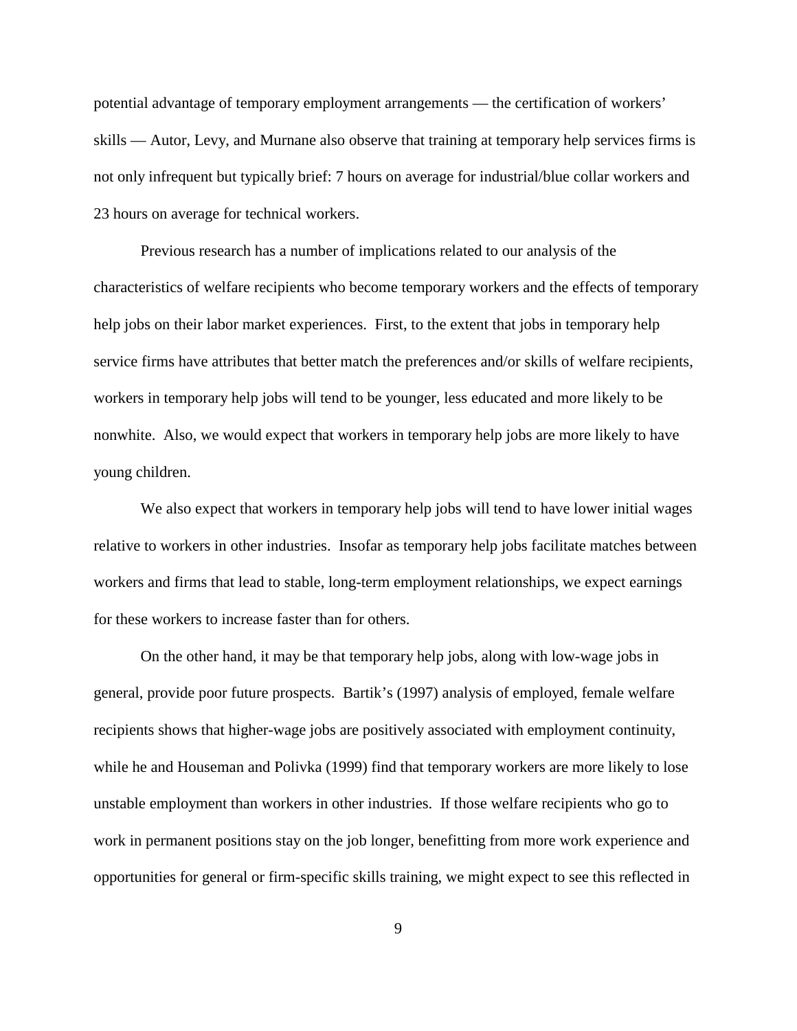potential advantage of temporary employment arrangements — the certification of workers' skills — Autor, Levy, and Murnane also observe that training at temporary help services firms is not only infrequent but typically brief: 7 hours on average for industrial/blue collar workers and 23 hours on average for technical workers.

Previous research has a number of implications related to our analysis of the characteristics of welfare recipients who become temporary workers and the effects of temporary help jobs on their labor market experiences. First, to the extent that jobs in temporary help service firms have attributes that better match the preferences and/or skills of welfare recipients, workers in temporary help jobs will tend to be younger, less educated and more likely to be nonwhite. Also, we would expect that workers in temporary help jobs are more likely to have young children.

We also expect that workers in temporary help jobs will tend to have lower initial wages relative to workers in other industries. Insofar as temporary help jobs facilitate matches between workers and firms that lead to stable, long-term employment relationships, we expect earnings for these workers to increase faster than for others.

On the other hand, it may be that temporary help jobs, along with low-wage jobs in general, provide poor future prospects. Bartik's (1997) analysis of employed, female welfare recipients shows that higher-wage jobs are positively associated with employment continuity, while he and Houseman and Polivka (1999) find that temporary workers are more likely to lose unstable employment than workers in other industries. If those welfare recipients who go to work in permanent positions stay on the job longer, benefitting from more work experience and opportunities for general or firm-specific skills training, we might expect to see this reflected in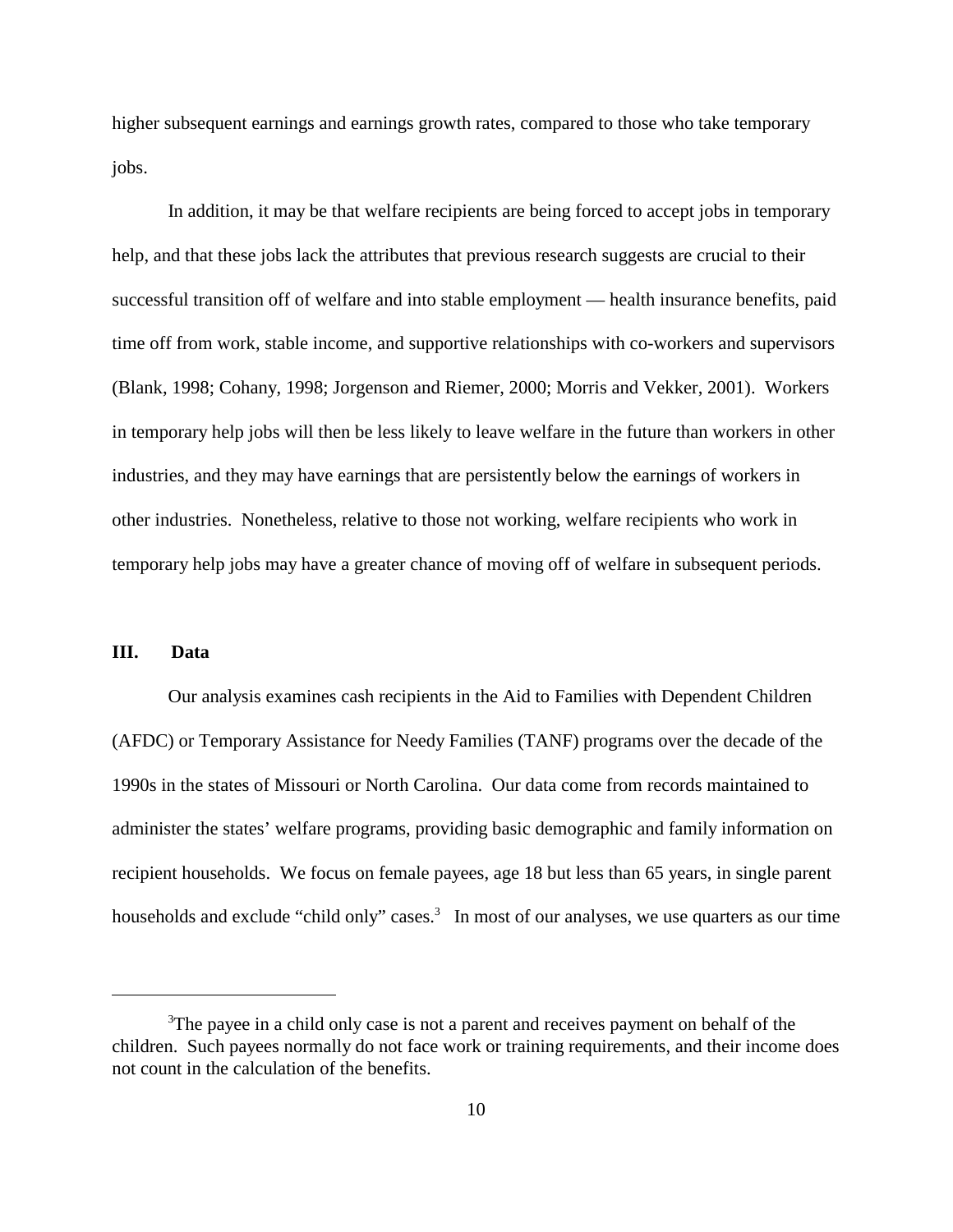higher subsequent earnings and earnings growth rates, compared to those who take temporary jobs.

In addition, it may be that welfare recipients are being forced to accept jobs in temporary help, and that these jobs lack the attributes that previous research suggests are crucial to their successful transition off of welfare and into stable employment — health insurance benefits, paid time off from work, stable income, and supportive relationships with co-workers and supervisors (Blank, 1998; Cohany, 1998; Jorgenson and Riemer, 2000; Morris and Vekker, 2001). Workers in temporary help jobs will then be less likely to leave welfare in the future than workers in other industries, and they may have earnings that are persistently below the earnings of workers in other industries. Nonetheless, relative to those not working, welfare recipients who work in temporary help jobs may have a greater chance of moving off of welfare in subsequent periods.

## III. Data

Our analysis examines cash recipients in the Aid to Families with Dependent Children (AFDC) or Temporary Assistance for Needy Families (TANF) programs over the decade of the 1990s in the states of Missouri or North Carolina. Our data come from records maintained to administer the states' welfare programs, providing basic demographic and family information on recipient households. We focus on female payees, age 18 but less than 65 years, in single parent households and exclude "child only" cases.[3] In most of our analyses, we use quarters as our time

---

[3]The payee in a child only case is not a parent and receives payment on behalf of the children. Such payees normally do not face work or training requirements, and their income does not count in the calculation of the benefits.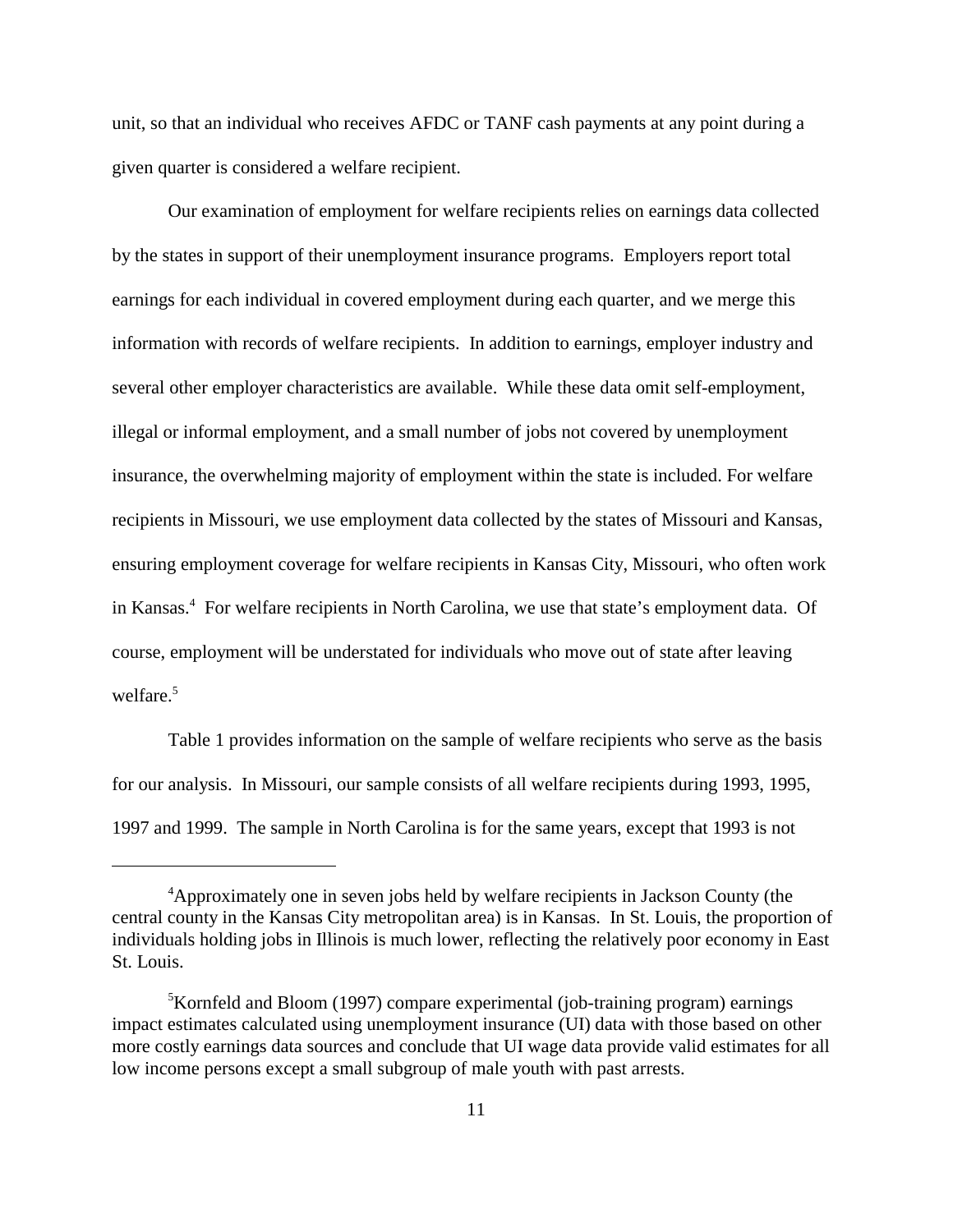unit, so that an individual who receives AFDC or TANF cash payments at any point during a given quarter is considered a welfare recipient.

Our examination of employment for welfare recipients relies on earnings data collected by the states in support of their unemployment insurance programs. Employers report total earnings for each individual in covered employment during each quarter, and we merge this information with records of welfare recipients. In addition to earnings, employer industry and several other employer characteristics are available. While these data omit self-employment, illegal or informal employment, and a small number of jobs not covered by unemployment insurance, the overwhelming majority of employment within the state is included. For welfare recipients in Missouri, we use employment data collected by the states of Missouri and Kansas, ensuring employment coverage for welfare recipients in Kansas City, Missouri, who often work in Kansas.[4] For welfare recipients in North Carolina, we use that state's employment data. Of course, employment will be understated for individuals who move out of state after leaving welfare.[5]

Table 1 provides information on the sample of welfare recipients who serve as the basis for our analysis. In Missouri, our sample consists of all welfare recipients during 1993, 1995, 1997 and 1999. The sample in North Carolina is for the same years, except that 1993 is not

---

[4]Approximately one in seven jobs held by welfare recipients in Jackson County (the central county in the Kansas City metropolitan area) is in Kansas. In St. Louis, the proportion of individuals holding jobs in Illinois is much lower, reflecting the relatively poor economy in East St. Louis.

[5]Kornfeld and Bloom (1997) compare experimental (job-training program) earnings impact estimates calculated using unemployment insurance (UI) data with those based on other more costly earnings data sources and conclude that UI wage data provide valid estimates for all low income persons except a small subgroup of male youth with past arrests.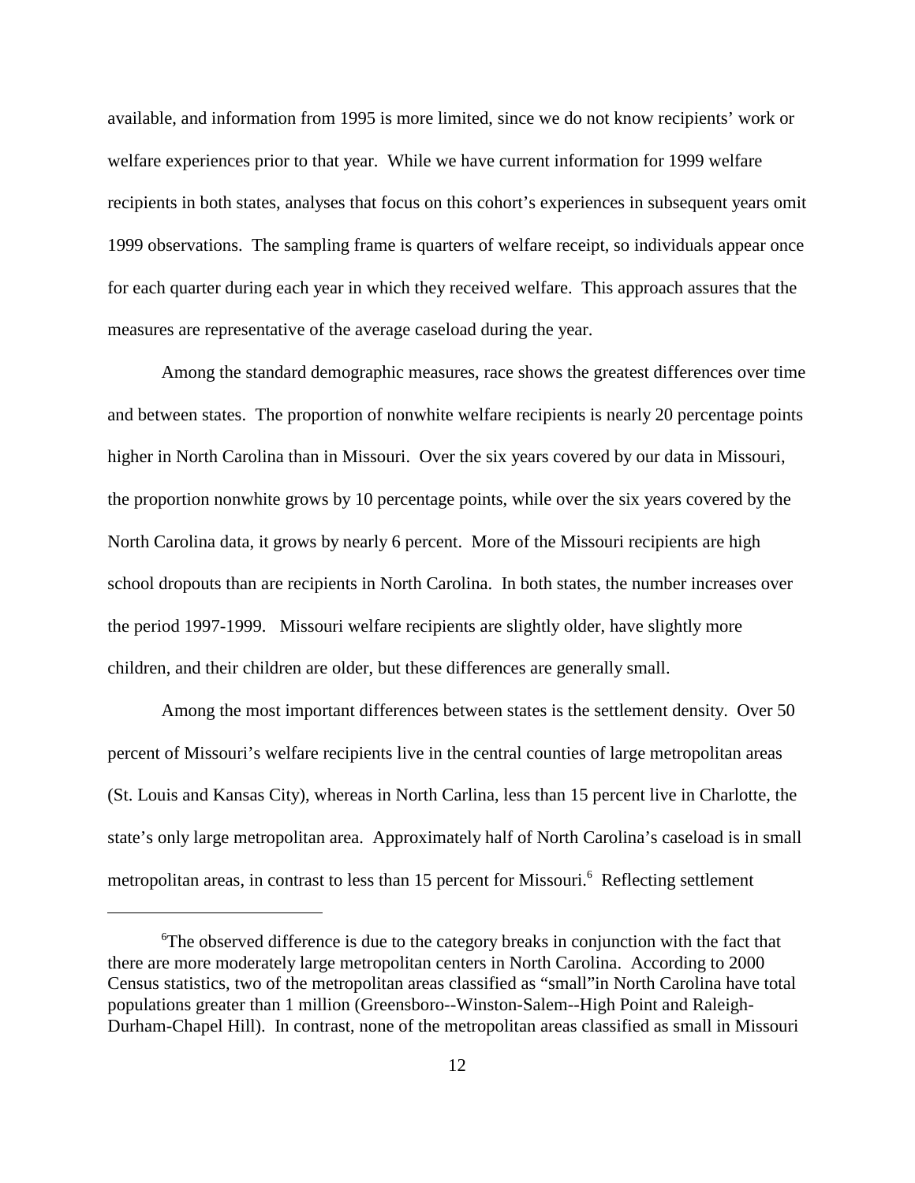available, and information from 1995 is more limited, since we do not know recipients' work or welfare experiences prior to that year. While we have current information for 1999 welfare recipients in both states, analyses that focus on this cohort's experiences in subsequent years omit 1999 observations. The sampling frame is quarters of welfare receipt, so individuals appear once for each quarter during each year in which they received welfare. This approach assures that the measures are representative of the average caseload during the year.

Among the standard demographic measures, race shows the greatest differences over time and between states. The proportion of nonwhite welfare recipients is nearly 20 percentage points higher in North Carolina than in Missouri. Over the six years covered by our data in Missouri, the proportion nonwhite grows by 10 percentage points, while over the six years covered by the North Carolina data, it grows by nearly 6 percent. More of the Missouri recipients are high school dropouts than are recipients in North Carolina. In both states, the number increases over the period 1997-1999. Missouri welfare recipients are slightly older, have slightly more children, and their children are older, but these differences are generally small.

Among the most important differences between states is the settlement density. Over 50 percent of Missouri's welfare recipients live in the central counties of large metropolitan areas (St. Louis and Kansas City), whereas in North Carlina, less than 15 percent live in Charlotte, the state's only large metropolitan area. Approximately half of North Carolina's caseload is in small metropolitan areas, in contrast to less than 15 percent for Missouri.[6] Reflecting settlement

[6]The observed difference is due to the category breaks in conjunction with the fact that there are more moderately large metropolitan centers in North Carolina. According to 2000 Census statistics, two of the metropolitan areas classified as "small"in North Carolina have total populations greater than 1 million (Greensboro--Winston-Salem--High Point and Raleigh-Durham-Chapel Hill). In contrast, none of the metropolitan areas classified as small in Missouri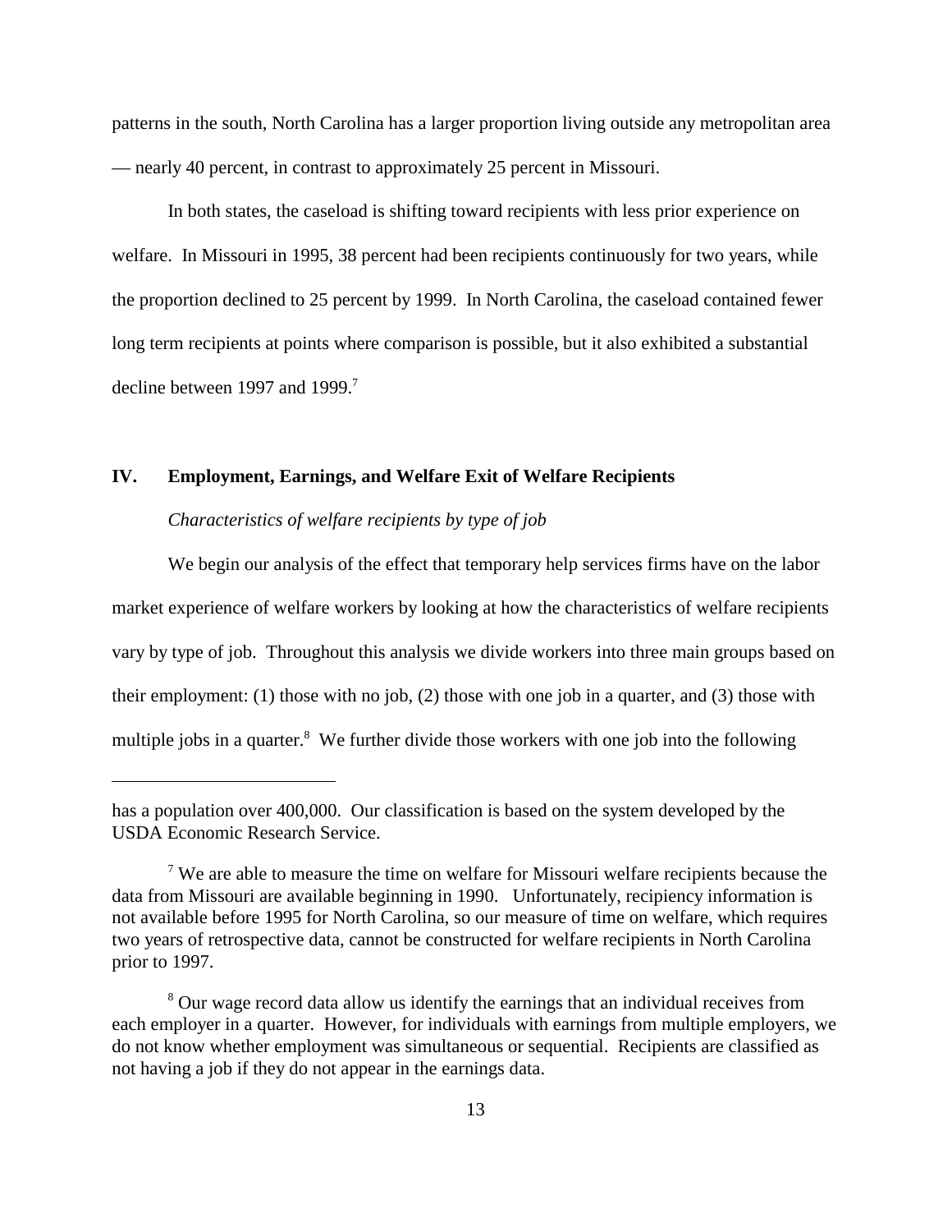patterns in the south, North Carolina has a larger proportion living outside any metropolitan area — nearly 40 percent, in contrast to approximately 25 percent in Missouri.

In both states, the caseload is shifting toward recipients with less prior experience on welfare. In Missouri in 1995, 38 percent had been recipients continuously for two years, while the proportion declined to 25 percent by 1999. In North Carolina, the caseload contained fewer long term recipients at points where comparison is possible, but it also exhibited a substantial decline between 1997 and 1999.[7]

## IV. Employment, Earnings, and Welfare Exit of Welfare Recipients

*Characteristics of welfare recipients by type of job*

We begin our analysis of the effect that temporary help services firms have on the labor market experience of welfare workers by looking at how the characteristics of welfare recipients vary by type of job. Throughout this analysis we divide workers into three main groups based on their employment: (1) those with no job, (2) those with one job in a quarter, and (3) those with multiple jobs in a quarter.[8] We further divide those workers with one job into the following

---

has a population over 400,000. Our classification is based on the system developed by the USDA Economic Research Service.

[7] We are able to measure the time on welfare for Missouri welfare recipients because the data from Missouri are available beginning in 1990. Unfortunately, recipiency information is not available before 1995 for North Carolina, so our measure of time on welfare, which requires two years of retrospective data, cannot be constructed for welfare recipients in North Carolina prior to 1997.

[8] Our wage record data allow us identify the earnings that an individual receives from each employer in a quarter. However, for individuals with earnings from multiple employers, we do not know whether employment was simultaneous or sequential. Recipients are classified as not having a job if they do not appear in the earnings data.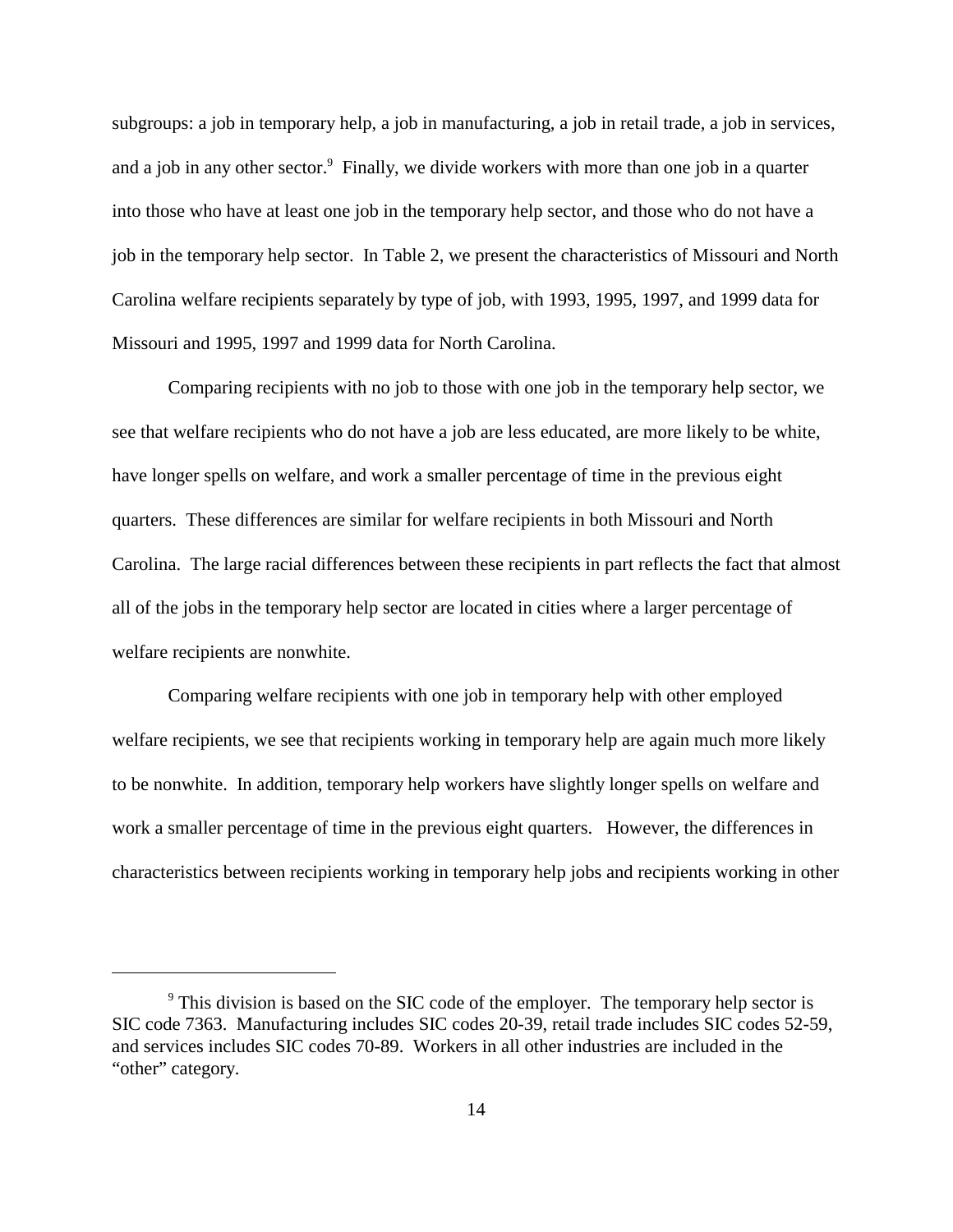subgroups: a job in temporary help, a job in manufacturing, a job in retail trade, a job in services, and a job in any other sector.[9] Finally, we divide workers with more than one job in a quarter into those who have at least one job in the temporary help sector, and those who do not have a job in the temporary help sector. In Table 2, we present the characteristics of Missouri and North Carolina welfare recipients separately by type of job, with 1993, 1995, 1997, and 1999 data for Missouri and 1995, 1997 and 1999 data for North Carolina.

Comparing recipients with no job to those with one job in the temporary help sector, we see that welfare recipients who do not have a job are less educated, are more likely to be white, have longer spells on welfare, and work a smaller percentage of time in the previous eight quarters. These differences are similar for welfare recipients in both Missouri and North Carolina. The large racial differences between these recipients in part reflects the fact that almost all of the jobs in the temporary help sector are located in cities where a larger percentage of welfare recipients are nonwhite.

Comparing welfare recipients with one job in temporary help with other employed welfare recipients, we see that recipients working in temporary help are again much more likely to be nonwhite. In addition, temporary help workers have slightly longer spells on welfare and work a smaller percentage of time in the previous eight quarters. However, the differences in characteristics between recipients working in temporary help jobs and recipients working in other

[9] This division is based on the SIC code of the employer. The temporary help sector is SIC code 7363. Manufacturing includes SIC codes 20-39, retail trade includes SIC codes 52-59, and services includes SIC codes 70-89. Workers in all other industries are included in the "other" category.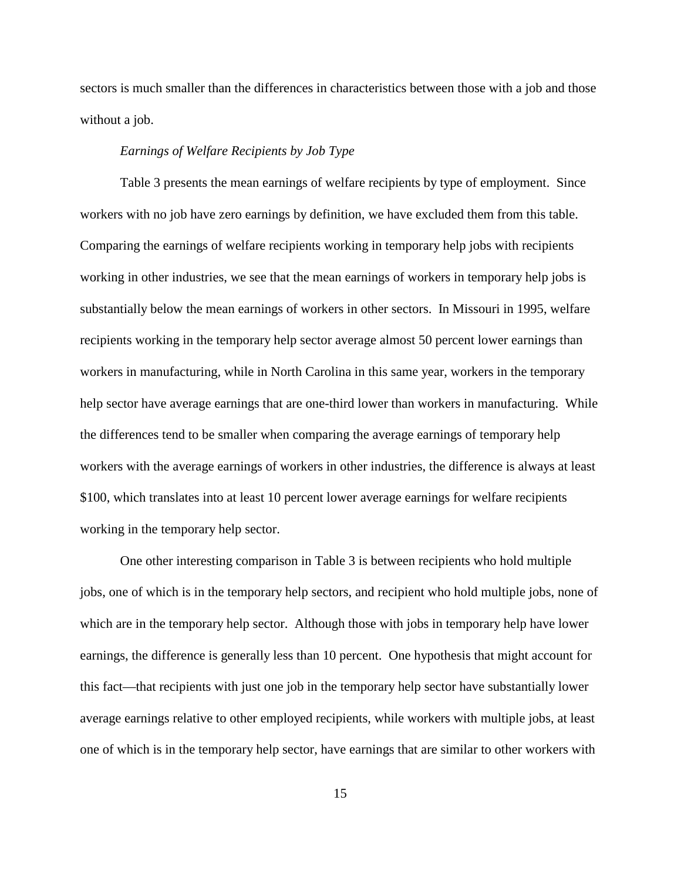sectors is much smaller than the differences in characteristics between those with a job and those without a job.

*Earnings of Welfare Recipients by Job Type*

Table 3 presents the mean earnings of welfare recipients by type of employment. Since workers with no job have zero earnings by definition, we have excluded them from this table. Comparing the earnings of welfare recipients working in temporary help jobs with recipients working in other industries, we see that the mean earnings of workers in temporary help jobs is substantially below the mean earnings of workers in other sectors. In Missouri in 1995, welfare recipients working in the temporary help sector average almost 50 percent lower earnings than workers in manufacturing, while in North Carolina in this same year, workers in the temporary help sector have average earnings that are one-third lower than workers in manufacturing. While the differences tend to be smaller when comparing the average earnings of temporary help workers with the average earnings of workers in other industries, the difference is always at least $100, which translates into at least 10 percent lower average earnings for welfare recipients working in the temporary help sector.

One other interesting comparison in Table 3 is between recipients who hold multiple jobs, one of which is in the temporary help sectors, and recipient who hold multiple jobs, none of which are in the temporary help sector. Although those with jobs in temporary help have lower earnings, the difference is generally less than 10 percent. One hypothesis that might account for this fact—that recipients with just one job in the temporary help sector have substantially lower average earnings relative to other employed recipients, while workers with multiple jobs, at least one of which is in the temporary help sector, have earnings that are similar to other workers with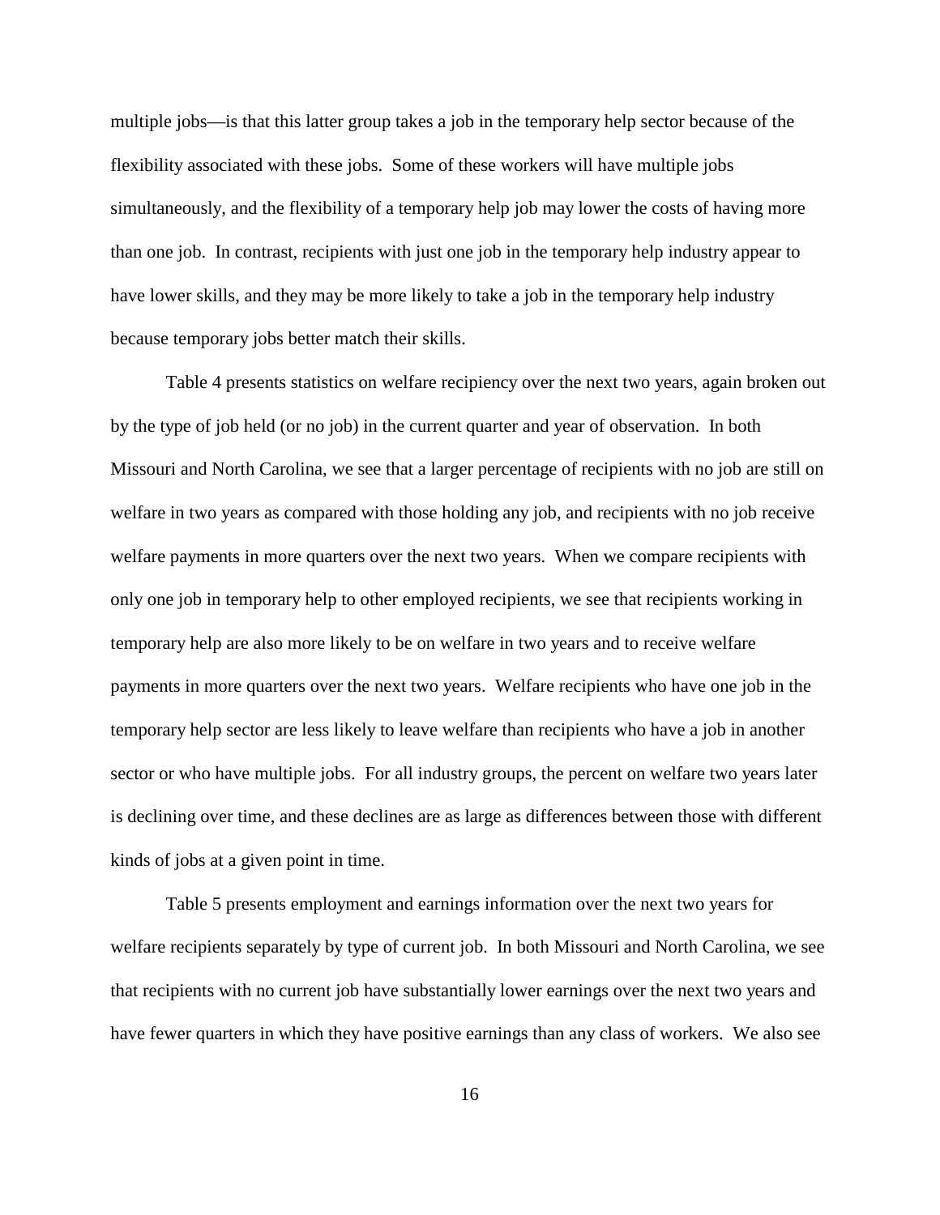multiple jobs—is that this latter group takes a job in the temporary help sector because of the flexibility associated with these jobs. Some of these workers will have multiple jobs simultaneously, and the flexibility of a temporary help job may lower the costs of having more than one job. In contrast, recipients with just one job in the temporary help industry appear to have lower skills, and they may be more likely to take a job in the temporary help industry because temporary jobs better match their skills.

Table 4 presents statistics on welfare recipiency over the next two years, again broken out by the type of job held (or no job) in the current quarter and year of observation. In both Missouri and North Carolina, we see that a larger percentage of recipients with no job are still on welfare in two years as compared with those holding any job, and recipients with no job receive welfare payments in more quarters over the next two years. When we compare recipients with only one job in temporary help to other employed recipients, we see that recipients working in temporary help are also more likely to be on welfare in two years and to receive welfare payments in more quarters over the next two years. Welfare recipients who have one job in the temporary help sector are less likely to leave welfare than recipients who have a job in another sector or who have multiple jobs. For all industry groups, the percent on welfare two years later is declining over time, and these declines are as large as differences between those with different kinds of jobs at a given point in time.

Table 5 presents employment and earnings information over the next two years for welfare recipients separately by type of current job. In both Missouri and North Carolina, we see that recipients with no current job have substantially lower earnings over the next two years and have fewer quarters in which they have positive earnings than any class of workers. We also see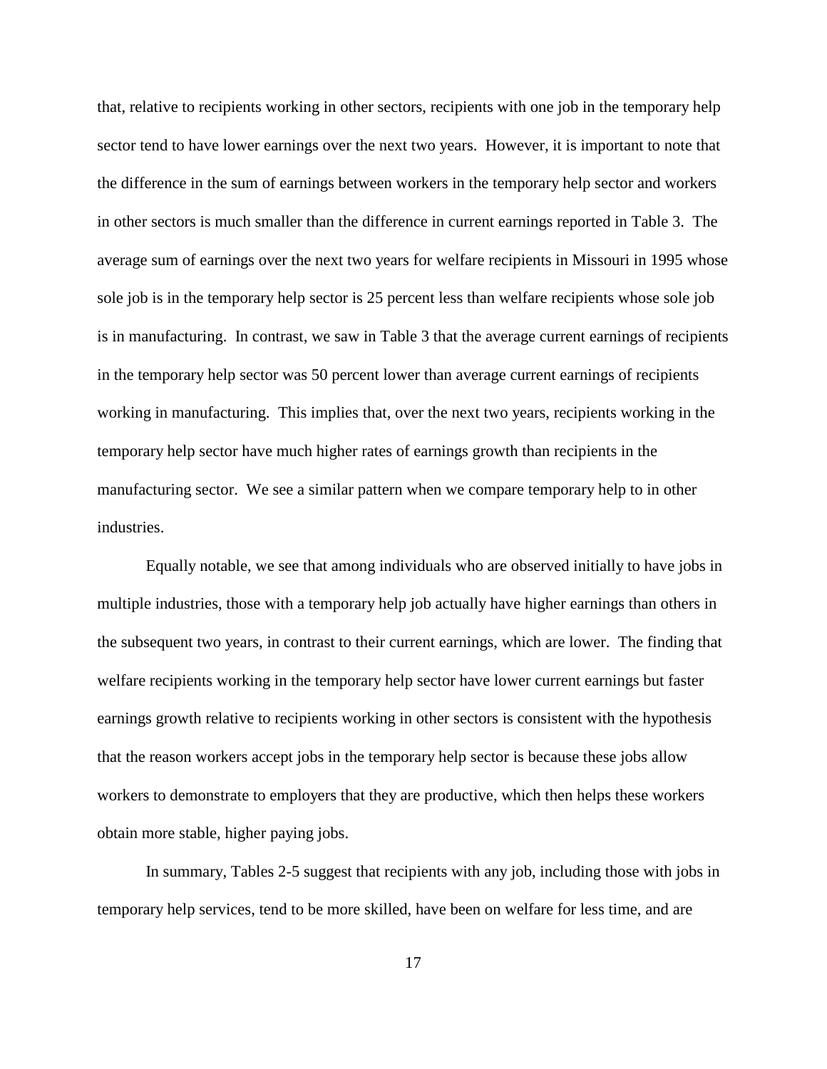that, relative to recipients working in other sectors, recipients with one job in the temporary help sector tend to have lower earnings over the next two years. However, it is important to note that the difference in the sum of earnings between workers in the temporary help sector and workers in other sectors is much smaller than the difference in current earnings reported in Table 3. The average sum of earnings over the next two years for welfare recipients in Missouri in 1995 whose sole job is in the temporary help sector is 25 percent less than welfare recipients whose sole job is in manufacturing. In contrast, we saw in Table 3 that the average current earnings of recipients in the temporary help sector was 50 percent lower than average current earnings of recipients working in manufacturing. This implies that, over the next two years, recipients working in the temporary help sector have much higher rates of earnings growth than recipients in the manufacturing sector. We see a similar pattern when we compare temporary help to in other industries.

Equally notable, we see that among individuals who are observed initially to have jobs in multiple industries, those with a temporary help job actually have higher earnings than others in the subsequent two years, in contrast to their current earnings, which are lower. The finding that welfare recipients working in the temporary help sector have lower current earnings but faster earnings growth relative to recipients working in other sectors is consistent with the hypothesis that the reason workers accept jobs in the temporary help sector is because these jobs allow workers to demonstrate to employers that they are productive, which then helps these workers obtain more stable, higher paying jobs.

In summary, Tables 2-5 suggest that recipients with any job, including those with jobs in temporary help services, tend to be more skilled, have been on welfare for less time, and are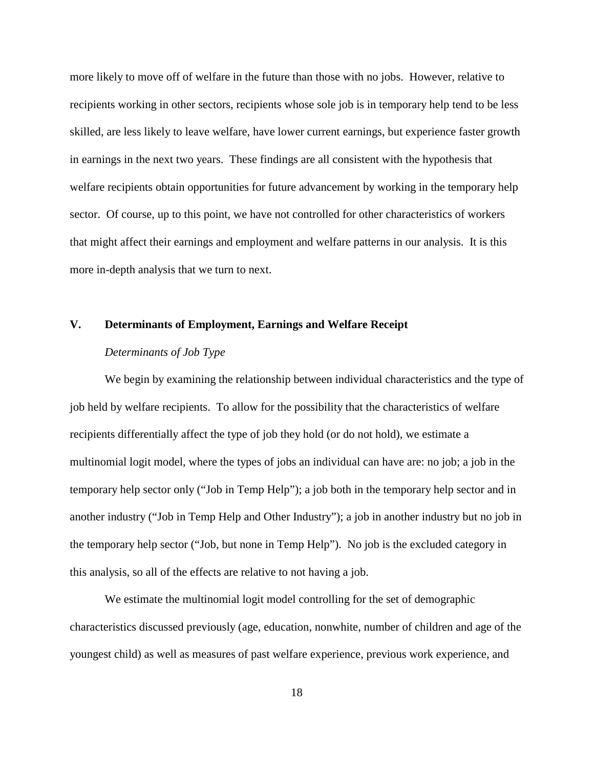more likely to move off of welfare in the future than those with no jobs. However, relative to recipients working in other sectors, recipients whose sole job is in temporary help tend to be less skilled, are less likely to leave welfare, have lower current earnings, but experience faster growth in earnings in the next two years. These findings are all consistent with the hypothesis that welfare recipients obtain opportunities for future advancement by working in the temporary help sector. Of course, up to this point, we have not controlled for other characteristics of workers that might affect their earnings and employment and welfare patterns in our analysis. It is this more in-depth analysis that we turn to next.

## V. Determinants of Employment, Earnings and Welfare Receipt

### *Determinants of Job Type*

We begin by examining the relationship between individual characteristics and the type of job held by welfare recipients. To allow for the possibility that the characteristics of welfare recipients differentially affect the type of job they hold (or do not hold), we estimate a multinomial logit model, where the types of jobs an individual can have are: no job; a job in the temporary help sector only ("Job in Temp Help"); a job both in the temporary help sector and in another industry ("Job in Temp Help and Other Industry"); a job in another industry but no job in the temporary help sector ("Job, but none in Temp Help"). No job is the excluded category in this analysis, so all of the effects are relative to not having a job.

We estimate the multinomial logit model controlling for the set of demographic characteristics discussed previously (age, education, nonwhite, number of children and age of the youngest child) as well as measures of past welfare experience, previous work experience, and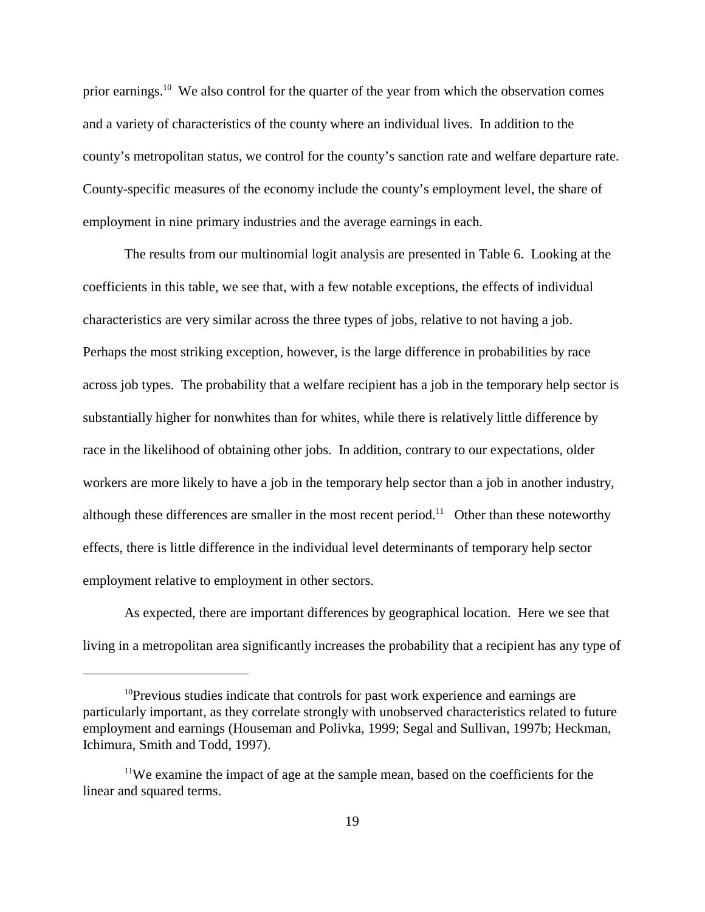prior earnings.[10] We also control for the quarter of the year from which the observation comes and a variety of characteristics of the county where an individual lives. In addition to the county's metropolitan status, we control for the county's sanction rate and welfare departure rate. County-specific measures of the economy include the county's employment level, the share of employment in nine primary industries and the average earnings in each.

The results from our multinomial logit analysis are presented in Table 6. Looking at the coefficients in this table, we see that, with a few notable exceptions, the effects of individual characteristics are very similar across the three types of jobs, relative to not having a job. Perhaps the most striking exception, however, is the large difference in probabilities by race across job types. The probability that a welfare recipient has a job in the temporary help sector is substantially higher for nonwhites than for whites, while there is relatively little difference by race in the likelihood of obtaining other jobs. In addition, contrary to our expectations, older workers are more likely to have a job in the temporary help sector than a job in another industry, although these differences are smaller in the most recent period.[11] Other than these noteworthy effects, there is little difference in the individual level determinants of temporary help sector employment relative to employment in other sectors.

As expected, there are important differences by geographical location. Here we see that living in a metropolitan area significantly increases the probability that a recipient has any type of

---

[10] Previous studies indicate that controls for past work experience and earnings are particularly important, as they correlate strongly with unobserved characteristics related to future employment and earnings (Houseman and Polivka, 1999; Segal and Sullivan, 1997b; Heckman, Ichimura, Smith and Todd, 1997).

[11] We examine the impact of age at the sample mean, based on the coefficients for the linear and squared terms.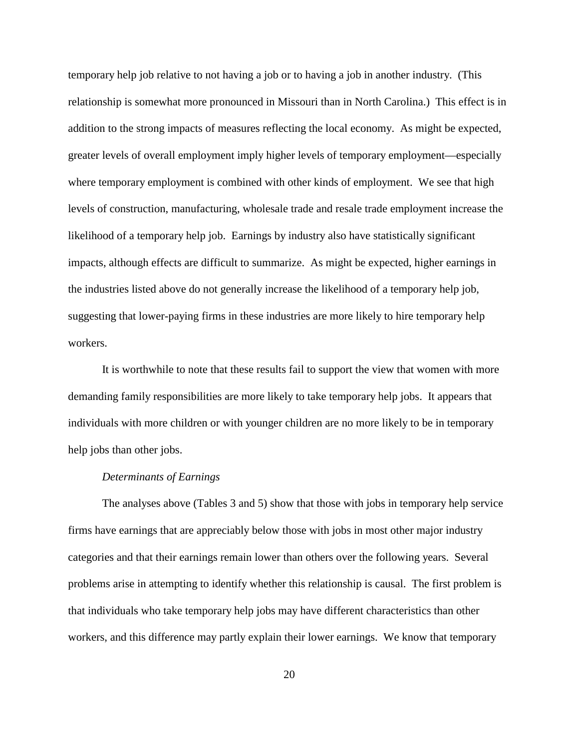temporary help job relative to not having a job or to having a job in another industry. (This relationship is somewhat more pronounced in Missouri than in North Carolina.) This effect is in addition to the strong impacts of measures reflecting the local economy. As might be expected, greater levels of overall employment imply higher levels of temporary employment—especially where temporary employment is combined with other kinds of employment. We see that high levels of construction, manufacturing, wholesale trade and resale trade employment increase the likelihood of a temporary help job. Earnings by industry also have statistically significant impacts, although effects are difficult to summarize. As might be expected, higher earnings in the industries listed above do not generally increase the likelihood of a temporary help job, suggesting that lower-paying firms in these industries are more likely to hire temporary help workers.

It is worthwhile to note that these results fail to support the view that women with more demanding family responsibilities are more likely to take temporary help jobs. It appears that individuals with more children or with younger children are no more likely to be in temporary help jobs than other jobs.

*Determinants of Earnings*

The analyses above (Tables 3 and 5) show that those with jobs in temporary help service firms have earnings that are appreciably below those with jobs in most other major industry categories and that their earnings remain lower than others over the following years. Several problems arise in attempting to identify whether this relationship is causal. The first problem is that individuals who take temporary help jobs may have different characteristics than other workers, and this difference may partly explain their lower earnings. We know that temporary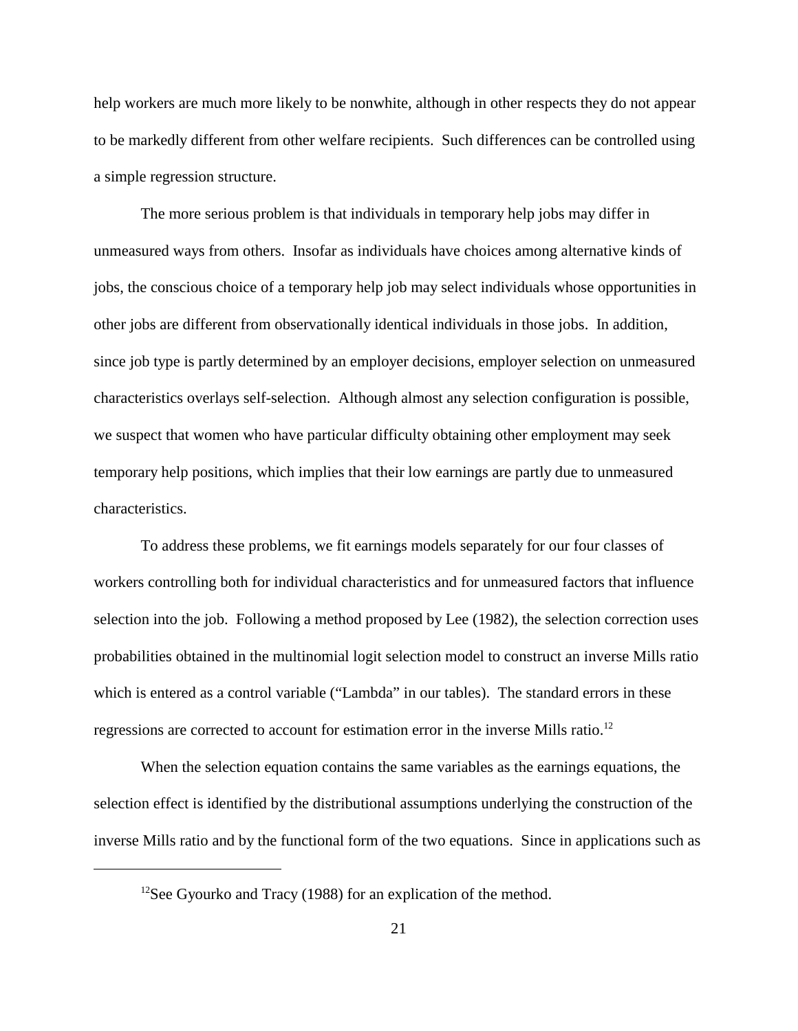help workers are much more likely to be nonwhite, although in other respects they do not appear to be markedly different from other welfare recipients. Such differences can be controlled using a simple regression structure.

The more serious problem is that individuals in temporary help jobs may differ in unmeasured ways from others. Insofar as individuals have choices among alternative kinds of jobs, the conscious choice of a temporary help job may select individuals whose opportunities in other jobs are different from observationally identical individuals in those jobs. In addition, since job type is partly determined by an employer decisions, employer selection on unmeasured characteristics overlays self-selection. Although almost any selection configuration is possible, we suspect that women who have particular difficulty obtaining other employment may seek temporary help positions, which implies that their low earnings are partly due to unmeasured characteristics.

To address these problems, we fit earnings models separately for our four classes of workers controlling both for individual characteristics and for unmeasured factors that influence selection into the job. Following a method proposed by Lee (1982), the selection correction uses probabilities obtained in the multinomial logit selection model to construct an inverse Mills ratio which is entered as a control variable ("Lambda" in our tables). The standard errors in these regressions are corrected to account for estimation error in the inverse Mills ratio.[12]

When the selection equation contains the same variables as the earnings equations, the selection effect is identified by the distributional assumptions underlying the construction of the inverse Mills ratio and by the functional form of the two equations. Since in applications such as

[12]See Gyourko and Tracy (1988) for an explication of the method.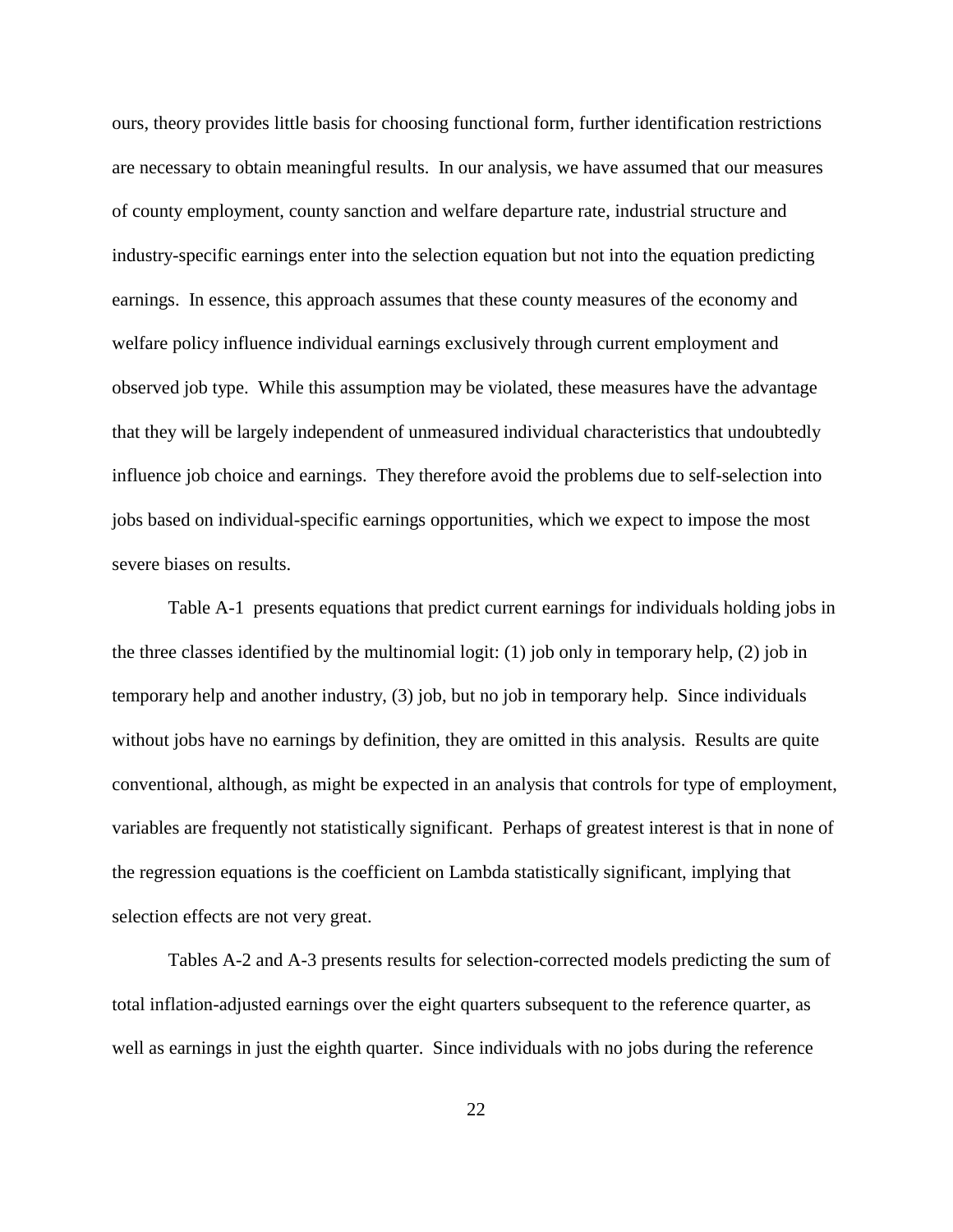ours, theory provides little basis for choosing functional form, further identification restrictions are necessary to obtain meaningful results. In our analysis, we have assumed that our measures of county employment, county sanction and welfare departure rate, industrial structure and industry-specific earnings enter into the selection equation but not into the equation predicting earnings. In essence, this approach assumes that these county measures of the economy and welfare policy influence individual earnings exclusively through current employment and observed job type. While this assumption may be violated, these measures have the advantage that they will be largely independent of unmeasured individual characteristics that undoubtedly influence job choice and earnings. They therefore avoid the problems due to self-selection into jobs based on individual-specific earnings opportunities, which we expect to impose the most severe biases on results.

Table A-1 presents equations that predict current earnings for individuals holding jobs in the three classes identified by the multinomial logit: (1) job only in temporary help, (2) job in temporary help and another industry, (3) job, but no job in temporary help. Since individuals without jobs have no earnings by definition, they are omitted in this analysis. Results are quite conventional, although, as might be expected in an analysis that controls for type of employment, variables are frequently not statistically significant. Perhaps of greatest interest is that in none of the regression equations is the coefficient on Lambda statistically significant, implying that selection effects are not very great.

Tables A-2 and A-3 presents results for selection-corrected models predicting the sum of total inflation-adjusted earnings over the eight quarters subsequent to the reference quarter, as well as earnings in just the eighth quarter. Since individuals with no jobs during the reference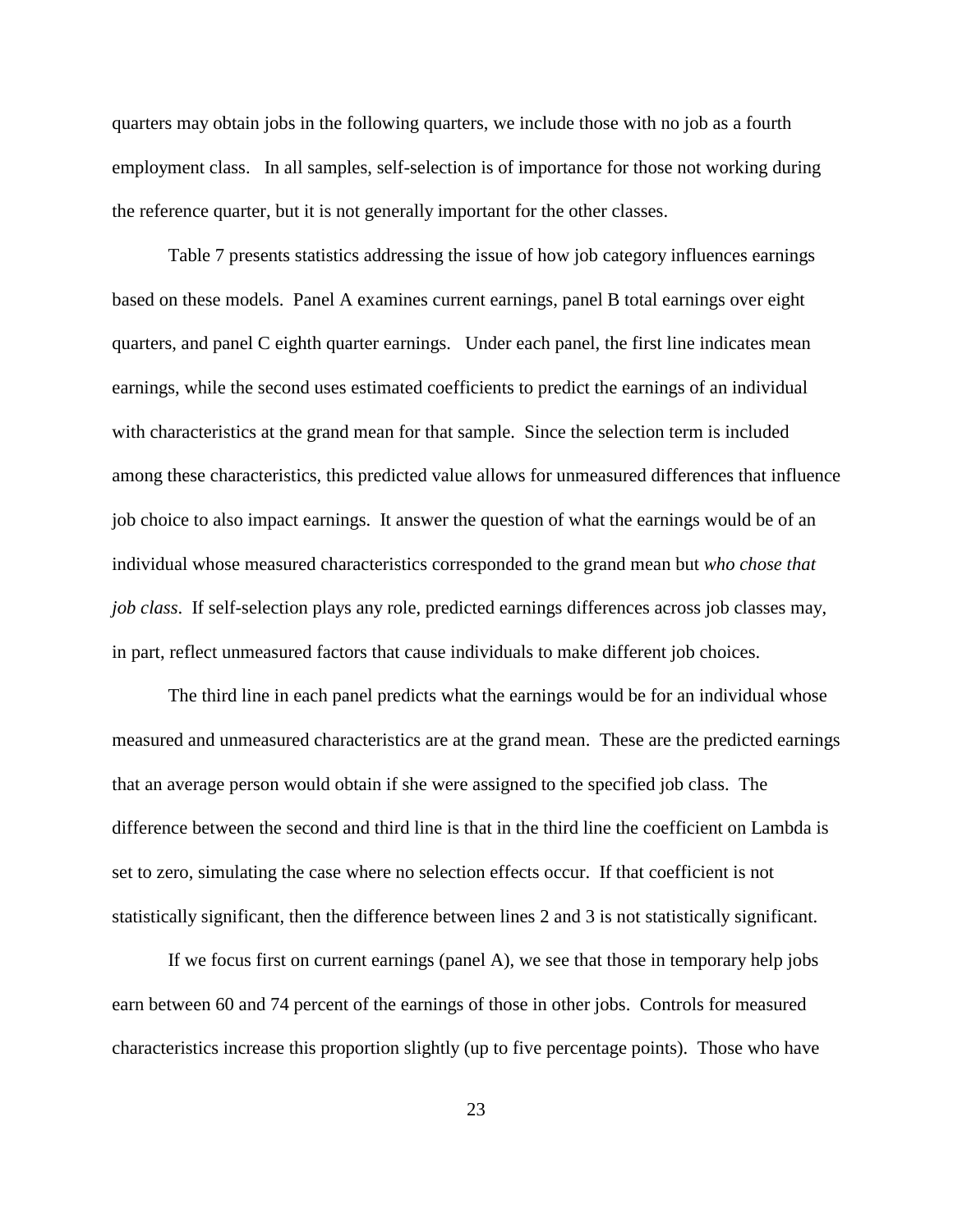quarters may obtain jobs in the following quarters, we include those with no job as a fourth employment class. In all samples, self-selection is of importance for those not working during the reference quarter, but it is not generally important for the other classes.

Table 7 presents statistics addressing the issue of how job category influences earnings based on these models. Panel A examines current earnings, panel B total earnings over eight quarters, and panel C eighth quarter earnings. Under each panel, the first line indicates mean earnings, while the second uses estimated coefficients to predict the earnings of an individual with characteristics at the grand mean for that sample. Since the selection term is included among these characteristics, this predicted value allows for unmeasured differences that influence job choice to also impact earnings. It answer the question of what the earnings would be of an individual whose measured characteristics corresponded to the grand mean but *who chose that job class*. If self-selection plays any role, predicted earnings differences across job classes may, in part, reflect unmeasured factors that cause individuals to make different job choices.

The third line in each panel predicts what the earnings would be for an individual whose measured and unmeasured characteristics are at the grand mean. These are the predicted earnings that an average person would obtain if she were assigned to the specified job class. The difference between the second and third line is that in the third line the coefficient on Lambda is set to zero, simulating the case where no selection effects occur. If that coefficient is not statistically significant, then the difference between lines 2 and 3 is not statistically significant.

If we focus first on current earnings (panel A), we see that those in temporary help jobs earn between 60 and 74 percent of the earnings of those in other jobs. Controls for measured characteristics increase this proportion slightly (up to five percentage points). Those who have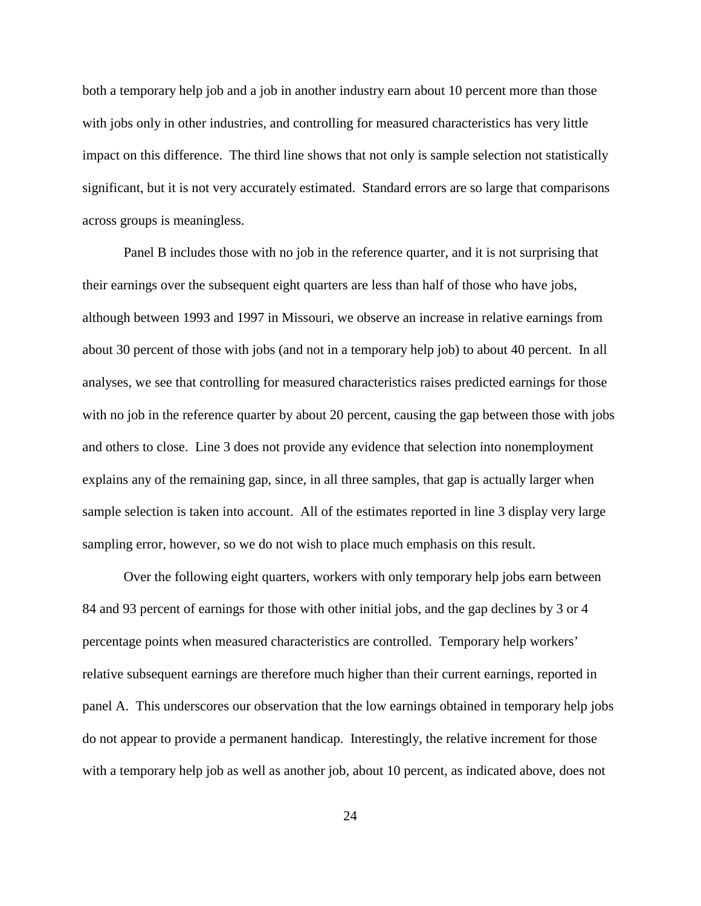both a temporary help job and a job in another industry earn about 10 percent more than those with jobs only in other industries, and controlling for measured characteristics has very little impact on this difference. The third line shows that not only is sample selection not statistically significant, but it is not very accurately estimated. Standard errors are so large that comparisons across groups is meaningless.

Panel B includes those with no job in the reference quarter, and it is not surprising that their earnings over the subsequent eight quarters are less than half of those who have jobs, although between 1993 and 1997 in Missouri, we observe an increase in relative earnings from about 30 percent of those with jobs (and not in a temporary help job) to about 40 percent. In all analyses, we see that controlling for measured characteristics raises predicted earnings for those with no job in the reference quarter by about 20 percent, causing the gap between those with jobs and others to close. Line 3 does not provide any evidence that selection into nonemployment explains any of the remaining gap, since, in all three samples, that gap is actually larger when sample selection is taken into account. All of the estimates reported in line 3 display very large sampling error, however, so we do not wish to place much emphasis on this result.

Over the following eight quarters, workers with only temporary help jobs earn between 84 and 93 percent of earnings for those with other initial jobs, and the gap declines by 3 or 4 percentage points when measured characteristics are controlled. Temporary help workers' relative subsequent earnings are therefore much higher than their current earnings, reported in panel A. This underscores our observation that the low earnings obtained in temporary help jobs do not appear to provide a permanent handicap. Interestingly, the relative increment for those with a temporary help job as well as another job, about 10 percent, as indicated above, does not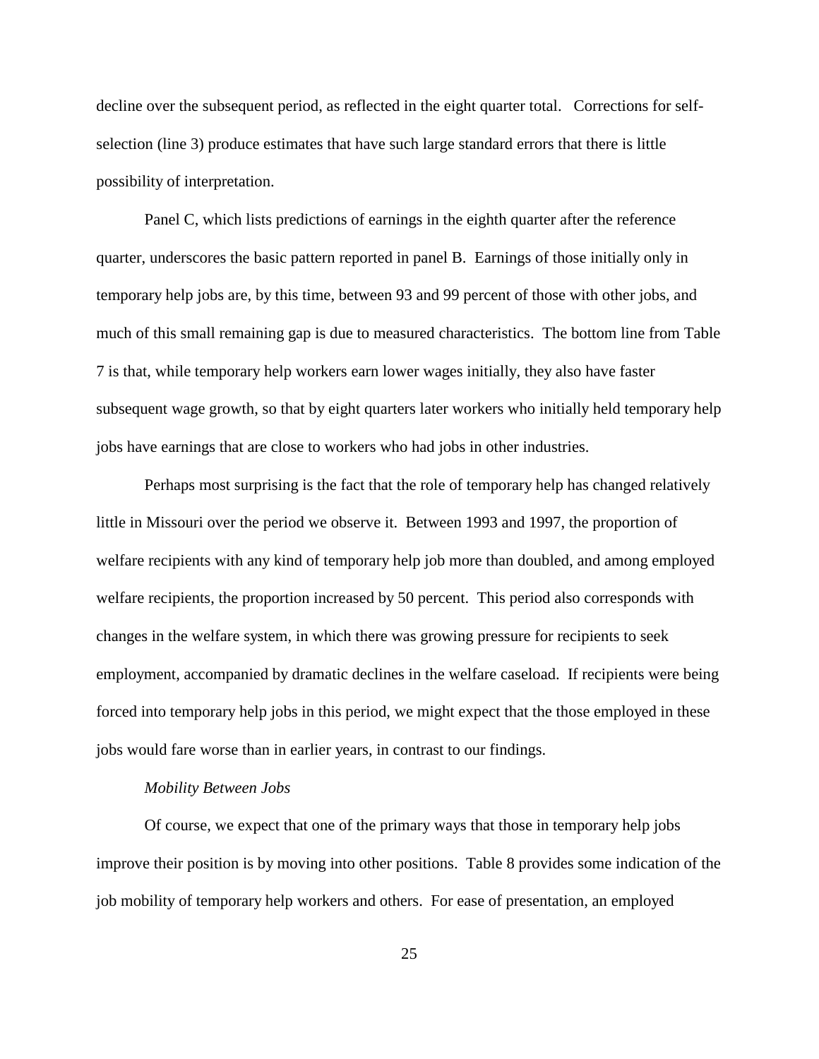decline over the subsequent period, as reflected in the eight quarter total. Corrections for self-selection (line 3) produce estimates that have such large standard errors that there is little possibility of interpretation.

Panel C, which lists predictions of earnings in the eighth quarter after the reference quarter, underscores the basic pattern reported in panel B. Earnings of those initially only in temporary help jobs are, by this time, between 93 and 99 percent of those with other jobs, and much of this small remaining gap is due to measured characteristics. The bottom line from Table 7 is that, while temporary help workers earn lower wages initially, they also have faster subsequent wage growth, so that by eight quarters later workers who initially held temporary help jobs have earnings that are close to workers who had jobs in other industries.

Perhaps most surprising is the fact that the role of temporary help has changed relatively little in Missouri over the period we observe it. Between 1993 and 1997, the proportion of welfare recipients with any kind of temporary help job more than doubled, and among employed welfare recipients, the proportion increased by 50 percent. This period also corresponds with changes in the welfare system, in which there was growing pressure for recipients to seek employment, accompanied by dramatic declines in the welfare caseload. If recipients were being forced into temporary help jobs in this period, we might expect that the those employed in these jobs would fare worse than in earlier years, in contrast to our findings.

*Mobility Between Jobs*

Of course, we expect that one of the primary ways that those in temporary help jobs improve their position is by moving into other positions. Table 8 provides some indication of the job mobility of temporary help workers and others. For ease of presentation, an employed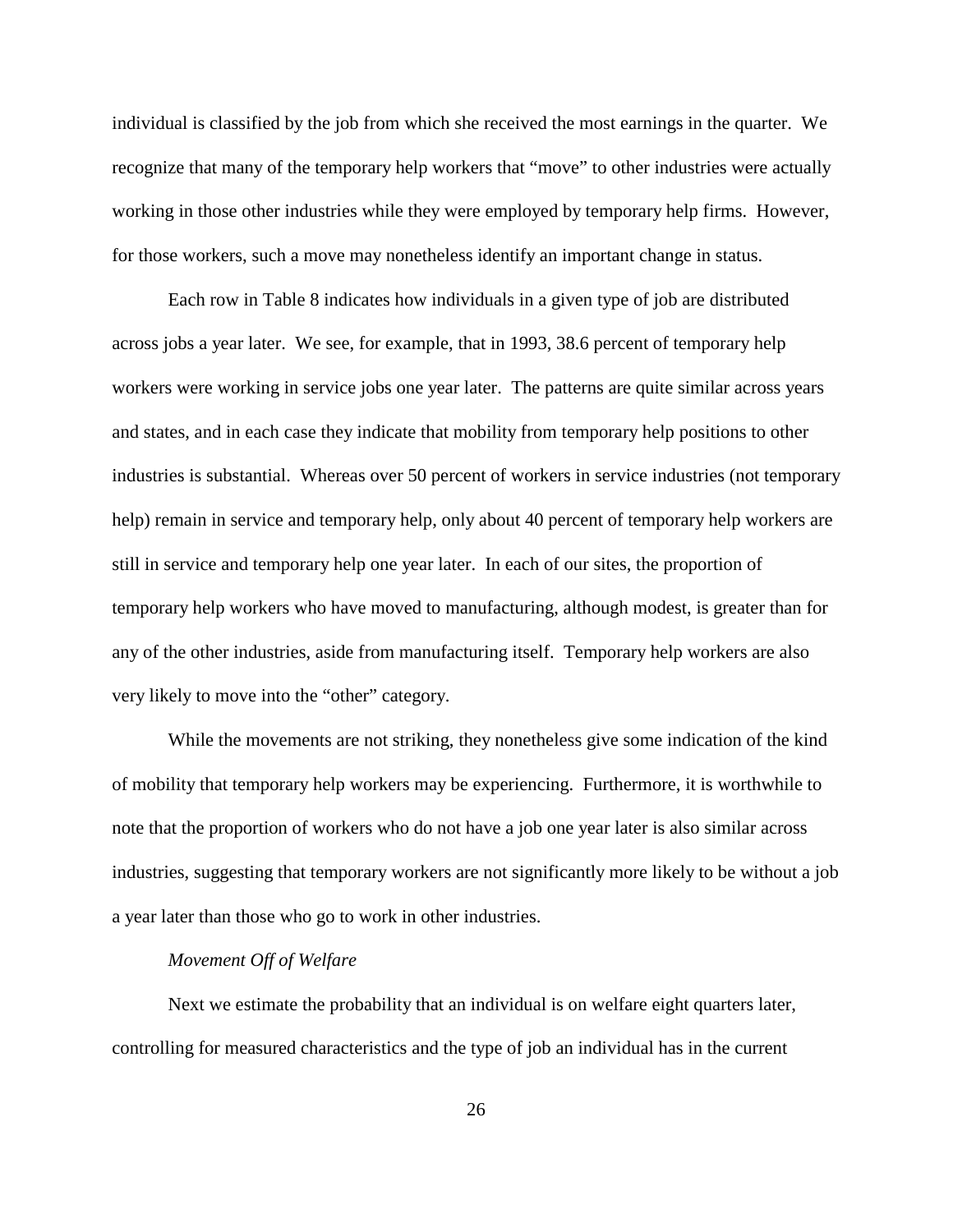individual is classified by the job from which she received the most earnings in the quarter. We recognize that many of the temporary help workers that "move" to other industries were actually working in those other industries while they were employed by temporary help firms. However, for those workers, such a move may nonetheless identify an important change in status.

Each row in Table 8 indicates how individuals in a given type of job are distributed across jobs a year later. We see, for example, that in 1993, 38.6 percent of temporary help workers were working in service jobs one year later. The patterns are quite similar across years and states, and in each case they indicate that mobility from temporary help positions to other industries is substantial. Whereas over 50 percent of workers in service industries (not temporary help) remain in service and temporary help, only about 40 percent of temporary help workers are still in service and temporary help one year later. In each of our sites, the proportion of temporary help workers who have moved to manufacturing, although modest, is greater than for any of the other industries, aside from manufacturing itself. Temporary help workers are also very likely to move into the "other" category.

While the movements are not striking, they nonetheless give some indication of the kind of mobility that temporary help workers may be experiencing. Furthermore, it is worthwhile to note that the proportion of workers who do not have a job one year later is also similar across industries, suggesting that temporary workers are not significantly more likely to be without a job a year later than those who go to work in other industries.

*Movement Off of Welfare*

Next we estimate the probability that an individual is on welfare eight quarters later, controlling for measured characteristics and the type of job an individual has in the current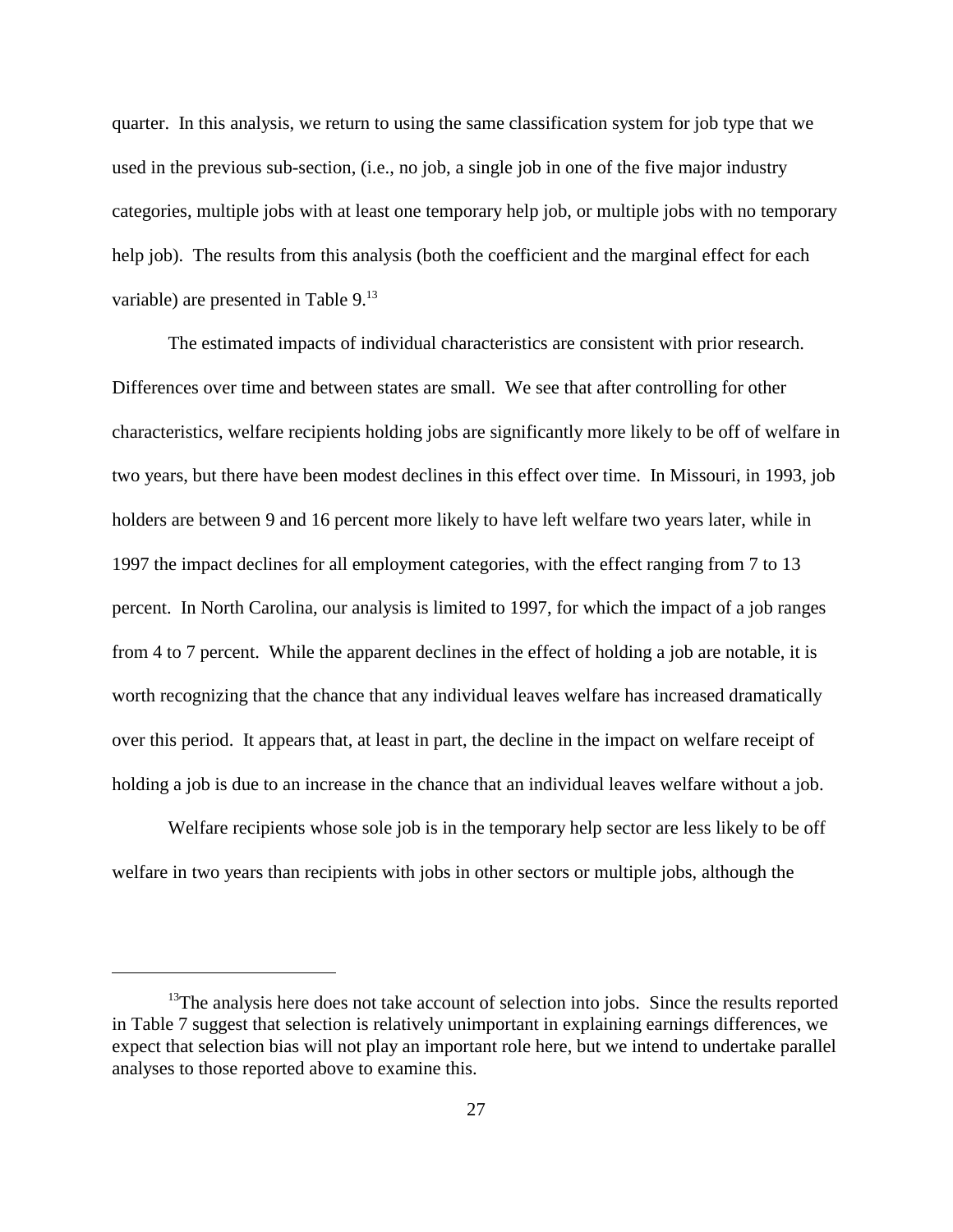quarter. In this analysis, we return to using the same classification system for job type that we used in the previous sub-section, (i.e., no job, a single job in one of the five major industry categories, multiple jobs with at least one temporary help job, or multiple jobs with no temporary help job). The results from this analysis (both the coefficient and the marginal effect for each variable) are presented in Table 9.[13]

The estimated impacts of individual characteristics are consistent with prior research. Differences over time and between states are small. We see that after controlling for other characteristics, welfare recipients holding jobs are significantly more likely to be off of welfare in two years, but there have been modest declines in this effect over time. In Missouri, in 1993, job holders are between 9 and 16 percent more likely to have left welfare two years later, while in 1997 the impact declines for all employment categories, with the effect ranging from 7 to 13 percent. In North Carolina, our analysis is limited to 1997, for which the impact of a job ranges from 4 to 7 percent. While the apparent declines in the effect of holding a job are notable, it is worth recognizing that the chance that any individual leaves welfare has increased dramatically over this period. It appears that, at least in part, the decline in the impact on welfare receipt of holding a job is due to an increase in the chance that an individual leaves welfare without a job.

Welfare recipients whose sole job is in the temporary help sector are less likely to be off welfare in two years than recipients with jobs in other sectors or multiple jobs, although the

---

[13] The analysis here does not take account of selection into jobs. Since the results reported in Table 7 suggest that selection is relatively unimportant in explaining earnings differences, we expect that selection bias will not play an important role here, but we intend to undertake parallel analyses to those reported above to examine this.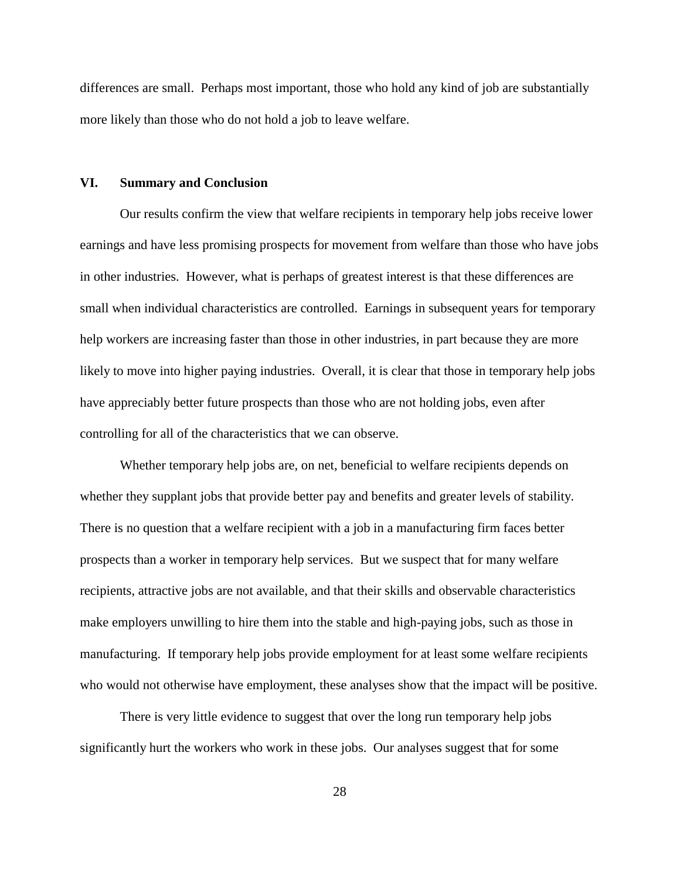differences are small. Perhaps most important, those who hold any kind of job are substantially more likely than those who do not hold a job to leave welfare.

## VI. Summary and Conclusion

Our results confirm the view that welfare recipients in temporary help jobs receive lower earnings and have less promising prospects for movement from welfare than those who have jobs in other industries. However, what is perhaps of greatest interest is that these differences are small when individual characteristics are controlled. Earnings in subsequent years for temporary help workers are increasing faster than those in other industries, in part because they are more likely to move into higher paying industries. Overall, it is clear that those in temporary help jobs have appreciably better future prospects than those who are not holding jobs, even after controlling for all of the characteristics that we can observe.

Whether temporary help jobs are, on net, beneficial to welfare recipients depends on whether they supplant jobs that provide better pay and benefits and greater levels of stability. There is no question that a welfare recipient with a job in a manufacturing firm faces better prospects than a worker in temporary help services. But we suspect that for many welfare recipients, attractive jobs are not available, and that their skills and observable characteristics make employers unwilling to hire them into the stable and high-paying jobs, such as those in manufacturing. If temporary help jobs provide employment for at least some welfare recipients who would not otherwise have employment, these analyses show that the impact will be positive.

There is very little evidence to suggest that over the long run temporary help jobs significantly hurt the workers who work in these jobs. Our analyses suggest that for some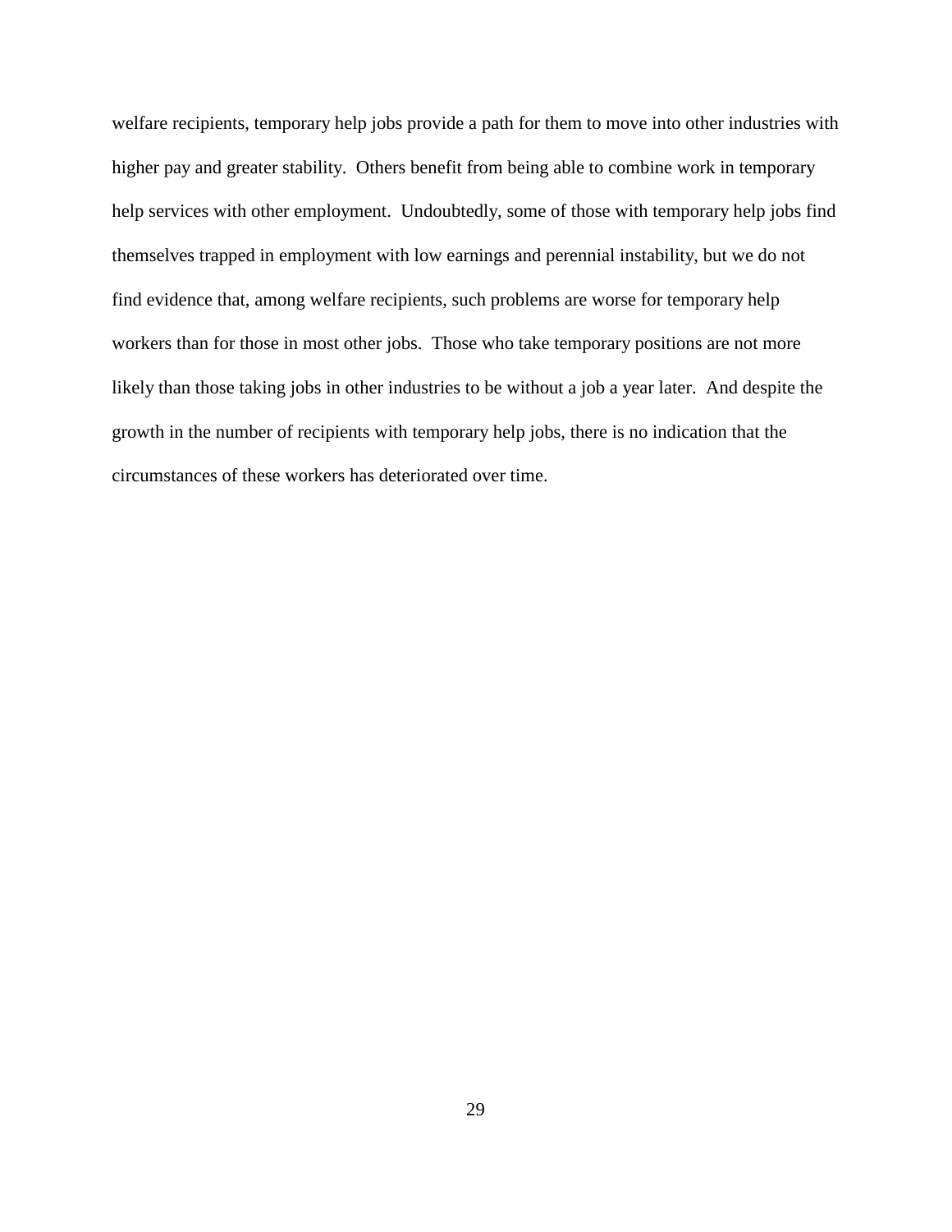welfare recipients, temporary help jobs provide a path for them to move into other industries with higher pay and greater stability. Others benefit from being able to combine work in temporary help services with other employment. Undoubtedly, some of those with temporary help jobs find themselves trapped in employment with low earnings and perennial instability, but we do not find evidence that, among welfare recipients, such problems are worse for temporary help workers than for those in most other jobs. Those who take temporary positions are not more likely than those taking jobs in other industries to be without a job a year later. And despite the growth in the number of recipients with temporary help jobs, there is no indication that the circumstances of these workers has deteriorated over time.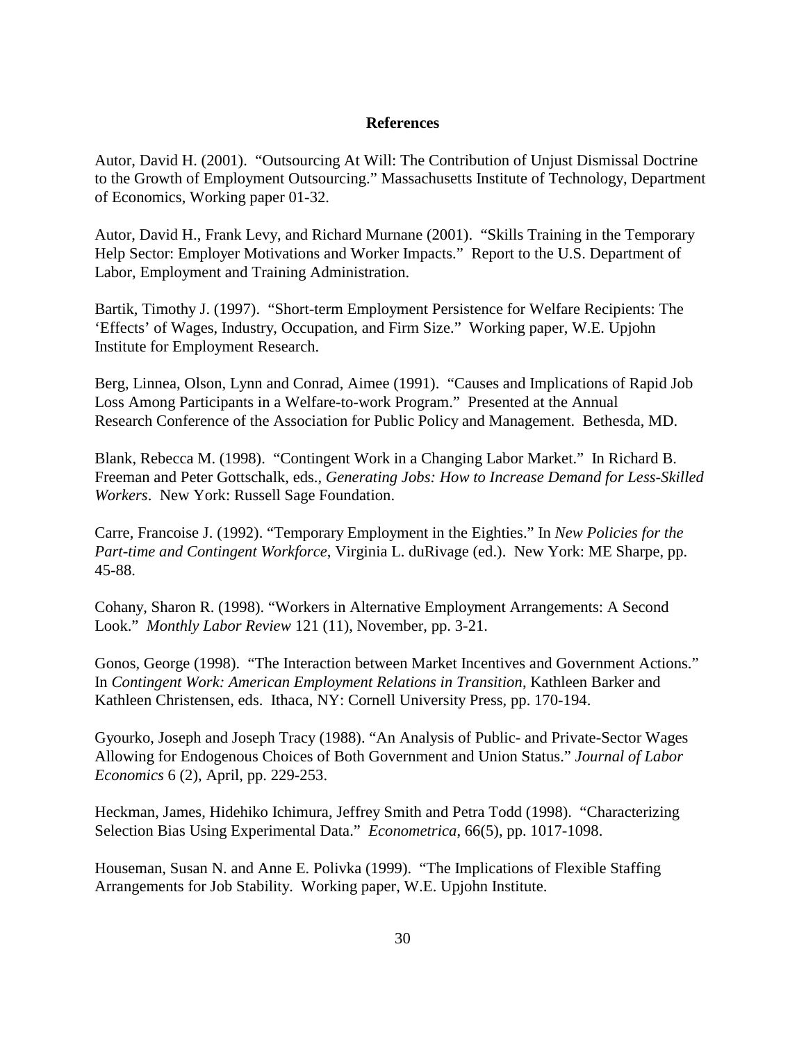# References

Autor, David H. (2001). "Outsourcing At Will: The Contribution of Unjust Dismissal Doctrine to the Growth of Employment Outsourcing." Massachusetts Institute of Technology, Department of Economics, Working paper 01-32.

Autor, David H., Frank Levy, and Richard Murnane (2001). "Skills Training in the Temporary Help Sector: Employer Motivations and Worker Impacts." Report to the U.S. Department of Labor, Employment and Training Administration.

Bartik, Timothy J. (1997). "Short-term Employment Persistence for Welfare Recipients: The 'Effects' of Wages, Industry, Occupation, and Firm Size." Working paper, W.E. Upjohn Institute for Employment Research.

Berg, Linnea, Olson, Lynn and Conrad, Aimee (1991). "Causes and Implications of Rapid Job Loss Among Participants in a Welfare-to-work Program." Presented at the Annual Research Conference of the Association for Public Policy and Management. Bethesda, MD.

Blank, Rebecca M. (1998). "Contingent Work in a Changing Labor Market." In Richard B. Freeman and Peter Gottschalk, eds., *Generating Jobs: How to Increase Demand for Less-Skilled Workers*. New York: Russell Sage Foundation.

Carre, Francoise J. (1992). "Temporary Employment in the Eighties." In *New Policies for the Part-time and Contingent Workforce*, Virginia L. duRivage (ed.). New York: ME Sharpe, pp. 45-88.

Cohany, Sharon R. (1998). "Workers in Alternative Employment Arrangements: A Second Look." *Monthly Labor Review* 121 (11), November, pp. 3-21.

Gonos, George (1998). "The Interaction between Market Incentives and Government Actions." In *Contingent Work: American Employment Relations in Transition*, Kathleen Barker and Kathleen Christensen, eds. Ithaca, NY: Cornell University Press, pp. 170-194.

Gyourko, Joseph and Joseph Tracy (1988). "An Analysis of Public- and Private-Sector Wages Allowing for Endogenous Choices of Both Government and Union Status." *Journal of Labor Economics* 6 (2), April, pp. 229-253.

Heckman, James, Hidehiko Ichimura, Jeffrey Smith and Petra Todd (1998). "Characterizing Selection Bias Using Experimental Data." *Econometrica*, 66(5), pp. 1017-1098.

Houseman, Susan N. and Anne E. Polivka (1999). "The Implications of Flexible Staffing Arrangements for Job Stability. Working paper, W.E. Upjohn Institute.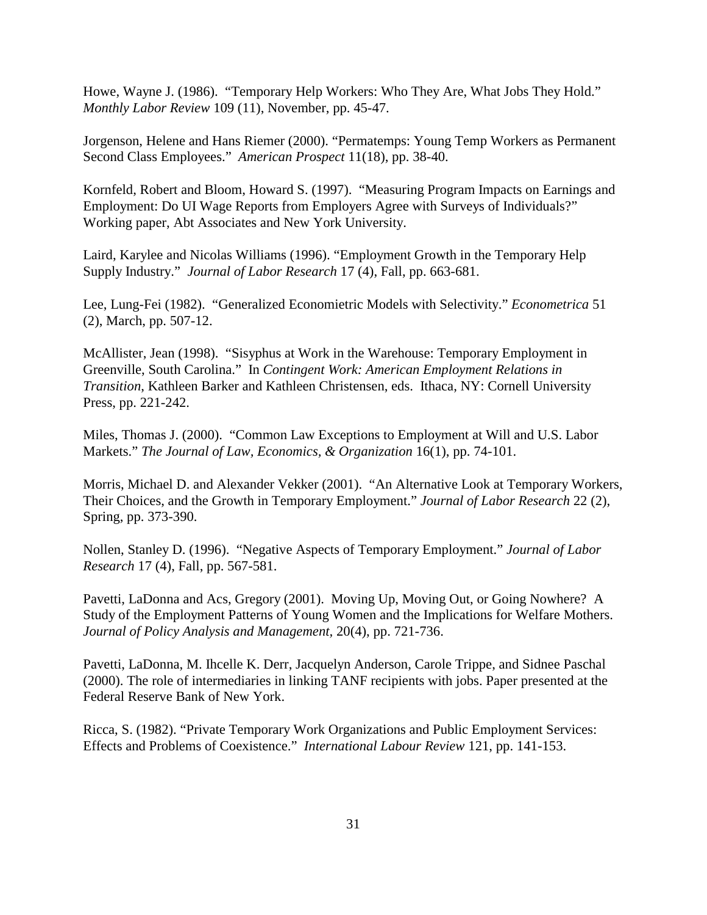Howe, Wayne J. (1986). "Temporary Help Workers: Who They Are, What Jobs They Hold." *Monthly Labor Review* 109 (11), November, pp. 45-47.

Jorgenson, Helene and Hans Riemer (2000). "Permatemps: Young Temp Workers as Permanent Second Class Employees." *American Prospect* 11(18), pp. 38-40.

Kornfeld, Robert and Bloom, Howard S. (1997). "Measuring Program Impacts on Earnings and Employment: Do UI Wage Reports from Employers Agree with Surveys of Individuals?" Working paper, Abt Associates and New York University.

Laird, Karylee and Nicolas Williams (1996). "Employment Growth in the Temporary Help Supply Industry." *Journal of Labor Research* 17 (4), Fall, pp. 663-681.

Lee, Lung-Fei (1982). "Generalized Economietric Models with Selectivity." *Econometrica* 51 (2), March, pp. 507-12.

McAllister, Jean (1998). "Sisyphus at Work in the Warehouse: Temporary Employment in Greenville, South Carolina." In *Contingent Work: American Employment Relations in Transition*, Kathleen Barker and Kathleen Christensen, eds. Ithaca, NY: Cornell University Press, pp. 221-242.

Miles, Thomas J. (2000). "Common Law Exceptions to Employment at Will and U.S. Labor Markets." *The Journal of Law, Economics, & Organization* 16(1), pp. 74-101.

Morris, Michael D. and Alexander Vekker (2001). "An Alternative Look at Temporary Workers, Their Choices, and the Growth in Temporary Employment." *Journal of Labor Research* 22 (2), Spring, pp. 373-390.

Nollen, Stanley D. (1996). "Negative Aspects of Temporary Employment." *Journal of Labor Research* 17 (4), Fall, pp. 567-581.

Pavetti, LaDonna and Acs, Gregory (2001). Moving Up, Moving Out, or Going Nowhere? A Study of the Employment Patterns of Young Women and the Implications for Welfare Mothers. *Journal of Policy Analysis and Management,* 20(4), pp. 721-736.

Pavetti, LaDonna, M. Ihcelle K. Derr, Jacquelyn Anderson, Carole Trippe, and Sidnee Paschal (2000). The role of intermediaries in linking TANF recipients with jobs. Paper presented at the Federal Reserve Bank of New York.

Ricca, S. (1982). "Private Temporary Work Organizations and Public Employment Services: Effects and Problems of Coexistence." *International Labour Review* 121, pp. 141-153.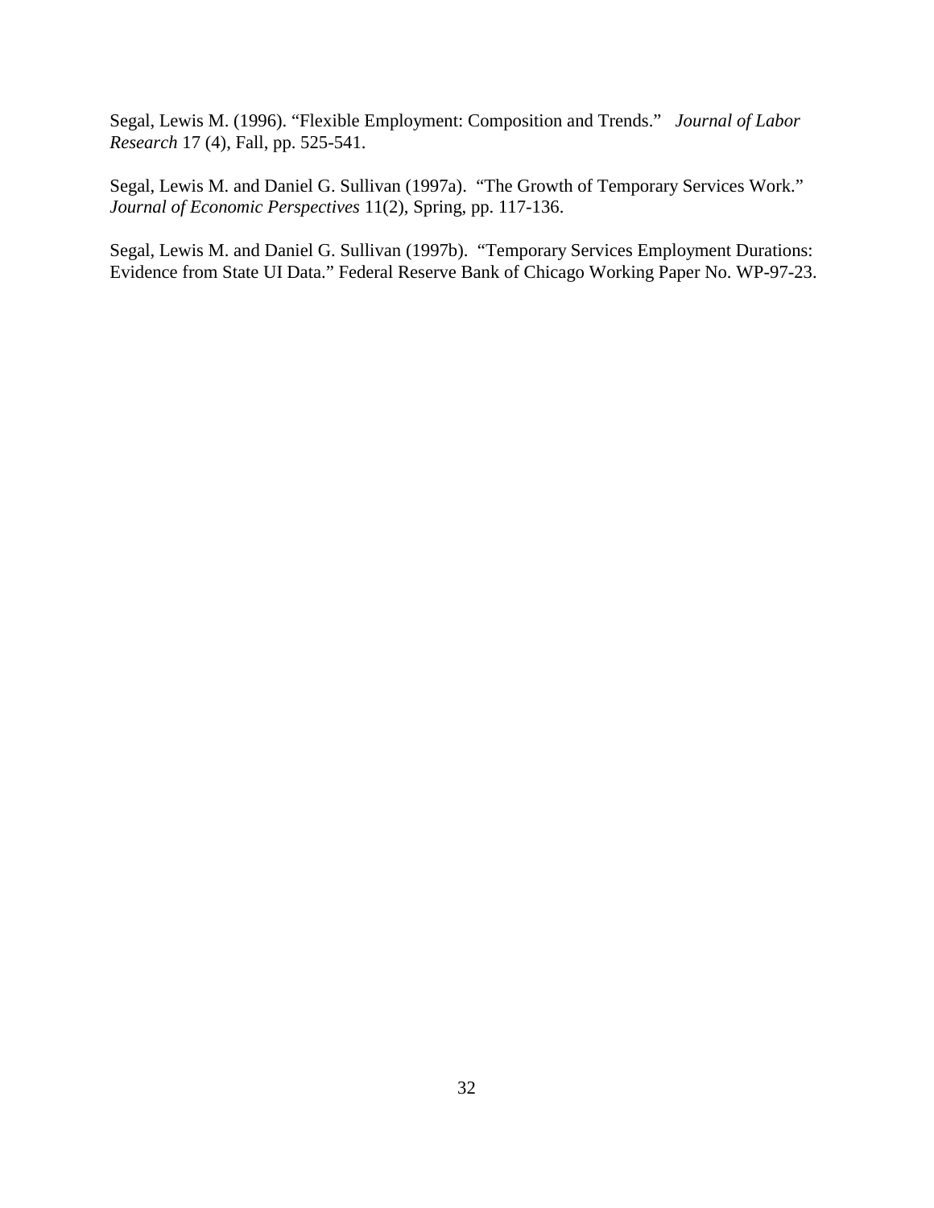Segal, Lewis M. (1996). "Flexible Employment: Composition and Trends." *Journal of Labor Research* 17 (4), Fall, pp. 525-541.

Segal, Lewis M. and Daniel G. Sullivan (1997a). "The Growth of Temporary Services Work." *Journal of Economic Perspectives* 11(2), Spring, pp. 117-136.

Segal, Lewis M. and Daniel G. Sullivan (1997b). "Temporary Services Employment Durations: Evidence from State UI Data." Federal Reserve Bank of Chicago Working Paper No. WP-97-23.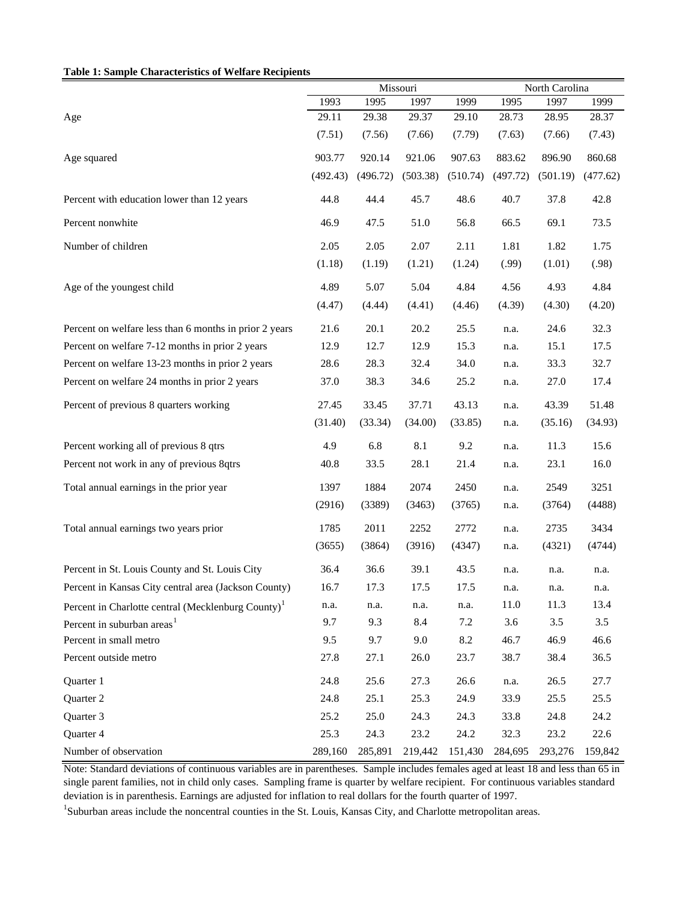**Table 1: Sample Characteristics of Welfare Recipients**

| | Missouri | | | | North Carolina | | |
|---|---|---|---|---|---|---|---|
| | 1993 | 1995 | 1997 | 1999 | 1995 | 1997 | 1999 |
| Age | 29.11 | 29.38 | 29.37 | 29.10 | 28.73 | 28.95 | 28.37 |
| | (7.51) | (7.56) | (7.66) | (7.79) | (7.63) | (7.66) | (7.43) |
| Age squared | 903.77 | 920.14 | 921.06 | 907.63 | 883.62 | 896.90 | 860.68 |
| | (492.43) | (496.72) | (503.38) | (510.74) | (497.72) | (501.19) | (477.62) |
| Percent with education lower than 12 years | 44.8 | 44.4 | 45.7 | 48.6 | 40.7 | 37.8 | 42.8 |
| Percent nonwhite | 46.9 | 47.5 | 51.0 | 56.8 | 66.5 | 69.1 | 73.5 |
| Number of children | 2.05 | 2.05 | 2.07 | 2.11 | 1.81 | 1.82 | 1.75 |
| | (1.18) | (1.19) | (1.21) | (1.24) | (.99) | (1.01) | (.98) |
| Age of the youngest child | 4.89 | 5.07 | 5.04 | 4.84 | 4.56 | 4.93 | 4.84 |
| | (4.47) | (4.44) | (4.41) | (4.46) | (4.39) | (4.30) | (4.20) |
| Percent on welfare less than 6 months in prior 2 years | 21.6 | 20.1 | 20.2 | 25.5 | n.a. | 24.6 | 32.3 |
| Percent on welfare 7-12 months in prior 2 years | 12.9 | 12.7 | 12.9 | 15.3 | n.a. | 15.1 | 17.5 |
| Percent on welfare 13-23 months in prior 2 years | 28.6 | 28.3 | 32.4 | 34.0 | n.a. | 33.3 | 32.7 |
| Percent on welfare 24 months in prior 2 years | 37.0 | 38.3 | 34.6 | 25.2 | n.a. | 27.0 | 17.4 |
| Percent of previous 8 quarters working | 27.45 | 33.45 | 37.71 | 43.13 | n.a. | 43.39 | 51.48 |
| | (31.40) | (33.34) | (34.00) | (33.85) | n.a. | (35.16) | (34.93) |
| Percent working all of previous 8 qtrs | 4.9 | 6.8 | 8.1 | 9.2 | n.a. | 11.3 | 15.6 |
| Percent not work in any of previous 8qtrs | 40.8 | 33.5 | 28.1 | 21.4 | n.a. | 23.1 | 16.0 |
| Total annual earnings in the prior year | 1397 | 1884 | 2074 | 2450 | n.a. | 2549 | 3251 |
| | (2916) | (3389) | (3463) | (3765) | n.a. | (3764) | (4488) |
| Total annual earnings two years prior | 1785 | 2011 | 2252 | 2772 | n.a. | 2735 | 3434 |
| | (3655) | (3864) | (3916) | (4347) | n.a. | (4321) | (4744) |
| Percent in St. Louis County and St. Louis City | 36.4 | 36.6 | 39.1 | 43.5 | n.a. | n.a. | n.a. |
| Percent in Kansas City central area (Jackson County) | 16.7 | 17.3 | 17.5 | 17.5 | n.a. | n.a. | n.a. |
| Percent in Charlotte central (Mecklenburg County)[1] | n.a. | n.a. | n.a. | n.a. | 11.0 | 11.3 | 13.4 |
| Percent in suburban areas[1] | 9.7 | 9.3 | 8.4 | 7.2 | 3.6 | 3.5 | 3.5 |
| Percent in small metro | 9.5 | 9.7 | 9.0 | 8.2 | 46.7 | 46.9 | 46.6 |
| Percent outside metro | 27.8 | 27.1 | 26.0 | 23.7 | 38.7 | 38.4 | 36.5 |
| Quarter 1 | 24.8 | 25.6 | 27.3 | 26.6 | n.a. | 26.5 | 27.7 |
| Quarter 2 | 24.8 | 25.1 | 25.3 | 24.9 | 33.9 | 25.5 | 25.5 |
| Quarter 3 | 25.2 | 25.0 | 24.3 | 24.3 | 33.8 | 24.8 | 24.2 |
| Quarter 4 | 25.3 | 24.3 | 23.2 | 24.2 | 32.3 | 23.2 | 22.6 |
| Number of observation | 289,160 | 285,891 | 219,442 | 151,430 | 284,695 | 293,276 | 159,842 |

Note: Standard deviations of continuous variables are in parentheses. Sample includes females aged at least 18 and less than 65 in single parent families, not in child only cases. Sampling frame is quarter by welfare recipient. For continuous variables standard deviation is in parenthesis. Earnings are adjusted for inflation to real dollars for the fourth quarter of 1997.

[1]Suburban areas include the noncentral counties in the St. Louis, Kansas City, and Charlotte metropolitan areas.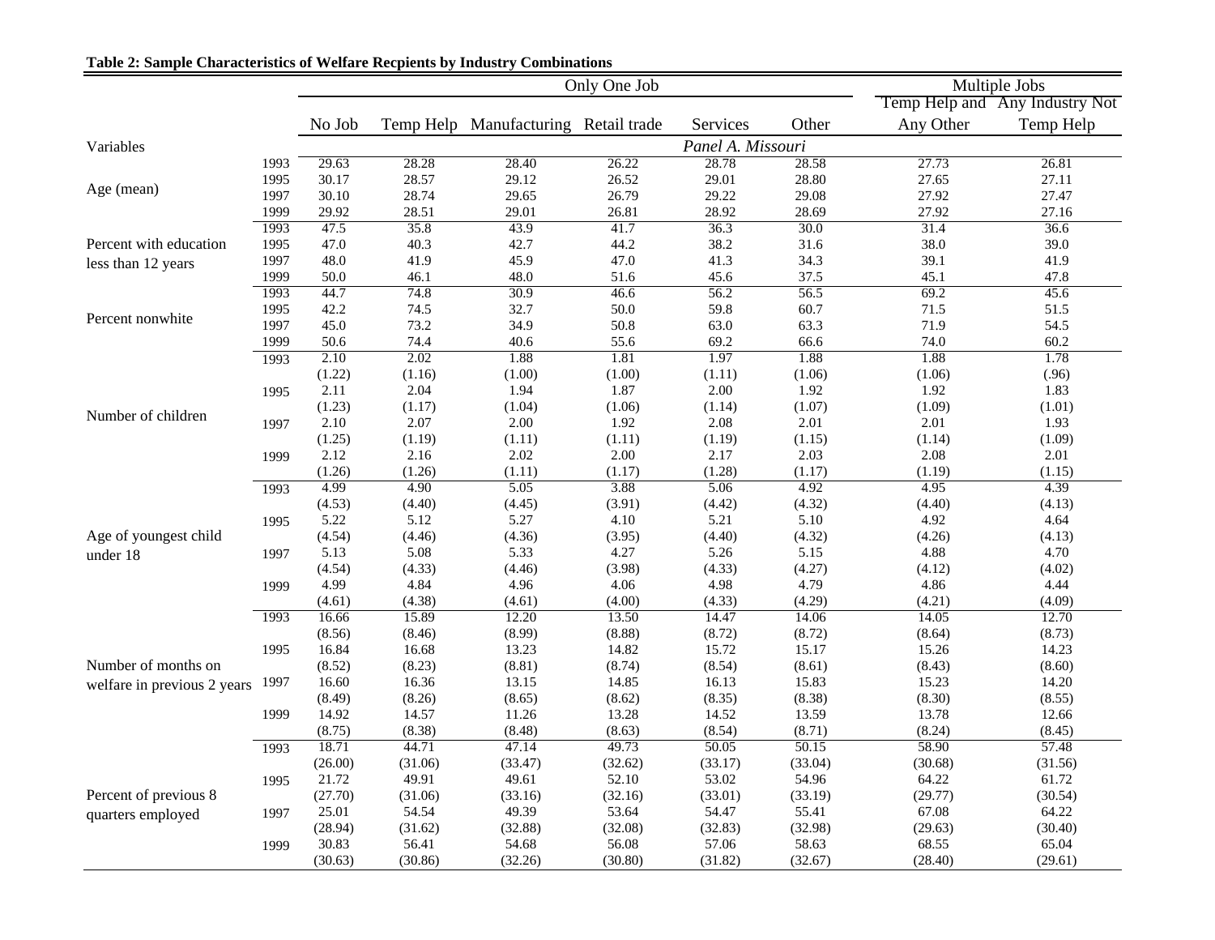**Table 2: Sample Characteristics of Welfare Recpients by Industry Combinations**

| Variables | | Only One Job | | | | | | Multiple Jobs | |
|---|---|---|---|---|---|---|---|---|---|
| | | No Job | Temp Help | Manufacturing | Retail trade | Services | Other | Temp Help and Any Other | Any Industry Not Temp Help |
| | | *Panel A. Missouri* | | | | | | | |
| Age (mean) | 1993 | 29.63 | 28.28 | 28.40 | 26.22 | 28.78 | 28.58 | 27.73 | 26.81 |
| | 1995 | 30.17 | 28.57 | 29.12 | 26.52 | 29.01 | 28.80 | 27.65 | 27.11 |
| | 1997 | 30.10 | 28.74 | 29.65 | 26.79 | 29.22 | 29.08 | 27.92 | 27.47 |
| | 1999 | 29.92 | 28.51 | 29.01 | 26.81 | 28.92 | 28.69 | 27.92 | 27.16 |
| Percent with education less than 12 years | 1993 | 47.5 | 35.8 | 43.9 | 41.7 | 36.3 | 30.0 | 31.4 | 36.6 |
| | 1995 | 47.0 | 40.3 | 42.7 | 44.2 | 38.2 | 31.6 | 38.0 | 39.0 |
| | 1997 | 48.0 | 41.9 | 45.9 | 47.0 | 41.3 | 34.3 | 39.1 | 41.9 |
| | 1999 | 50.0 | 46.1 | 48.0 | 51.6 | 45.6 | 37.5 | 45.1 | 47.8 |
| Percent nonwhite | 1993 | 44.7 | 74.8 | 30.9 | 46.6 | 56.2 | 56.5 | 69.2 | 45.6 |
| | 1995 | 42.2 | 74.5 | 32.7 | 50.0 | 59.8 | 60.7 | 71.5 | 51.5 |
| | 1997 | 45.0 | 73.2 | 34.9 | 50.8 | 63.0 | 63.3 | 71.9 | 54.5 |
| | 1999 | 50.6 | 74.4 | 40.6 | 55.6 | 69.2 | 66.6 | 74.0 | 60.2 |
| Number of children | 1993 | 2.10 | 2.02 | 1.88 | 1.81 | 1.97 | 1.88 | 1.88 | 1.78 |
| | | (1.22) | (1.16) | (1.00) | (1.00) | (1.11) | (1.06) | (1.06) | (.96) |
| | 1995 | 2.11 | 2.04 | 1.94 | 1.87 | 2.00 | 1.92 | 1.92 | 1.83 |
| | | (1.23) | (1.17) | (1.04) | (1.06) | (1.14) | (1.07) | (1.09) | (1.01) |
| | 1997 | 2.10 | 2.07 | 2.00 | 1.92 | 2.08 | 2.01 | 2.01 | 1.93 |
| | | (1.25) | (1.19) | (1.11) | (1.11) | (1.19) | (1.15) | (1.14) | (1.09) |
| | 1999 | 2.12 | 2.16 | 2.02 | 2.00 | 2.17 | 2.03 | 2.08 | 2.01 |
| | | (1.26) | (1.26) | (1.11) | (1.17) | (1.28) | (1.17) | (1.19) | (1.15) |
| Age of youngest child under 18 | 1993 | 4.99 | 4.90 | 5.05 | 3.88 | 5.06 | 4.92 | 4.95 | 4.39 |
| | | (4.53) | (4.40) | (4.45) | (3.91) | (4.42) | (4.32) | (4.40) | (4.13) |
| | 1995 | 5.22 | 5.12 | 5.27 | 4.10 | 5.21 | 5.10 | 4.92 | 4.64 |
| | | (4.54) | (4.46) | (4.36) | (3.95) | (4.40) | (4.32) | (4.26) | (4.13) |
| | 1997 | 5.13 | 5.08 | 5.33 | 4.27 | 5.26 | 5.15 | 4.88 | 4.70 |
| | | (4.54) | (4.33) | (4.46) | (3.98) | (4.33) | (4.27) | (4.12) | (4.02) |
| | 1999 | 4.99 | 4.84 | 4.96 | 4.06 | 4.98 | 4.79 | 4.86 | 4.44 |
| | | (4.61) | (4.38) | (4.61) | (4.00) | (4.33) | (4.29) | (4.21) | (4.09) |
| Number of months on welfare in previous 2 years | 1993 | 16.66 | 15.89 | 12.20 | 13.50 | 14.47 | 14.06 | 14.05 | 12.70 |
| | | (8.56) | (8.46) | (8.99) | (8.88) | (8.72) | (8.72) | (8.64) | (8.73) |
| | 1995 | 16.84 | 16.68 | 13.23 | 14.82 | 15.72 | 15.17 | 15.26 | 14.23 |
| | | (8.52) | (8.23) | (8.81) | (8.74) | (8.54) | (8.61) | (8.43) | (8.60) |
| | 1997 | 16.60 | 16.36 | 13.15 | 14.85 | 16.13 | 15.83 | 15.23 | 14.20 |
| | | (8.49) | (8.26) | (8.65) | (8.62) | (8.35) | (8.38) | (8.30) | (8.55) |
| | 1999 | 14.92 | 14.57 | 11.26 | 13.28 | 14.52 | 13.59 | 13.78 | 12.66 |
| | | (8.75) | (8.38) | (8.48) | (8.63) | (8.54) | (8.71) | (8.24) | (8.45) |
| Percent of previous 8 quarters employed | 1993 | 18.71 | 44.71 | 47.14 | 49.73 | 50.05 | 50.15 | 58.90 | 57.48 |
| | | (26.00) | (31.06) | (33.47) | (32.62) | (33.17) | (33.04) | (30.68) | (31.56) |
| | 1995 | 21.72 | 49.91 | 49.61 | 52.10 | 53.02 | 54.96 | 64.22 | 61.72 |
| | | (27.70) | (31.06) | (33.16) | (32.16) | (33.01) | (33.19) | (29.77) | (30.54) |
| | 1997 | 25.01 | 54.54 | 49.39 | 53.64 | 54.47 | 55.41 | 67.08 | 64.22 |
| | | (28.94) | (31.62) | (32.88) | (32.08) | (32.83) | (32.98) | (29.63) | (30.40) |
| | 1999 | 30.83 | 56.41 | 54.68 | 56.08 | 57.06 | 58.63 | 68.55 | 65.04 |
| | | (30.63) | (30.86) | (32.26) | (30.80) | (31.82) | (32.67) | (28.40) | (29.61) |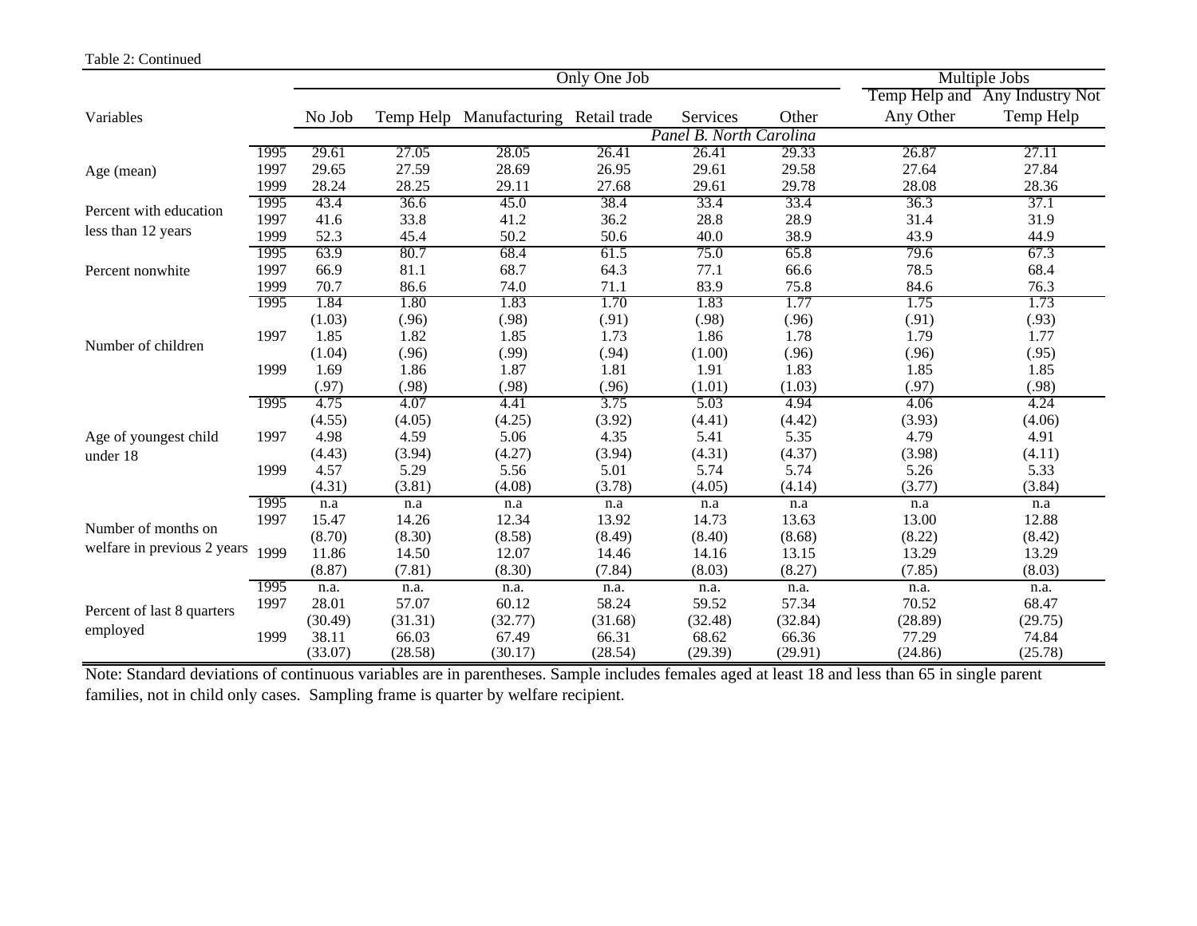Table 2: Continued

| Variables | | Only One Job | | | | | | Multiple Jobs | |
|---|---|---|---|---|---|---|---|---|---|
| | | No Job | Temp Help | Manufacturing | Retail trade | Services | Other | Temp Help and Any Other | Any Industry Not Temp Help |
| | | *Panel B. North Carolina* | | | | | | | |
| Age (mean) | 1995 | 29.61 | 27.05 | 28.05 | 26.41 | 26.41 | 29.33 | 26.87 | 27.11 |
| | 1997 | 29.65 | 27.59 | 28.69 | 26.95 | 29.61 | 29.58 | 27.64 | 27.84 |
| | 1999 | 28.24 | 28.25 | 29.11 | 27.68 | 29.61 | 29.78 | 28.08 | 28.36 |
| Percent with education less than 12 years | 1995 | 43.4 | 36.6 | 45.0 | 38.4 | 33.4 | 33.4 | 36.3 | 37.1 |
| | 1997 | 41.6 | 33.8 | 41.2 | 36.2 | 28.8 | 28.9 | 31.4 | 31.9 |
| | 1999 | 52.3 | 45.4 | 50.2 | 50.6 | 40.0 | 38.9 | 43.9 | 44.9 |
| Percent nonwhite | 1995 | 63.9 | 80.7 | 68.4 | 61.5 | 75.0 | 65.8 | 79.6 | 67.3 |
| | 1997 | 66.9 | 81.1 | 68.7 | 64.3 | 77.1 | 66.6 | 78.5 | 68.4 |
| | 1999 | 70.7 | 86.6 | 74.0 | 71.1 | 83.9 | 75.8 | 84.6 | 76.3 |
| Number of children | 1995 | 1.84 | 1.80 | 1.83 | 1.70 | 1.83 | 1.77 | 1.75 | 1.73 |
| | | (1.03) | (.96) | (.98) | (.91) | (.98) | (.96) | (.91) | (.93) |
| | 1997 | 1.85 | 1.82 | 1.85 | 1.73 | 1.86 | 1.78 | 1.79 | 1.77 |
| | | (1.04) | (.96) | (.99) | (.94) | (1.00) | (.96) | (.96) | (.95) |
| | 1999 | 1.69 | 1.86 | 1.87 | 1.81 | 1.91 | 1.83 | 1.85 | 1.85 |
| | | (.97) | (.98) | (.98) | (.96) | (1.01) | (1.03) | (.97) | (.98) |
| Age of youngest child under 18 | 1995 | 4.75 | 4.07 | 4.41 | 3.75 | 5.03 | 4.94 | 4.06 | 4.24 |
| | | (4.55) | (4.05) | (4.25) | (3.92) | (4.41) | (4.42) | (3.93) | (4.06) |
| | 1997 | 4.98 | 4.59 | 5.06 | 4.35 | 5.41 | 5.35 | 4.79 | 4.91 |
| | | (4.43) | (3.94) | (4.27) | (3.94) | (4.31) | (4.37) | (3.98) | (4.11) |
| | 1999 | 4.57 | 5.29 | 5.56 | 5.01 | 5.74 | 5.74 | 5.26 | 5.33 |
| | | (4.31) | (3.81) | (4.08) | (3.78) | (4.05) | (4.14) | (3.77) | (3.84) |
| Number of months on welfare in previous 2 years | 1995 | n.a | n.a | n.a | n.a | n.a | n.a | n.a | n.a |
| | 1997 | 15.47 | 14.26 | 12.34 | 13.92 | 14.73 | 13.63 | 13.00 | 12.88 |
| | | (8.70) | (8.30) | (8.58) | (8.49) | (8.40) | (8.68) | (8.22) | (8.42) |
| | 1999 | 11.86 | 14.50 | 12.07 | 14.46 | 14.16 | 13.15 | 13.29 | 13.29 |
| | | (8.87) | (7.81) | (8.30) | (7.84) | (8.03) | (8.27) | (7.85) | (8.03) |
| Percent of last 8 quarters employed | 1995 | n.a. | n.a. | n.a. | n.a. | n.a. | n.a. | n.a. | n.a. |
| | 1997 | 28.01 | 57.07 | 60.12 | 58.24 | 59.52 | 57.34 | 70.52 | 68.47 |
| | | (30.49) | (31.31) | (32.77) | (31.68) | (32.48) | (32.84) | (28.89) | (29.75) |
| | 1999 | 38.11 | 66.03 | 67.49 | 66.31 | 68.62 | 66.36 | 77.29 | 74.84 |
| | | (33.07) | (28.58) | (30.17) | (28.54) | (29.39) | (29.91) | (24.86) | (25.78) |

Note: Standard deviations of continuous variables are in parentheses. Sample includes females aged at least 18 and less than 65 in single parent families, not in child only cases. Sampling frame is quarter by welfare recipient.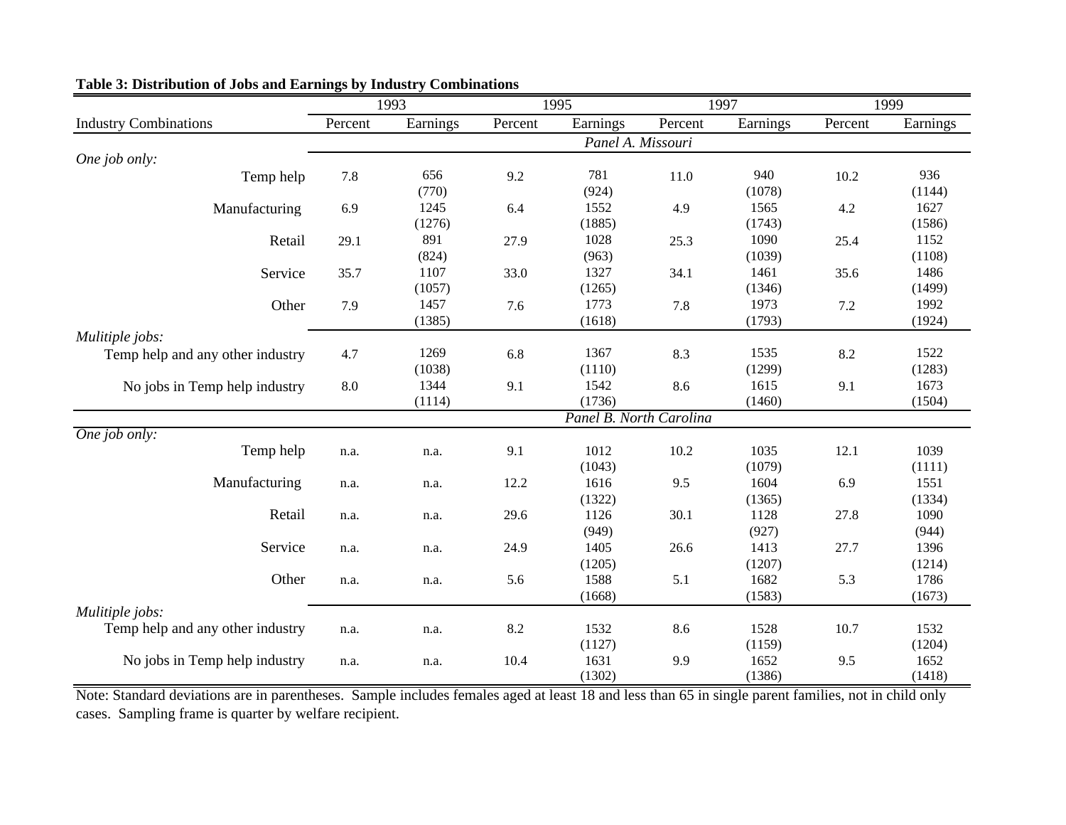**Table 3: Distribution of Jobs and Earnings by Industry Combinations**

| | 1993 | | 1995 | | 1997 | | 1999 | |
|---|---|---|---|---|---|---|---|---|
| Industry Combinations | Percent | Earnings | Percent | Earnings | Percent | Earnings | Percent | Earnings |
| | | | | *Panel A. Missouri* | | | | |
| *One job only:* | | | | | | | | |
| Temp help | 7.8 | 656 | 9.2 | 781 | 11.0 | 940 | 10.2 | 936 |
| | | (770) | | (924) | | (1078) | | (1144) |
| Manufacturing | 6.9 | 1245 | 6.4 | 1552 | 4.9 | 1565 | 4.2 | 1627 |
| | | (1276) | | (1885) | | (1743) | | (1586) |
| Retail | 29.1 | 891 | 27.9 | 1028 | 25.3 | 1090 | 25.4 | 1152 |
| | | (824) | | (963) | | (1039) | | (1108) |
| Service | 35.7 | 1107 | 33.0 | 1327 | 34.1 | 1461 | 35.6 | 1486 |
| | | (1057) | | (1265) | | (1346) | | (1499) |
| Other | 7.9 | 1457 | 7.6 | 1773 | 7.8 | 1973 | 7.2 | 1992 |
| | | (1385) | | (1618) | | (1793) | | (1924) |
| *Mulitiple jobs:* | | | | | | | | |
| Temp help and any other industry | 4.7 | 1269 | 6.8 | 1367 | 8.3 | 1535 | 8.2 | 1522 |
| | | (1038) | | (1110) | | (1299) | | (1283) |
| No jobs in Temp help industry | 8.0 | 1344 | 9.1 | 1542 | 8.6 | 1615 | 9.1 | 1673 |
| | | (1114) | | (1736) | | (1460) | | (1504) |
| | | | | *Panel B. North Carolina* | | | | |
| *One job only:* | | | | | | | | |
| Temp help | n.a. | n.a. | 9.1 | 1012 | 10.2 | 1035 | 12.1 | 1039 |
| | | | | (1043) | | (1079) | | (1111) |
| Manufacturing | n.a. | n.a. | 12.2 | 1616 | 9.5 | 1604 | 6.9 | 1551 |
| | | | | (1322) | | (1365) | | (1334) |
| Retail | n.a. | n.a. | 29.6 | 1126 | 30.1 | 1128 | 27.8 | 1090 |
| | | | | (949) | | (927) | | (944) |
| Service | n.a. | n.a. | 24.9 | 1405 | 26.6 | 1413 | 27.7 | 1396 |
| | | | | (1205) | | (1207) | | (1214) |
| Other | n.a. | n.a. | 5.6 | 1588 | 5.1 | 1682 | 5.3 | 1786 |
| | | | | (1668) | | (1583) | | (1673) |
| *Mulitiple jobs:* | | | | | | | | |
| Temp help and any other industry | n.a. | n.a. | 8.2 | 1532 | 8.6 | 1528 | 10.7 | 1532 |
| | | | | (1127) | | (1159) | | (1204) |
| No jobs in Temp help industry | n.a. | n.a. | 10.4 | 1631 | 9.9 | 1652 | 9.5 | 1652 |
| | | | | (1302) | | (1386) | | (1418) |

Note: Standard deviations are in parentheses. Sample includes females aged at least 18 and less than 65 in single parent families, not in child only cases. Sampling frame is quarter by welfare recipient.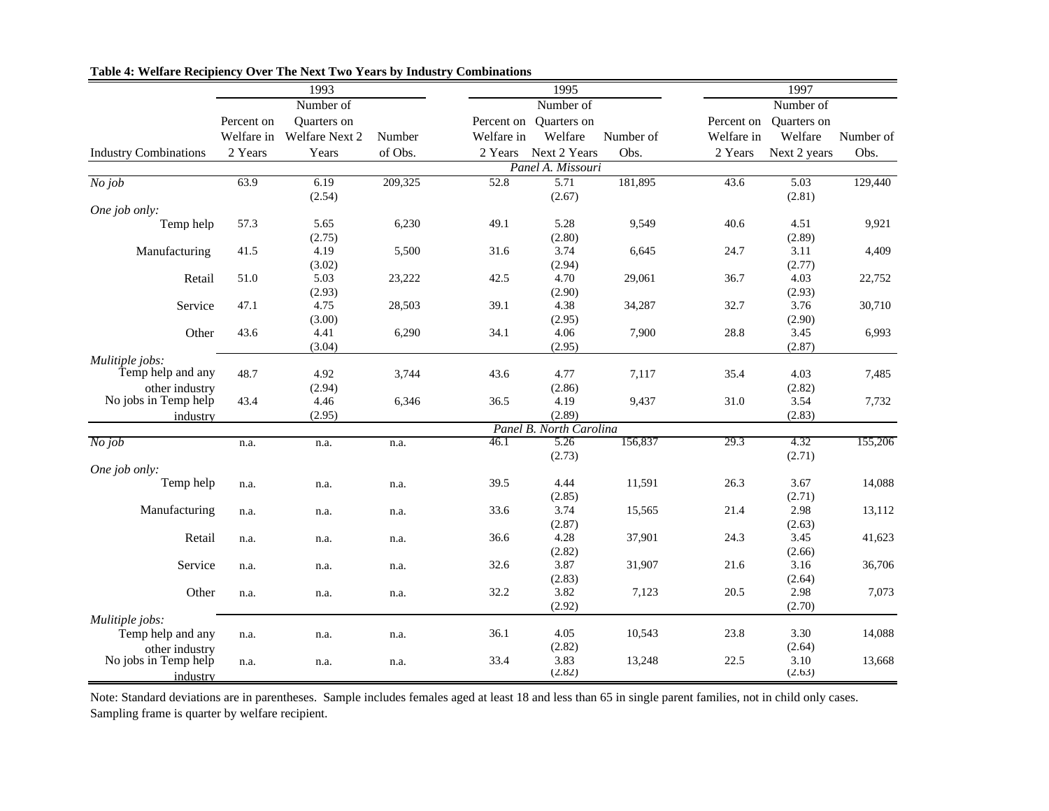**Table 4: Welfare Recipiency Over The Next Two Years by Industry Combinations**

| Industry Combinations | 1993 | | | 1995 | | | 1997 | | |
|---|---|---|---|---|---|---|---|---|---|
| | Percent on Welfare in 2 Years | Number of Quarters on Welfare Next 2 Years | Number of Obs. | Percent on Welfare in 2 Years | Number of Quarters on Welfare Next 2 Years | Number of Obs. | Percent on Welfare in 2 Years | Number of Quarters on Welfare Next 2 years | Number of Obs. |
| **Panel A. Missouri** | | | | | | | | | |
| *No job* | 63.9 | 6.19 (2.54) | 209,325 | 52.8 | 5.71 (2.67) | 181,895 | 43.6 | 5.03 (2.81) | 129,440 |
| *One job only:* | | | | | | | | | |
| Temp help | 57.3 | 5.65 (2.75) | 6,230 | 49.1 | 5.28 (2.80) | 9,549 | 40.6 | 4.51 (2.89) | 9,921 |
| Manufacturing | 41.5 | 4.19 (3.02) | 5,500 | 31.6 | 3.74 (2.94) | 6,645 | 24.7 | 3.11 (2.77) | 4,409 |
| Retail | 51.0 | 5.03 (2.93) | 23,222 | 42.5 | 4.70 (2.90) | 29,061 | 36.7 | 4.03 (2.93) | 22,752 |
| Service | 47.1 | 4.75 (3.00) | 28,503 | 39.1 | 4.38 (2.95) | 34,287 | 32.7 | 3.76 (2.90) | 30,710 |
| Other | 43.6 | 4.41 (3.04) | 6,290 | 34.1 | 4.06 (2.95) | 7,900 | 28.8 | 3.45 (2.87) | 6,993 |
| *Mulitiple jobs:* | | | | | | | | | |
| Temp help and any other industry | 48.7 | 4.92 (2.94) | 3,744 | 43.6 | 4.77 (2.86) | 7,117 | 35.4 | 4.03 (2.82) | 7,485 |
| No jobs in Temp help industry | 43.4 | 4.46 (2.95) | 6,346 | 36.5 | 4.19 (2.89) | 9,437 | 31.0 | 3.54 (2.83) | 7,732 |
| **Panel B. North Carolina** | | | | | | | | | |
| *No job* | n.a. | n.a. | n.a. | 46.1 | 5.26 (2.73) | 156,837 | 29.3 | 4.32 (2.71) | 155,206 |
| *One job only:* | | | | | | | | | |
| Temp help | n.a. | n.a. | n.a. | 39.5 | 4.44 (2.85) | 11,591 | 26.3 | 3.67 (2.71) | 14,088 |
| Manufacturing | n.a. | n.a. | n.a. | 33.6 | 3.74 (2.87) | 15,565 | 21.4 | 2.98 (2.63) | 13,112 |
| Retail | n.a. | n.a. | n.a. | 36.6 | 4.28 (2.82) | 37,901 | 24.3 | 3.45 (2.66) | 41,623 |
| Service | n.a. | n.a. | n.a. | 32.6 | 3.87 (2.83) | 31,907 | 21.6 | 3.16 (2.64) | 36,706 |
| Other | n.a. | n.a. | n.a. | 32.2 | 3.82 (2.92) | 7,123 | 20.5 | 2.98 (2.70) | 7,073 |
| *Mulitiple jobs:* | | | | | | | | | |
| Temp help and any other industry | n.a. | n.a. | n.a. | 36.1 | 4.05 (2.82) | 10,543 | 23.8 | 3.30 (2.64) | 14,088 |
| No jobs in Temp help industry | n.a. | n.a. | n.a. | 33.4 | 3.83 (2.82) | 13,248 | 22.5 | 3.10 (2.63) | 13,668 |

Note: Standard deviations are in parentheses. Sample includes females aged at least 18 and less than 65 in single parent families, not in child only cases. Sampling frame is quarter by welfare recipient.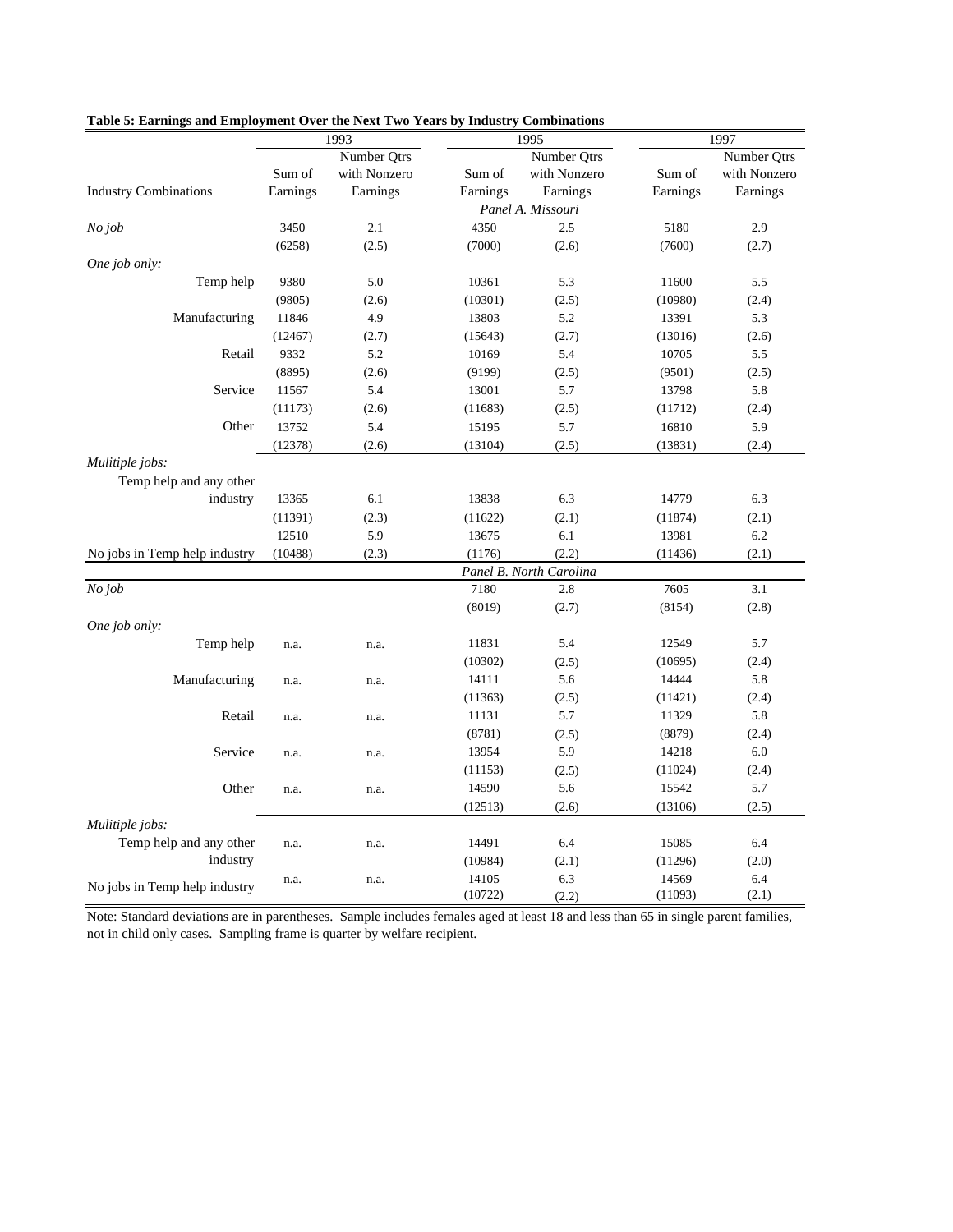**Table 5: Earnings and Employment Over the Next Two Years by Industry Combinations**

| Industry Combinations | 1993 Sum of Earnings | 1993 Number Qtrs with Nonzero Earnings | 1995 Sum of Earnings | 1995 Number Qtrs with Nonzero Earnings | 1997 Sum of Earnings | 1997 Number Qtrs with Nonzero Earnings |
|---|---|---|---|---|---|---|
| | | | *Panel A. Missouri* | | | |
| *No job* | 3450 | 2.1 | 4350 | 2.5 | 5180 | 2.9 |
| | (6258) | (2.5) | (7000) | (2.6) | (7600) | (2.7) |
| *One job only:* | | | | | | |
| Temp help | 9380 | 5.0 | 10361 | 5.3 | 11600 | 5.5 |
| | (9805) | (2.6) | (10301) | (2.5) | (10980) | (2.4) |
| Manufacturing | 11846 | 4.9 | 13803 | 5.2 | 13391 | 5.3 |
| | (12467) | (2.7) | (15643) | (2.7) | (13016) | (2.6) |
| Retail | 9332 | 5.2 | 10169 | 5.4 | 10705 | 5.5 |
| | (8895) | (2.6) | (9199) | (2.5) | (9501) | (2.5) |
| Service | 11567 | 5.4 | 13001 | 5.7 | 13798 | 5.8 |
| | (11173) | (2.6) | (11683) | (2.5) | (11712) | (2.4) |
| Other | 13752 | 5.4 | 15195 | 5.7 | 16810 | 5.9 |
| | (12378) | (2.6) | (13104) | (2.5) | (13831) | (2.4) |
| *Mulitiple jobs:* | | | | | | |
| Temp help and any other industry | 13365 | 6.1 | 13838 | 6.3 | 14779 | 6.3 |
| | (11391) | (2.3) | (11622) | (2.1) | (11874) | (2.1) |
| No jobs in Temp help industry | 12510 | 5.9 | 13675 | 6.1 | 13981 | 6.2 |
| | (10488) | (2.3) | (1176) | (2.2) | (11436) | (2.1) |
| | | | *Panel B. North Carolina* | | | |
| *No job* | | | 7180 | 2.8 | 7605 | 3.1 |
| | | | (8019) | (2.7) | (8154) | (2.8) |
| *One job only:* | | | | | | |
| Temp help | n.a. | n.a. | 11831 | 5.4 | 12549 | 5.7 |
| | | | (10302) | (2.5) | (10695) | (2.4) |
| Manufacturing | n.a. | n.a. | 14111 | 5.6 | 14444 | 5.8 |
| | | | (11363) | (2.5) | (11421) | (2.4) |
| Retail | n.a. | n.a. | 11131 | 5.7 | 11329 | 5.8 |
| | | | (8781) | (2.5) | (8879) | (2.4) |
| Service | n.a. | n.a. | 13954 | 5.9 | 14218 | 6.0 |
| | | | (11153) | (2.5) | (11024) | (2.4) |
| Other | n.a. | n.a. | 14590 | 5.6 | 15542 | 5.7 |
| | | | (12513) | (2.6) | (13106) | (2.5) |
| *Mulitiple jobs:* | | | | | | |
| Temp help and any other industry | n.a. | n.a. | 14491 | 6.4 | 15085 | 6.4 |
| | | | (10984) | (2.1) | (11296) | (2.0) |
| No jobs in Temp help industry | n.a. | n.a. | 14105 | 6.3 | 14569 | 6.4 |
| | | | (10722) | (2.2) | (11093) | (2.1) |

Note: Standard deviations are in parentheses. Sample includes females aged at least 18 and less than 65 in single parent families, not in child only cases. Sampling frame is quarter by welfare recipient.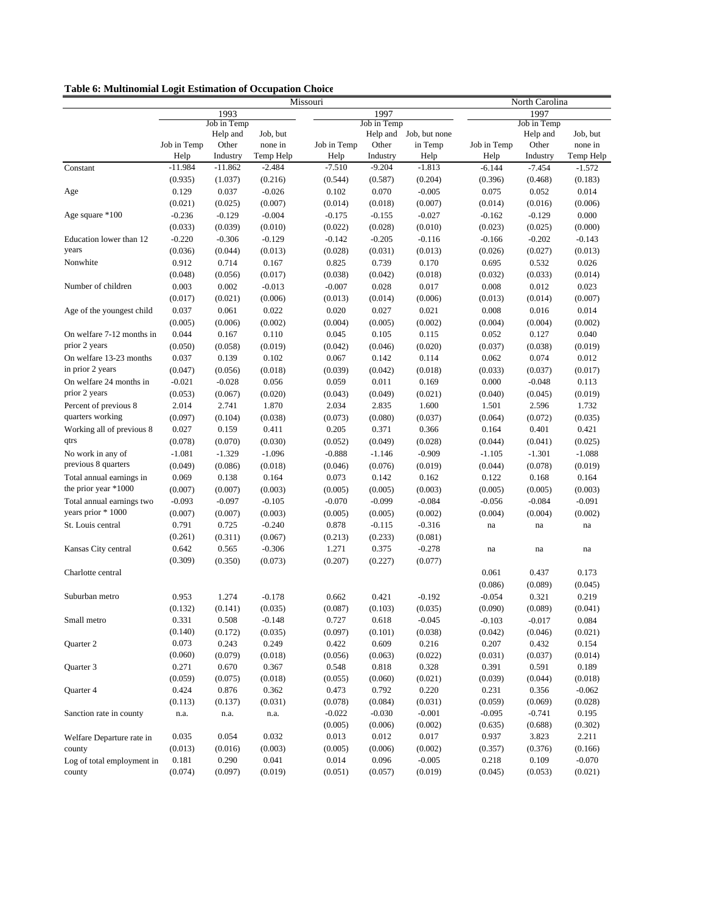**Table 6: Multinomial Logit Estimation of Occupation Choice**

| | Missouri | | | | | | North Carolina | | |
|---|---|---|---|---|---|---|---|---|---|
| | 1993 | | | 1997 | | | 1997 | | |
| | Job in Temp Help | Job in Temp Help and Other Industry | Job, but none in Temp Help | Job in Temp Help | Job in Temp Help and Other Industry | Job, but none in Temp Help | Job in Temp Help | Job in Temp Help and Other Industry | Job, but none in Temp Help |
| Constant | -11.984 | -11.862 | -2.484 | -7.510 | -9.204 | -1.813 | -6.144 | -7.454 | -1.572 |
| | (0.935) | (1.037) | (0.216) | (0.544) | (0.587) | (0.204) | (0.396) | (0.468) | (0.183) |
| Age | 0.129 | 0.037 | -0.026 | 0.102 | 0.070 | -0.005 | 0.075 | 0.052 | 0.014 |
| | (0.021) | (0.025) | (0.007) | (0.014) | (0.018) | (0.007) | (0.014) | (0.016) | (0.006) |
| Age square *100 | -0.236 | -0.129 | -0.004 | -0.175 | -0.155 | -0.027 | -0.162 | -0.129 | 0.000 |
| | (0.033) | (0.039) | (0.010) | (0.022) | (0.028) | (0.010) | (0.023) | (0.025) | (0.000) |
| Education lower than 12 years | -0.220 | -0.306 | -0.129 | -0.142 | -0.205 | -0.116 | -0.166 | -0.202 | -0.143 |
| | (0.036) | (0.044) | (0.013) | (0.028) | (0.031) | (0.013) | (0.026) | (0.027) | (0.013) |
| Nonwhite | 0.912 | 0.714 | 0.167 | 0.825 | 0.739 | 0.170 | 0.695 | 0.532 | 0.026 |
| | (0.048) | (0.056) | (0.017) | (0.038) | (0.042) | (0.018) | (0.032) | (0.033) | (0.014) |
| Number of children | 0.003 | 0.002 | -0.013 | -0.007 | 0.028 | 0.017 | 0.008 | 0.012 | 0.023 |
| | (0.017) | (0.021) | (0.006) | (0.013) | (0.014) | (0.006) | (0.013) | (0.014) | (0.007) |
| Age of the youngest child | 0.037 | 0.061 | 0.022 | 0.020 | 0.027 | 0.021 | 0.008 | 0.016 | 0.014 |
| | (0.005) | (0.006) | (0.002) | (0.004) | (0.005) | (0.002) | (0.004) | (0.004) | (0.002) |
| On welfare 7-12 months in prior 2 years | 0.044 | 0.167 | 0.110 | 0.045 | 0.105 | 0.115 | 0.052 | 0.127 | 0.040 |
| | (0.050) | (0.058) | (0.019) | (0.042) | (0.046) | (0.020) | (0.037) | (0.038) | (0.019) |
| On welfare 13-23 months in prior 2 years | 0.037 | 0.139 | 0.102 | 0.067 | 0.142 | 0.114 | 0.062 | 0.074 | 0.012 |
| | (0.047) | (0.056) | (0.018) | (0.039) | (0.042) | (0.018) | (0.033) | (0.037) | (0.017) |
| On welfare 24 months in prior 2 years | -0.021 | -0.028 | 0.056 | 0.059 | 0.011 | 0.169 | 0.000 | -0.048 | 0.113 |
| | (0.053) | (0.067) | (0.020) | (0.043) | (0.049) | (0.021) | (0.040) | (0.045) | (0.019) |
| Percent of previous 8 quarters working | 2.014 | 2.741 | 1.870 | 2.034 | 2.835 | 1.600 | 1.501 | 2.596 | 1.732 |
| | (0.097) | (0.104) | (0.038) | (0.073) | (0.080) | (0.037) | (0.064) | (0.072) | (0.035) |
| Working all of previous 8 qtrs | 0.027 | 0.159 | 0.411 | 0.205 | 0.371 | 0.366 | 0.164 | 0.401 | 0.421 |
| | (0.078) | (0.070) | (0.030) | (0.052) | (0.049) | (0.028) | (0.044) | (0.041) | (0.025) |
| No work in any of previous 8 quarters | -1.081 | -1.329 | -1.096 | -0.888 | -1.146 | -0.909 | -1.105 | -1.301 | -1.088 |
| | (0.049) | (0.086) | (0.018) | (0.046) | (0.076) | (0.019) | (0.044) | (0.078) | (0.019) |
| Total annual earnings in the prior year *1000 | 0.069 | 0.138 | 0.164 | 0.073 | 0.142 | 0.162 | 0.122 | 0.168 | 0.164 |
| | (0.007) | (0.007) | (0.003) | (0.005) | (0.005) | (0.003) | (0.005) | (0.005) | (0.003) |
| Total annual earnings two years prior * 1000 | -0.093 | -0.097 | -0.105 | -0.070 | -0.099 | -0.084 | -0.056 | -0.084 | -0.091 |
| | (0.007) | (0.007) | (0.003) | (0.005) | (0.005) | (0.002) | (0.004) | (0.004) | (0.002) |
| St. Louis central | 0.791 | 0.725 | -0.240 | 0.878 | -0.115 | -0.316 | na | na | na |
| | (0.261) | (0.311) | (0.067) | (0.213) | (0.233) | (0.081) | | | |
| Kansas City central | 0.642 | 0.565 | -0.306 | 1.271 | 0.375 | -0.278 | na | na | na |
| | (0.309) | (0.350) | (0.073) | (0.207) | (0.227) | (0.077) | | | |
| Charlotte central | | | | | | | 0.061 | 0.437 | 0.173 |
| | | | | | | | (0.086) | (0.089) | (0.045) |
| Suburban metro | 0.953 | 1.274 | -0.178 | 0.662 | 0.421 | -0.192 | -0.054 | 0.321 | 0.219 |
| | (0.132) | (0.141) | (0.035) | (0.087) | (0.103) | (0.035) | (0.090) | (0.089) | (0.041) |
| Small metro | 0.331 | 0.508 | -0.148 | 0.727 | 0.618 | -0.045 | -0.103 | -0.017 | 0.084 |
| | (0.140) | (0.172) | (0.035) | (0.097) | (0.101) | (0.038) | (0.042) | (0.046) | (0.021) |
| Quarter 2 | 0.073 | 0.243 | 0.249 | 0.422 | 0.609 | 0.216 | 0.207 | 0.432 | 0.154 |
| | (0.060) | (0.079) | (0.018) | (0.056) | (0.063) | (0.022) | (0.031) | (0.037) | (0.014) |
| Quarter 3 | 0.271 | 0.670 | 0.367 | 0.548 | 0.818 | 0.328 | 0.391 | 0.591 | 0.189 |
| | (0.059) | (0.075) | (0.018) | (0.055) | (0.060) | (0.021) | (0.039) | (0.044) | (0.018) |
| Quarter 4 | 0.424 | 0.876 | 0.362 | 0.473 | 0.792 | 0.220 | 0.231 | 0.356 | -0.062 |
| | (0.113) | (0.137) | (0.031) | (0.078) | (0.084) | (0.031) | (0.059) | (0.069) | (0.028) |
| Sanction rate in county | n.a. | n.a. | n.a. | -0.022 | -0.030 | -0.001 | -0.095 | -0.741 | 0.195 |
| | | | | (0.005) | (0.006) | (0.002) | (0.635) | (0.688) | (0.302) |
| Welfare Departure rate in county | 0.035 | 0.054 | 0.032 | 0.013 | 0.012 | 0.017 | 0.937 | 3.823 | 2.211 |
| | (0.013) | (0.016) | (0.003) | (0.005) | (0.006) | (0.002) | (0.357) | (0.376) | (0.166) |
| Log of total employment in county | 0.181 | 0.290 | 0.041 | 0.014 | 0.096 | -0.005 | 0.218 | 0.109 | -0.070 |
| | (0.074) | (0.097) | (0.019) | (0.051) | (0.057) | (0.019) | (0.045) | (0.053) | (0.021) |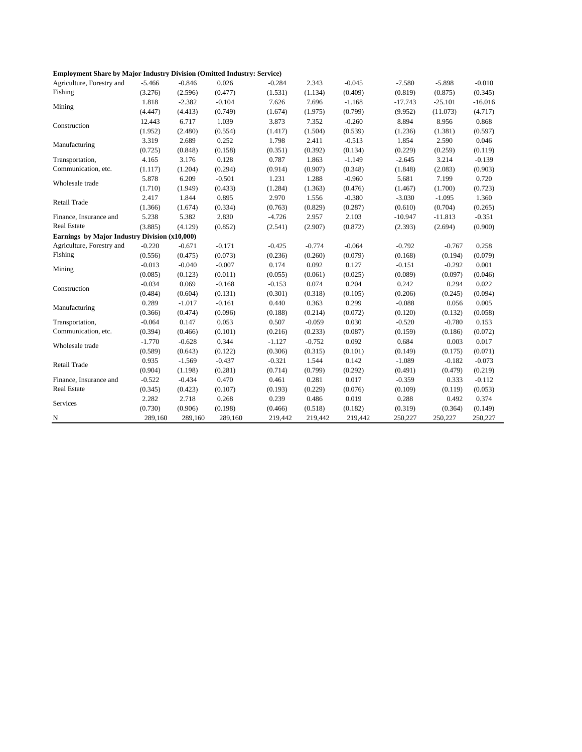| | | | | | | | | | |
|---|---|---|---|---|---|---|---|---|---|
| **Employment Share by Major Industry Division (Omitted Industry: Service)** | | | | | | | | | |
| Agriculture, Forestry and Fishing | -5.466 | -0.846 | 0.026 | -0.284 | 2.343 | -0.045 | -7.580 | -5.898 | -0.010 |
| | (3.276) | (2.596) | (0.477) | (1.531) | (1.134) | (0.409) | (0.819) | (0.875) | (0.345) |
| Mining | 1.818 | -2.382 | -0.104 | 7.626 | 7.696 | -1.168 | -17.743 | -25.101 | -16.016 |
| | (4.447) | (4.413) | (0.749) | (1.674) | (1.975) | (0.799) | (9.952) | (11.073) | (4.717) |
| Construction | 12.443 | 6.717 | 1.039 | 3.873 | 7.352 | -0.260 | 8.894 | 8.956 | 0.868 |
| | (1.952) | (2.480) | (0.554) | (1.417) | (1.504) | (0.539) | (1.236) | (1.381) | (0.597) |
| Manufacturing | 3.319 | 2.689 | 0.252 | 1.798 | 2.411 | -0.513 | 1.854 | 2.590 | 0.046 |
| | (0.725) | (0.848) | (0.158) | (0.351) | (0.392) | (0.134) | (0.229) | (0.259) | (0.119) |
| Transportation, Communication, etc. | 4.165 | 3.176 | 0.128 | 0.787 | 1.863 | -1.149 | -2.645 | 3.214 | -0.139 |
| | (1.117) | (1.204) | (0.294) | (0.914) | (0.907) | (0.348) | (1.848) | (2.083) | (0.903) |
| Wholesale trade | 5.878 | 6.209 | -0.501 | 1.231 | 1.288 | -0.960 | 5.681 | 7.199 | 0.720 |
| | (1.710) | (1.949) | (0.433) | (1.284) | (1.363) | (0.476) | (1.467) | (1.700) | (0.723) |
| Retail Trade | 2.417 | 1.844 | 0.895 | 2.970 | 1.556 | -0.380 | -3.030 | -1.095 | 1.360 |
| | (1.366) | (1.674) | (0.334) | (0.763) | (0.829) | (0.287) | (0.610) | (0.704) | (0.265) |
| Finance, Insurance and Real Estate | 5.238 | 5.382 | 2.830 | -4.726 | 2.957 | 2.103 | -10.947 | -11.813 | -0.351 |
| | (3.885) | (4.129) | (0.852) | (2.541) | (2.907) | (0.872) | (2.393) | (2.694) | (0.900) |
| **Earnings by Major Industry Division (x10,000)** | | | | | | | | | |
| Agriculture, Forestry and Fishing | -0.220 | -0.671 | -0.171 | -0.425 | -0.774 | -0.064 | -0.792 | -0.767 | 0.258 |
| | (0.556) | (0.475) | (0.073) | (0.236) | (0.260) | (0.079) | (0.168) | (0.194) | (0.079) |
| Mining | -0.013 | -0.040 | -0.007 | 0.174 | 0.092 | 0.127 | -0.151 | -0.292 | 0.001 |
| | (0.085) | (0.123) | (0.011) | (0.055) | (0.061) | (0.025) | (0.089) | (0.097) | (0.046) |
| Construction | -0.034 | 0.069 | -0.168 | -0.153 | 0.074 | 0.204 | 0.242 | 0.294 | 0.022 |
| | (0.484) | (0.604) | (0.131) | (0.301) | (0.318) | (0.105) | (0.206) | (0.245) | (0.094) |
| Manufacturing | 0.289 | -1.017 | -0.161 | 0.440 | 0.363 | 0.299 | -0.088 | 0.056 | 0.005 |
| | (0.366) | (0.474) | (0.096) | (0.188) | (0.214) | (0.072) | (0.120) | (0.132) | (0.058) |
| Transportation, Communication, etc. | -0.064 | 0.147 | 0.053 | 0.507 | -0.059 | 0.030 | -0.520 | -0.780 | 0.153 |
| | (0.394) | (0.466) | (0.101) | (0.216) | (0.233) | (0.087) | (0.159) | (0.186) | (0.072) |
| Wholesale trade | -1.770 | -0.628 | 0.344 | -1.127 | -0.752 | 0.092 | 0.684 | 0.003 | 0.017 |
| | (0.589) | (0.643) | (0.122) | (0.306) | (0.315) | (0.101) | (0.149) | (0.175) | (0.071) |
| Retail Trade | 0.935 | -1.569 | -0.437 | -0.321 | 1.544 | 0.142 | -1.089 | -0.182 | -0.073 |
| | (0.904) | (1.198) | (0.281) | (0.714) | (0.799) | (0.292) | (0.491) | (0.479) | (0.219) |
| Finance, Insurance and Real Estate | -0.522 | -0.434 | 0.470 | 0.461 | 0.281 | 0.017 | -0.359 | 0.333 | -0.112 |
| | (0.345) | (0.423) | (0.107) | (0.193) | (0.229) | (0.076) | (0.109) | (0.119) | (0.053) |
| Services | 2.282 | 2.718 | 0.268 | 0.239 | 0.486 | 0.019 | 0.288 | 0.492 | 0.374 |
| | (0.730) | (0.906) | (0.198) | (0.466) | (0.518) | (0.182) | (0.319) | (0.364) | (0.149) |
| N | 289,160 | 289,160 | 289,160 | 219,442 | 219,442 | 219,442 | 250,227 | 250,227 | 250,227 |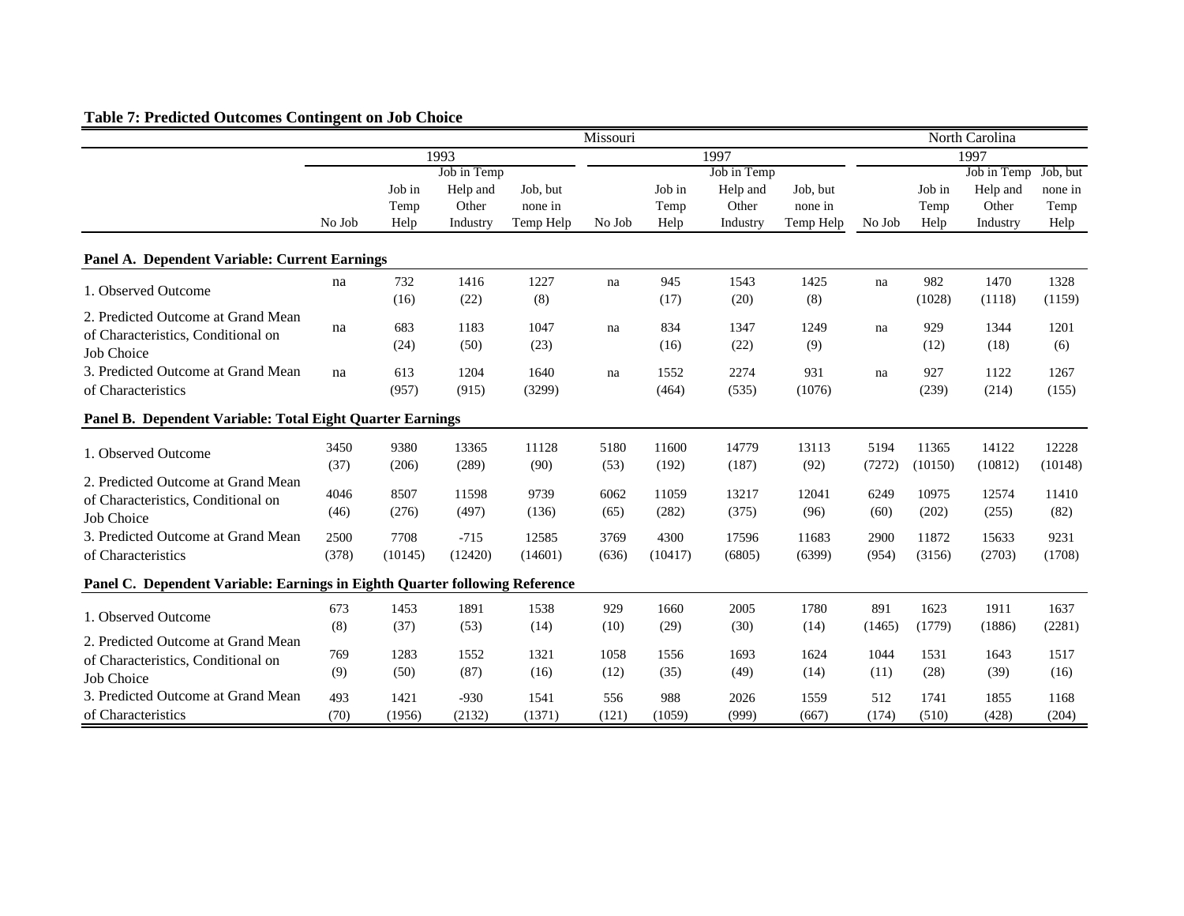**Table 7: Predicted Outcomes Contingent on Job Choice**

| | Missouri | | | | | | | | North Carolina | | | |
|---|---|---|---|---|---|---|---|---|---|---|---|---|
| | 1993 | | | | 1997 | | | | 1997 | | | |
| | No Job | Job in Temp Help | Job in Temp Help and Other Industry | Job, but none in Temp Help | No Job | Job in Temp Help | Job in Temp Help and Other Industry | Job, but none in Temp Help | No Job | Job in Temp Help | Job in Temp Help and Other Industry | Job, but none in Temp Help |
| **Panel A. Dependent Variable: Current Earnings** | | | | | | | | | | | | |
| 1. Observed Outcome | na | 732 | 1416 | 1227 | na | 945 | 1543 | 1425 | na | 982 | 1470 | 1328 |
| | | (16) | (22) | (8) | | (17) | (20) | (8) | | (1028) | (1118) | (1159) |
| 2. Predicted Outcome at Grand Mean of Characteristics, Conditional on Job Choice | na | 683 | 1183 | 1047 | na | 834 | 1347 | 1249 | na | 929 | 1344 | 1201 |
| | | (24) | (50) | (23) | | (16) | (22) | (9) | | (12) | (18) | (6) |
| 3. Predicted Outcome at Grand Mean of Characteristics | na | 613 | 1204 | 1640 | na | 1552 | 2274 | 931 | na | 927 | 1122 | 1267 |
| | | (957) | (915) | (3299) | | (464) | (535) | (1076) | | (239) | (214) | (155) |
| **Panel B. Dependent Variable: Total Eight Quarter Earnings** | | | | | | | | | | | | |
| 1. Observed Outcome | 3450 | 9380 | 13365 | 11128 | 5180 | 11600 | 14779 | 13113 | 5194 | 11365 | 14122 | 12228 |
| | (37) | (206) | (289) | (90) | (53) | (192) | (187) | (92) | (7272) | (10150) | (10812) | (10148) |
| 2. Predicted Outcome at Grand Mean of Characteristics, Conditional on Job Choice | 4046 | 8507 | 11598 | 9739 | 6062 | 11059 | 13217 | 12041 | 6249 | 10975 | 12574 | 11410 |
| | (46) | (276) | (497) | (136) | (65) | (282) | (375) | (96) | (60) | (202) | (255) | (82) |
| 3. Predicted Outcome at Grand Mean of Characteristics | 2500 | 7708 | -715 | 12585 | 3769 | 4300 | 17596 | 11683 | 2900 | 11872 | 15633 | 9231 |
| | (378) | (10145) | (12420) | (14601) | (636) | (10417) | (6805) | (6399) | (954) | (3156) | (2703) | (1708) |
| **Panel C. Dependent Variable: Earnings in Eighth Quarter following Reference** | | | | | | | | | | | | |
| 1. Observed Outcome | 673 | 1453 | 1891 | 1538 | 929 | 1660 | 2005 | 1780 | 891 | 1623 | 1911 | 1637 |
| | (8) | (37) | (53) | (14) | (10) | (29) | (30) | (14) | (1465) | (1779) | (1886) | (2281) |
| 2. Predicted Outcome at Grand Mean of Characteristics, Conditional on Job Choice | 769 | 1283 | 1552 | 1321 | 1058 | 1556 | 1693 | 1624 | 1044 | 1531 | 1643 | 1517 |
| | (9) | (50) | (87) | (16) | (12) | (35) | (49) | (14) | (11) | (28) | (39) | (16) |
| 3. Predicted Outcome at Grand Mean of Characteristics | 493 | 1421 | -930 | 1541 | 556 | 988 | 2026 | 1559 | 512 | 1741 | 1855 | 1168 |
| | (70) | (1956) | (2132) | (1371) | (121) | (1059) | (999) | (667) | (174) | (510) | (428) | (204) |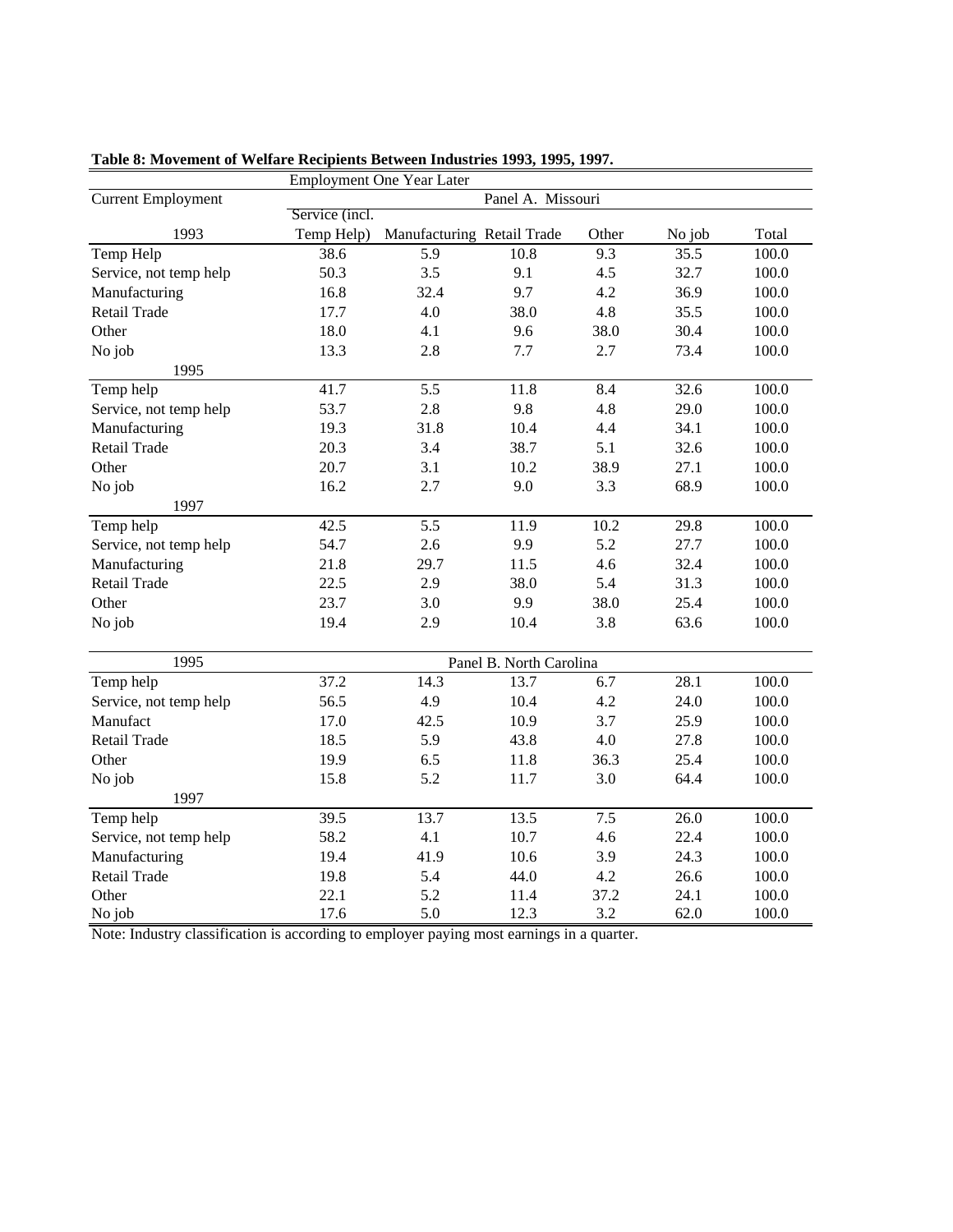**Table 8: Movement of Welfare Recipients Between Industries 1993, 1995, 1997.**

| Current Employment | Employment One Year Later | | | | | |
|---|---|---|---|---|---|---|
| | Panel A. Missouri | | | | | |
| 1993 | Service (incl. Temp Help) | Manufacturing | Retail Trade | Other | No job | Total |
| Temp Help | 38.6 | 5.9 | 10.8 | 9.3 | 35.5 | 100.0 |
| Service, not temp help | 50.3 | 3.5 | 9.1 | 4.5 | 32.7 | 100.0 |
| Manufacturing | 16.8 | 32.4 | 9.7 | 4.2 | 36.9 | 100.0 |
| Retail Trade | 17.7 | 4.0 | 38.0 | 4.8 | 35.5 | 100.0 |
| Other | 18.0 | 4.1 | 9.6 | 38.0 | 30.4 | 100.0 |
| No job | 13.3 | 2.8 | 7.7 | 2.7 | 73.4 | 100.0 |
| 1995 | | | | | | |
| Temp help | 41.7 | 5.5 | 11.8 | 8.4 | 32.6 | 100.0 |
| Service, not temp help | 53.7 | 2.8 | 9.8 | 4.8 | 29.0 | 100.0 |
| Manufacturing | 19.3 | 31.8 | 10.4 | 4.4 | 34.1 | 100.0 |
| Retail Trade | 20.3 | 3.4 | 38.7 | 5.1 | 32.6 | 100.0 |
| Other | 20.7 | 3.1 | 10.2 | 38.9 | 27.1 | 100.0 |
| No job | 16.2 | 2.7 | 9.0 | 3.3 | 68.9 | 100.0 |
| 1997 | | | | | | |
| Temp help | 42.5 | 5.5 | 11.9 | 10.2 | 29.8 | 100.0 |
| Service, not temp help | 54.7 | 2.6 | 9.9 | 5.2 | 27.7 | 100.0 |
| Manufacturing | 21.8 | 29.7 | 11.5 | 4.6 | 32.4 | 100.0 |
| Retail Trade | 22.5 | 2.9 | 38.0 | 5.4 | 31.3 | 100.0 |
| Other | 23.7 | 3.0 | 9.9 | 38.0 | 25.4 | 100.0 |
| No job | 19.4 | 2.9 | 10.4 | 3.8 | 63.6 | 100.0 |
| | Panel B. North Carolina | | | | | |
| 1995 | | | | | | |
| Temp help | 37.2 | 14.3 | 13.7 | 6.7 | 28.1 | 100.0 |
| Service, not temp help | 56.5 | 4.9 | 10.4 | 4.2 | 24.0 | 100.0 |
| Manufact | 17.0 | 42.5 | 10.9 | 3.7 | 25.9 | 100.0 |
| Retail Trade | 18.5 | 5.9 | 43.8 | 4.0 | 27.8 | 100.0 |
| Other | 19.9 | 6.5 | 11.8 | 36.3 | 25.4 | 100.0 |
| No job | 15.8 | 5.2 | 11.7 | 3.0 | 64.4 | 100.0 |
| 1997 | | | | | | |
| Temp help | 39.5 | 13.7 | 13.5 | 7.5 | 26.0 | 100.0 |
| Service, not temp help | 58.2 | 4.1 | 10.7 | 4.6 | 22.4 | 100.0 |
| Manufacturing | 19.4 | 41.9 | 10.6 | 3.9 | 24.3 | 100.0 |
| Retail Trade | 19.8 | 5.4 | 44.0 | 4.2 | 26.6 | 100.0 |
| Other | 22.1 | 5.2 | 11.4 | 37.2 | 24.1 | 100.0 |
| No job | 17.6 | 5.0 | 12.3 | 3.2 | 62.0 | 100.0 |

Note: Industry classification is according to employer paying most earnings in a quarter.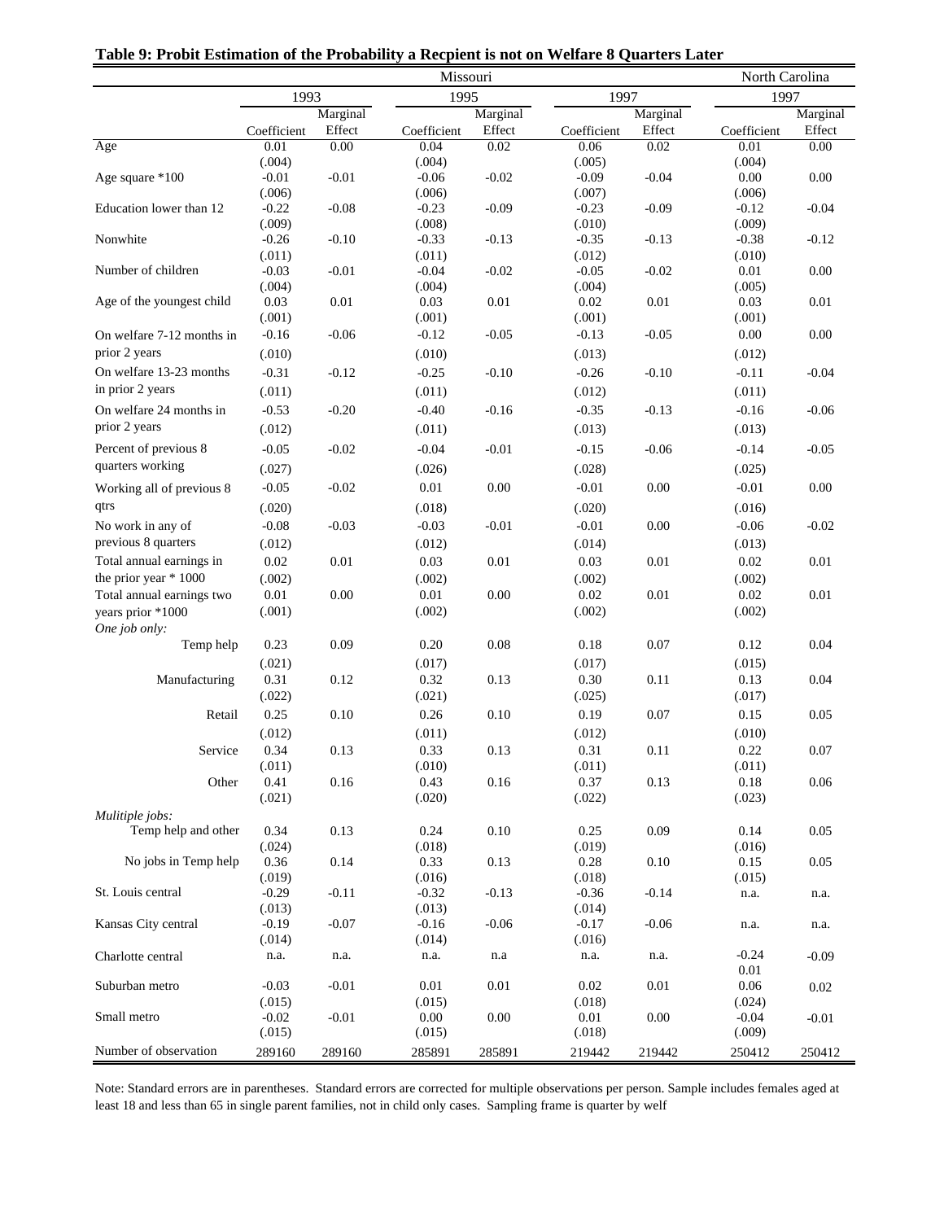**Table 9: Probit Estimation of the Probability a Recpient is not on Welfare 8 Quarters Later**

| | Missouri | | | | | | North Carolina | |
|---|---|---|---|---|---|---|---|---|
| | 1993 | | 1995 | | 1997 | | 1997 | |
| | Coefficient | Marginal Effect | Coefficient | Marginal Effect | Coefficient | Marginal Effect | Coefficient | Marginal Effect |
| Age | 0.01 | 0.00 | 0.04 | 0.02 | 0.06 | 0.02 | 0.01 | 0.00 |
| | (.004) | | (.004) | | (.005) | | (.004) | |
| Age square *100 | -0.01 | -0.01 | -0.06 | -0.02 | -0.09 | -0.04 | 0.00 | 0.00 |
| | (.006) | | (.006) | | (.007) | | (.006) | |
| Education lower than 12 | -0.22 | -0.08 | -0.23 | -0.09 | -0.23 | -0.09 | -0.12 | -0.04 |
| | (.009) | | (.008) | | (.010) | | (.009) | |
| Nonwhite | -0.26 | -0.10 | -0.33 | -0.13 | -0.35 | -0.13 | -0.38 | -0.12 |
| | (.011) | | (.011) | | (.012) | | (.010) | |
| Number of children | -0.03 | -0.01 | -0.04 | -0.02 | -0.05 | -0.02 | 0.01 | 0.00 |
| | (.004) | | (.004) | | (.004) | | (.005) | |
| Age of the youngest child | 0.03 | 0.01 | 0.03 | 0.01 | 0.02 | 0.01 | 0.03 | 0.01 |
| | (.001) | | (.001) | | (.001) | | (.001) | |
| On welfare 7-12 months in prior 2 years | -0.16 | -0.06 | -0.12 | -0.05 | -0.13 | -0.05 | 0.00 | 0.00 |
| | (.010) | | (.010) | | (.013) | | (.012) | |
| On welfare 13-23 months in prior 2 years | -0.31 | -0.12 | -0.25 | -0.10 | -0.26 | -0.10 | -0.11 | -0.04 |
| | (.011) | | (.011) | | (.012) | | (.011) | |
| On welfare 24 months in prior 2 years | -0.53 | -0.20 | -0.40 | -0.16 | -0.35 | -0.13 | -0.16 | -0.06 |
| | (.012) | | (.011) | | (.013) | | (.013) | |
| Percent of previous 8 quarters working | -0.05 | -0.02 | -0.04 | -0.01 | -0.15 | -0.06 | -0.14 | -0.05 |
| | (.027) | | (.026) | | (.028) | | (.025) | |
| Working all of previous 8 qtrs | -0.05 | -0.02 | 0.01 | 0.00 | -0.01 | 0.00 | -0.01 | 0.00 |
| | (.020) | | (.018) | | (.020) | | (.016) | |
| No work in any of previous 8 quarters | -0.08 | -0.03 | -0.03 | -0.01 | -0.01 | 0.00 | -0.06 | -0.02 |
| | (.012) | | (.012) | | (.014) | | (.013) | |
| Total annual earnings in the prior year * 1000 | 0.02 | 0.01 | 0.03 | 0.01 | 0.03 | 0.01 | 0.02 | 0.01 |
| | (.002) | | (.002) | | (.002) | | (.002) | |
| Total annual earnings two years prior *1000 | 0.01 | 0.00 | 0.01 | 0.00 | 0.02 | 0.01 | 0.02 | 0.01 |
| | (.001) | | (.002) | | (.002) | | (.002) | |
| *One job only:* | | | | | | | | |
| Temp help | 0.23 | 0.09 | 0.20 | 0.08 | 0.18 | 0.07 | 0.12 | 0.04 |
| | (.021) | | (.017) | | (.017) | | (.015) | |
| Manufacturing | 0.31 | 0.12 | 0.32 | 0.13 | 0.30 | 0.11 | 0.13 | 0.04 |
| | (.022) | | (.021) | | (.025) | | (.017) | |
| Retail | 0.25 | 0.10 | 0.26 | 0.10 | 0.19 | 0.07 | 0.15 | 0.05 |
| | (.012) | | (.011) | | (.012) | | (.010) | |
| Service | 0.34 | 0.13 | 0.33 | 0.13 | 0.31 | 0.11 | 0.22 | 0.07 |
| | (.011) | | (.010) | | (.011) | | (.011) | |
| Other | 0.41 | 0.16 | 0.43 | 0.16 | 0.37 | 0.13 | 0.18 | 0.06 |
| | (.021) | | (.020) | | (.022) | | (.023) | |
| *Mulitiple jobs:* | | | | | | | | |
| Temp help and other | 0.34 | 0.13 | 0.24 | 0.10 | 0.25 | 0.09 | 0.14 | 0.05 |
| | (.024) | | (.018) | | (.019) | | (.016) | |
| No jobs in Temp help | 0.36 | 0.14 | 0.33 | 0.13 | 0.28 | 0.10 | 0.15 | 0.05 |
| | (.019) | | (.016) | | (.018) | | (.015) | |
| St. Louis central | -0.29 | -0.11 | -0.32 | -0.13 | -0.36 | -0.14 | n.a. | n.a. |
| | (.013) | | (.013) | | (.014) | | | |
| Kansas City central | -0.19 | -0.07 | -0.16 | -0.06 | -0.17 | -0.06 | n.a. | n.a. |
| | (.014) | | (.014) | | (.016) | | | |
| Charlotte central | n.a. | n.a. | n.a. | n.a | n.a. | n.a. | -0.24 | -0.09 |
| | | | | | | | 0.01 | |
| Suburban metro | -0.03 | -0.01 | 0.01 | 0.01 | 0.02 | 0.01 | 0.06 | 0.02 |
| | (.015) | | (.015) | | (.018) | | (.024) | |
| Small metro | -0.02 | -0.01 | 0.00 | 0.00 | 0.01 | 0.00 | -0.04 | -0.01 |
| | (.015) | | (.015) | | (.018) | | (.009) | |
| Number of observation | 289160 | 289160 | 285891 | 285891 | 219442 | 219442 | 250412 | 250412 |

Note: Standard errors are in parentheses. Standard errors are corrected for multiple observations per person. Sample includes females aged at least 18 and less than 65 in single parent families, not in child only cases. Sampling frame is quarter by welf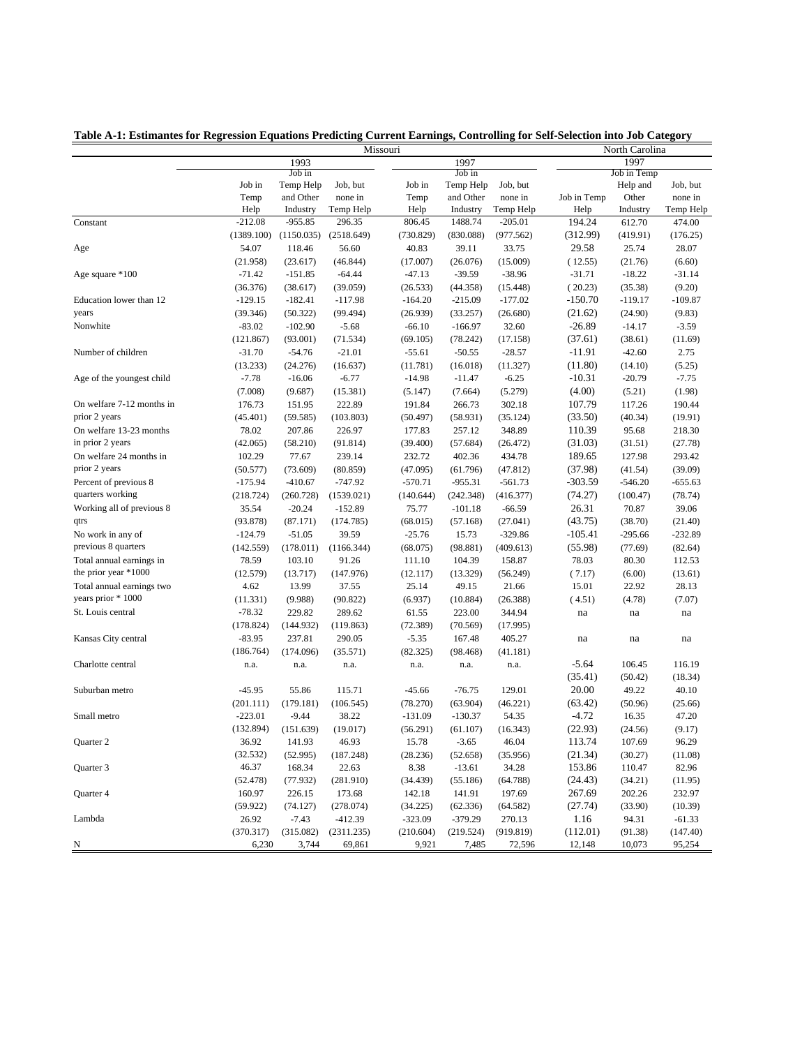**Table A-1: Estimantes for Regression Equations Predicting Current Earnings, Controlling for Self-Selection into Job Category**

| | Missouri | | | | | | North Carolina | | |
|---|---|---|---|---|---|---|---|---|---|
| | 1993 | | | 1997 | | | 1997 | | |
| | Job in Temp Help | Job in Temp Help and Other Industry | Job, but none in Temp Help | Job in Temp Help | Job in Temp Help and Other Industry | Job, but none in Temp Help | Job in Temp Help | Job in Temp Help and Other Industry | Job, but none in Temp Help |
| Constant | -212.08 | -955.85 | 296.35 | 806.45 | 1488.74 | -205.01 | 194.24 | 612.70 | 474.00 |
| | (1389.100) | (1150.035) | (2518.649) | (730.829) | (830.088) | (977.562) | (312.99) | (419.91) | (176.25) |
| Age | 54.07 | 118.46 | 56.60 | 40.83 | 39.11 | 33.75 | 29.58 | 25.74 | 28.07 |
| | (21.958) | (23.617) | (46.844) | (17.007) | (26.076) | (15.009) | ( 12.55) | (21.76) | (6.60) |
| Age square *100 | -71.42 | -151.85 | -64.44 | -47.13 | -39.59 | -38.96 | -31.71 | -18.22 | -31.14 |
| | (36.376) | (38.617) | (39.059) | (26.533) | (44.358) | (15.448) | ( 20.23) | (35.38) | (9.20) |
| Education lower than 12 years | -129.15 | -182.41 | -117.98 | -164.20 | -215.09 | -177.02 | -150.70 | -119.17 | -109.87 |
| | (39.346) | (50.322) | (99.494) | (26.939) | (33.257) | (26.680) | (21.62) | (24.90) | (9.83) |
| Nonwhite | -83.02 | -102.90 | -5.68 | -66.10 | -166.97 | 32.60 | -26.89 | -14.17 | -3.59 |
| | (121.867) | (93.001) | (71.534) | (69.105) | (78.242) | (17.158) | (37.61) | (38.61) | (11.69) |
| Number of children | -31.70 | -54.76 | -21.01 | -55.61 | -50.55 | -28.57 | -11.91 | -42.60 | 2.75 |
| | (13.233) | (24.276) | (16.637) | (11.781) | (16.018) | (11.327) | (11.80) | (14.10) | (5.25) |
| Age of the youngest child | -7.78 | -16.06 | -6.77 | -14.98 | -11.47 | -6.25 | -10.31 | -20.79 | -7.75 |
| | (7.008) | (9.687) | (15.381) | (5.147) | (7.664) | (5.279) | (4.00) | (5.21) | (1.98) |
| On welfare 7-12 months in prior 2 years | 176.73 | 151.95 | 222.89 | 191.84 | 266.73 | 302.18 | 107.79 | 117.26 | 190.44 |
| | (45.401) | (59.585) | (103.803) | (50.497) | (58.931) | (35.124) | (33.50) | (40.34) | (19.91) |
| On welfare 13-23 months in prior 2 years | 78.02 | 207.86 | 226.97 | 177.83 | 257.12 | 348.89 | 110.39 | 95.68 | 218.30 |
| | (42.065) | (58.210) | (91.814) | (39.400) | (57.684) | (26.472) | (31.03) | (31.51) | (27.78) |
| On welfare 24 months in prior 2 years | 102.29 | 77.67 | 239.14 | 232.72 | 402.36 | 434.78 | 189.65 | 127.98 | 293.42 |
| | (50.577) | (73.609) | (80.859) | (47.095) | (61.796) | (47.812) | (37.98) | (41.54) | (39.09) |
| Percent of previous 8 quarters working | -175.94 | -410.67 | -747.92 | -570.71 | -955.31 | -561.73 | -303.59 | -546.20 | -655.63 |
| | (218.724) | (260.728) | (1539.021) | (140.644) | (242.348) | (416.377) | (74.27) | (100.47) | (78.74) |
| Working all of previous 8 qtrs | 35.54 | -20.24 | -152.89 | 75.77 | -101.18 | -66.59 | 26.31 | 70.87 | 39.06 |
| | (93.878) | (87.171) | (174.785) | (68.015) | (57.168) | (27.041) | (43.75) | (38.70) | (21.40) |
| No work in any of previous 8 quarters | -124.79 | -51.05 | 39.59 | -25.76 | 15.73 | -329.86 | -105.41 | -295.66 | -232.89 |
| | (142.559) | (178.011) | (1166.344) | (68.075) | (98.881) | (409.613) | (55.98) | (77.69) | (82.64) |
| Total annual earnings in the prior year *1000 | 78.59 | 103.10 | 91.26 | 111.10 | 104.39 | 158.87 | 78.03 | 80.30 | 112.53 |
| | (12.579) | (13.717) | (147.976) | (12.117) | (13.329) | (56.249) | ( 7.17) | (6.00) | (13.61) |
| Total annual earnings two years prior * 1000 | 4.62 | 13.99 | 37.55 | 25.14 | 49.15 | 21.66 | 15.01 | 22.92 | 28.13 |
| | (11.331) | (9.988) | (90.822) | (6.937) | (10.884) | (26.388) | ( 4.51) | (4.78) | (7.07) |
| St. Louis central | -78.32 | 229.82 | 289.62 | 61.55 | 223.00 | 344.94 | na | na | na |
| | (178.824) | (144.932) | (119.863) | (72.389) | (70.569) | (17.995) | | | |
| Kansas City central | -83.95 | 237.81 | 290.05 | -5.35 | 167.48 | 405.27 | na | na | na |
| | (186.764) | (174.096) | (35.571) | (82.325) | (98.468) | (41.181) | | | |
| Charlotte central | n.a. | n.a. | n.a. | n.a. | n.a. | n.a. | -5.64 | 106.45 | 116.19 |
| | | | | | | | (35.41) | (50.42) | (18.34) |
| Suburban metro | -45.95 | 55.86 | 115.71 | -45.66 | -76.75 | 129.01 | 20.00 | 49.22 | 40.10 |
| | (201.111) | (179.181) | (106.545) | (78.270) | (63.904) | (46.221) | (63.42) | (50.96) | (25.66) |
| Small metro | -223.01 | -9.44 | 38.22 | -131.09 | -130.37 | 54.35 | -4.72 | 16.35 | 47.20 |
| | (132.894) | (151.639) | (19.017) | (56.291) | (61.107) | (16.343) | (22.93) | (24.56) | (9.17) |
| Quarter 2 | 36.92 | 141.93 | 46.93 | 15.78 | -3.65 | 46.04 | 113.74 | 107.69 | 96.29 |
| | (32.532) | (52.995) | (187.248) | (28.236) | (52.658) | (35.956) | (21.34) | (30.27) | (11.08) |
| Quarter 3 | 46.37 | 168.34 | 22.63 | 8.38 | -13.61 | 34.28 | 153.86 | 110.47 | 82.96 |
| | (52.478) | (77.932) | (281.910) | (34.439) | (55.186) | (64.788) | (24.43) | (34.21) | (11.95) |
| Quarter 4 | 160.97 | 226.15 | 173.68 | 142.18 | 141.91 | 197.69 | 267.69 | 202.26 | 232.97 |
| | (59.922) | (74.127) | (278.074) | (34.225) | (62.336) | (64.582) | (27.74) | (33.90) | (10.39) |
| Lambda | 26.92 | -7.43 | -412.39 | -323.09 | -379.29 | 270.13 | 1.16 | 94.31 | -61.33 |
| | (370.317) | (315.082) | (2311.235) | (210.604) | (219.524) | (919.819) | (112.01) | (91.38) | (147.40) |
| N | 6,230 | 3,744 | 69,861 | 9,921 | 7,485 | 72,596 | 12,148 | 10,073 | 95,254 |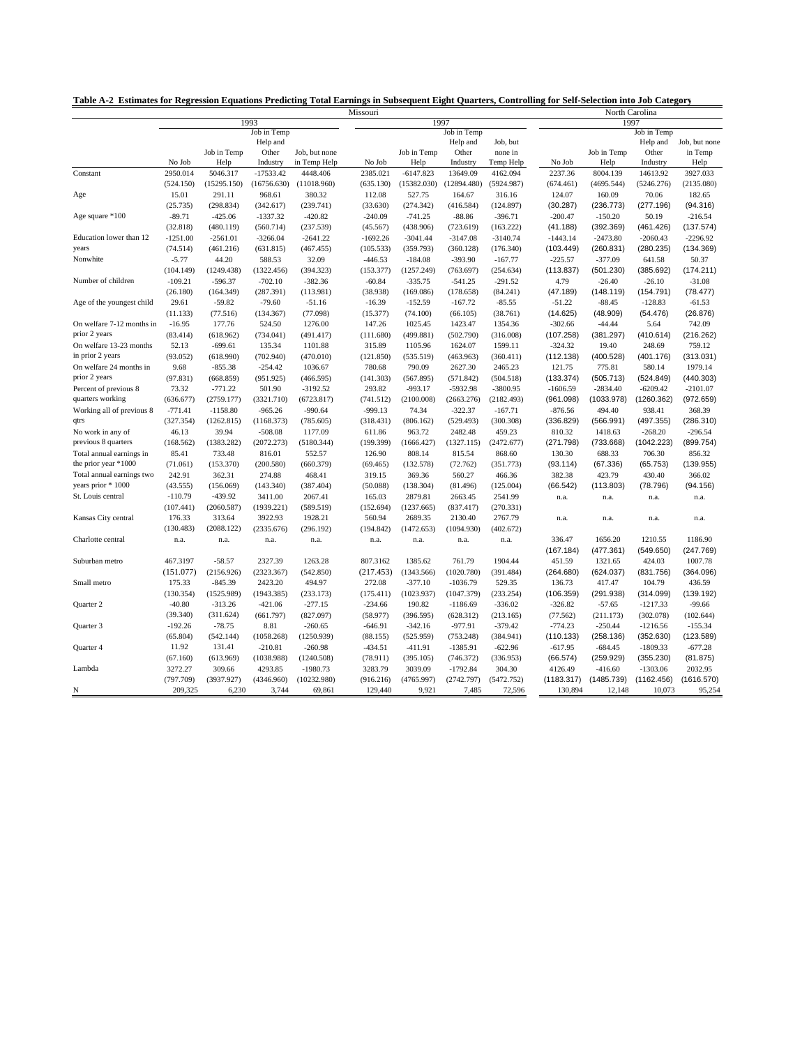**Table A-2 Estimates for Regression Equations Predicting Total Earnings in Subsequent Eight Quarters, Controlling for Self-Selection into Job Category**

| | Missouri | | | | | | | | North Carolina | | | |
|---|---|---|---|---|---|---|---|---|---|---|---|---|
| | 1993 | | | | 1997 | | | | 1997 | | | |
| | No Job | Job in Temp Help | Job in Temp Help and Other Industry | Job, but none in Temp Help | No Job | Job in Temp Help | Job in Temp Help and Other Industry | Job, but none in Temp Help | No Job | Job in Temp Help | Job in Temp Help and Other Industry | Job, but none in Temp Help |
| Constant | 2950.014 | 5046.317 | -17533.42 | 4448.406 | 2385.021 | -6147.823 | 13649.09 | 4162.094 | 2237.36 | 8004.139 | 14613.92 | 3927.033 |
| | (524.150) | (15295.150) | (16756.630) | (11018.960) | (635.130) | (15382.030) | (12894.480) | (5924.987) | (674.461) | (4695.544) | (5246.276) | (2135.080) |
| Age | 15.01 | 291.11 | 968.61 | 380.32 | 112.08 | 527.75 | 164.67 | 316.16 | 124.07 | 160.09 | 70.06 | 182.65 |
| | (25.735) | (298.834) | (342.617) | (239.741) | (33.630) | (274.342) | (416.584) | (124.897) | (30.287) | (236.773) | (277.196) | (94.316) |
| Age square *100 | -89.71 | -425.06 | -1337.32 | -420.82 | -240.09 | -741.25 | -88.86 | -396.71 | -200.47 | -150.20 | 50.19 | -216.54 |
| | (32.818) | (480.119) | (560.714) | (237.539) | (45.567) | (438.906) | (723.619) | (163.222) | (41.188) | (392.369) | (461.426) | (137.574) |
| Education lower than 12 years | -1251.00 | -2561.01 | -3266.04 | -2641.22 | -1692.26 | -3041.44 | -3147.08 | -3140.74 | -1443.14 | -2473.80 | -2060.43 | -2296.92 |
| | (74.514) | (461.216) | (631.815) | (467.455) | (105.533) | (359.793) | (360.128) | (176.340) | (103.449) | (260.831) | (280.235) | (134.369) |
| Nonwhite | -5.77 | 44.20 | 588.53 | 32.09 | -446.53 | -184.08 | -393.90 | -167.77 | -225.57 | -377.09 | 641.58 | 50.37 |
| | (104.149) | (1249.438) | (1322.456) | (394.323) | (153.377) | (1257.249) | (763.697) | (254.634) | (113.837) | (501.230) | (385.692) | (174.211) |
| Number of children | -109.21 | -596.37 | -702.10 | -382.36 | -60.84 | -335.75 | -541.25 | -291.52 | 4.79 | -26.40 | -26.10 | -31.08 |
| | (26.180) | (164.349) | (287.391) | (113.981) | (38.938) | (169.086) | (178.658) | (84.241) | (47.189) | (148.119) | (154.791) | (78.477) |
| Age of the youngest child | 29.61 | -59.82 | -79.60 | -51.16 | -16.39 | -152.59 | -167.72 | -85.55 | -51.22 | -88.45 | -128.83 | -61.53 |
| | (11.133) | (77.516) | (134.367) | (77.098) | (15.377) | (74.100) | (66.105) | (38.761) | (14.625) | (48.909) | (54.476) | (26.876) |
| On welfare 7-12 months in prior 2 years | -16.95 | 177.76 | 524.50 | 1276.00 | 147.26 | 1025.45 | 1423.47 | 1354.36 | -302.66 | -44.44 | 5.64 | 742.09 |
| | (83.414) | (618.962) | (734.041) | (491.417) | (111.680) | (499.881) | (502.790) | (316.008) | (107.258) | (381.297) | (410.614) | (216.262) |
| On welfare 13-23 months in prior 2 years | 52.13 | -699.61 | 135.34 | 1101.88 | 315.89 | 1105.96 | 1624.07 | 1599.11 | -324.32 | 19.40 | 248.69 | 759.12 |
| | (93.052) | (618.990) | (702.940) | (470.010) | (121.850) | (535.519) | (463.963) | (360.411) | (112.138) | (400.528) | (401.176) | (313.031) |
| On welfare 24 months in prior 2 years | 9.68 | -855.38 | -254.42 | 1036.67 | 780.68 | 790.09 | 2627.30 | 2465.23 | 121.75 | 775.81 | 580.14 | 1979.14 |
| | (97.831) | (668.859) | (951.925) | (466.595) | (141.303) | (567.895) | (571.842) | (504.518) | (133.374) | (505.713) | (524.849) | (440.303) |
| Percent of previous 8 quarters working | 73.32 | -771.22 | 501.90 | -3192.52 | 293.82 | -993.17 | -5932.98 | -3800.95 | -1606.59 | -2834.40 | -6209.42 | -2101.07 |
| | (636.677) | (2759.177) | (3321.710) | (6723.817) | (741.512) | (2100.008) | (2663.276) | (2182.493) | (961.098) | (1033.978) | (1260.362) | (972.659) |
| Working all of previous 8 qtrs | -771.41 | -1158.80 | -965.26 | -990.64 | -999.13 | 74.34 | -322.37 | -167.71 | -876.56 | 494.40 | 938.41 | 368.39 |
| | (327.354) | (1262.815) | (1168.373) | (785.605) | (318.431) | (806.162) | (529.493) | (300.308) | (336.829) | (566.991) | (497.355) | (286.310) |
| No work in any of previous 8 quarters | 46.13 | 39.94 | -508.08 | 1177.09 | 611.86 | 963.72 | 2482.48 | 459.23 | 810.32 | 1418.63 | -268.20 | -296.54 |
| | (168.562) | (1383.282) | (2072.273) | (5180.344) | (199.399) | (1666.427) | (1327.115) | (2472.677) | (271.798) | (733.668) | (1042.223) | (899.754) |
| Total annual earnings in the prior year *1000 | 85.41 | 733.48 | 816.01 | 552.57 | 126.90 | 808.14 | 815.54 | 868.60 | 130.30 | 688.33 | 706.30 | 856.32 |
| | (71.061) | (153.370) | (200.580) | (660.379) | (69.465) | (132.578) | (72.762) | (351.773) | (93.114) | (67.336) | (65.753) | (139.955) |
| Total annual earnings two years prior * 1000 | 242.91 | 362.31 | 274.88 | 468.41 | 319.15 | 369.36 | 560.27 | 466.36 | 382.38 | 423.79 | 430.40 | 366.02 |
| | (43.555) | (156.069) | (143.340) | (387.404) | (50.088) | (138.304) | (81.496) | (125.004) | (66.542) | (113.803) | (78.796) | (94.156) |
| St. Louis central | -110.79 | -439.92 | 3411.00 | 2067.41 | 165.03 | 2879.81 | 2663.45 | 2541.99 | n.a. | n.a. | n.a. | n.a. |
| | (107.441) | (2060.587) | (1939.221) | (589.519) | (152.694) | (1237.665) | (837.417) | (270.331) | | | | |
| Kansas City central | 176.33 | 313.64 | 3922.93 | 1928.21 | 560.94 | 2689.35 | 2130.40 | 2767.79 | n.a. | n.a. | n.a. | n.a. |
| | (130.483) | (2088.122) | (2335.676) | (296.192) | (194.842) | (1472.653) | (1094.930) | (402.672) | | | | |
| Charlotte central | n.a. | n.a. | n.a. | n.a. | n.a. | n.a. | n.a. | n.a. | 336.47 | 1656.20 | 1210.55 | 1186.90 |
| | | | | | | | | | (167.184) | (477.361) | (549.650) | (247.769) |
| Suburban metro | 467.3197 | -58.57 | 2327.39 | 1263.28 | 807.3162 | 1385.62 | 761.79 | 1904.44 | 451.59 | 1321.65 | 424.03 | 1007.78 |
| | (151.077) | (2156.926) | (2323.367) | (542.850) | (217.453) | (1343.566) | (1020.780) | (391.484) | (264.680) | (624.037) | (831.756) | (364.096) |
| Small metro | 175.33 | -845.39 | 2423.20 | 494.97 | 272.08 | -377.10 | -1036.79 | 529.35 | 136.73 | 417.47 | 104.79 | 436.59 |
| | (130.354) | (1525.989) | (1943.385) | (233.173) | (175.411) | (1023.937) | (1047.379) | (233.254) | (106.359) | (291.938) | (314.099) | (139.192) |
| Quarter 2 | -40.80 | -313.26 | -421.06 | -277.15 | -234.66 | 190.82 | -1186.69 | -336.02 | -326.82 | -57.65 | -1217.33 | -99.66 |
| | (39.340) | (311.624) | (661.797) | (827.097) | (58.977) | (396.595) | (628.312) | (213.165) | (77.562) | (211.173) | (302.078) | (102.644) |
| Quarter 3 | -192.26 | -78.75 | 8.81 | -260.65 | -646.91 | -342.16 | -977.91 | -379.42 | -774.23 | -250.44 | -1216.56 | -155.34 |
| | (65.804) | (542.144) | (1058.268) | (1250.939) | (88.155) | (525.959) | (753.488) | (384.941) | (110.133) | (258.136) | (352.630) | (123.589) |
| Quarter 4 | 11.92 | 131.41 | -210.81 | -260.98 | -434.51 | -411.91 | -1385.91 | -622.96 | -617.95 | -684.45 | -1809.33 | -201.05 |
| | (67.160) | (613.969) | (1038.988) | (1240.508) | (78.911) | (395.105) | (746.372) | (336.953) | (66.574) | (259.929) | (355.230) | (81.875) |
| Lambda | 3272.27 | 309.66 | 4293.85 | -1980.73 | 3283.79 | 3039.09 | -1792.84 | 304.30 | 4126.49 | -416.60 | -1303.06 | 2032.95 |
| | (797.709) | (3937.927) | (4346.960) | (10232.980) | (916.216) | (4765.997) | (2742.797) | (5472.752) | (1183.317) | (1485.739) | (1162.456) | (1616.570) |
| N | 209,325 | 6,230 | 3,744 | 69,861 | 129,440 | 9,921 | 7,485 | 72,596 | 130,894 | 12,148 | 10,073 | 95,254 |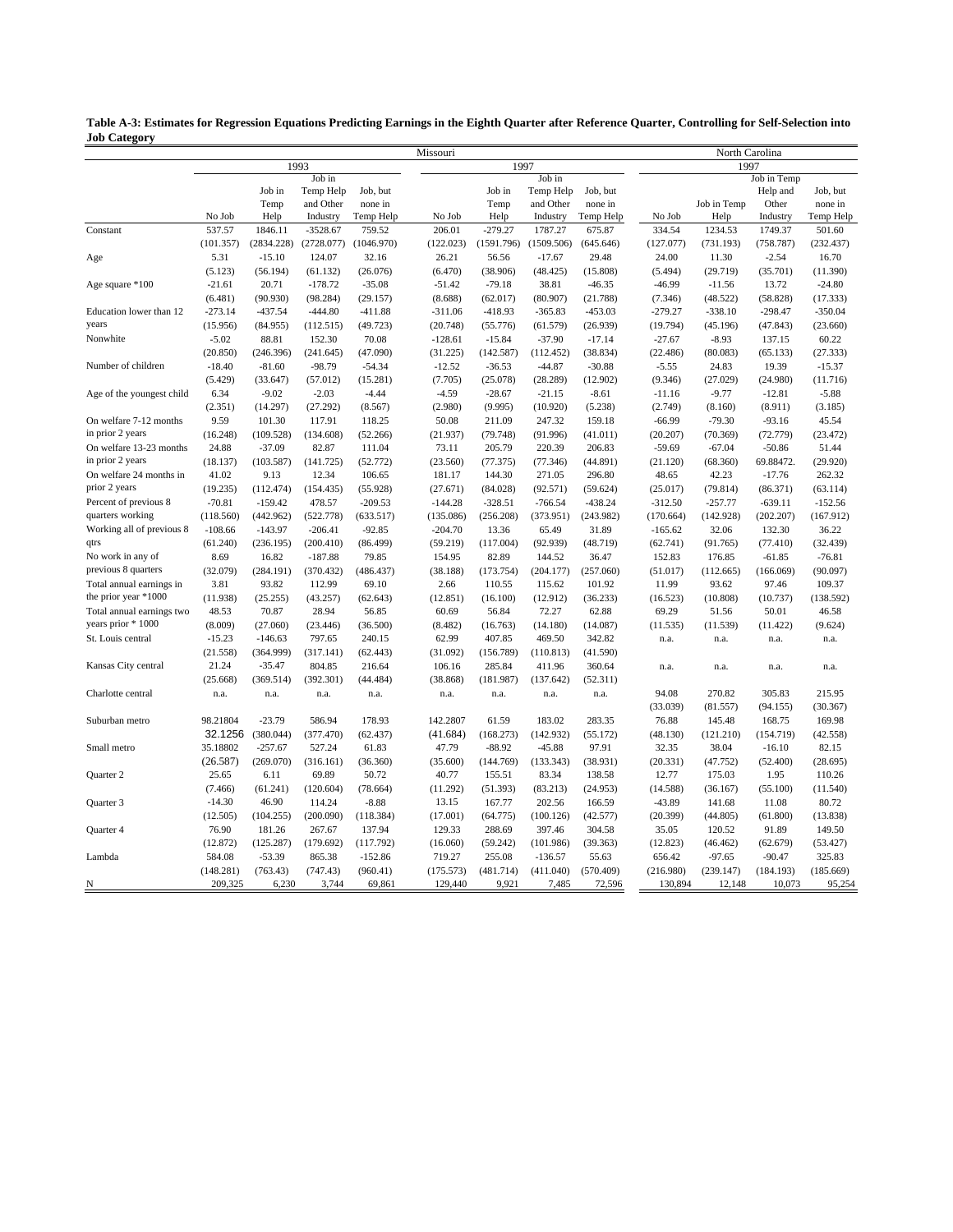**Table A-3: Estimates for Regression Equations Predicting Earnings in the Eighth Quarter after Reference Quarter, Controlling for Self-Selection into Job Category**

| | Missouri | | | | | | | | North Carolina | | | |
|---|---|---|---|---|---|---|---|---|---|---|---|---|
| | 1993 | | | | 1997 | | | | 1997 | | | |
| | No Job | Job in Temp Help | Job in Temp Help and Other Industry | Job, but none in Temp Help | No Job | Job in Temp Help | Job in Temp Help and Other Industry | Job, but none in Temp Help | No Job | Job in Temp Help | Job in Temp Help and Other Industry | Job, but none in Temp Help |
| Constant | 537.57 | 1846.11 | -3528.67 | 759.52 | 206.01 | -279.27 | 1787.27 | 675.87 | 334.54 | 1234.53 | 1749.37 | 501.60 |
| | (101.357) | (2834.228) | (2728.077) | (1046.970) | (122.023) | (1591.796) | (1509.506) | (645.646) | (127.077) | (731.193) | (758.787) | (232.437) |
| Age | 5.31 | -15.10 | 124.07 | 32.16 | 26.21 | 56.56 | -17.67 | 29.48 | 24.00 | 11.30 | -2.54 | 16.70 |
| | (5.123) | (56.194) | (61.132) | (26.076) | (6.470) | (38.906) | (48.425) | (15.808) | (5.494) | (29.719) | (35.701) | (11.390) |
| Age square *100 | -21.61 | 20.71 | -178.72 | -35.08 | -51.42 | -79.18 | 38.81 | -46.35 | -46.99 | -11.56 | 13.72 | -24.80 |
| | (6.481) | (90.930) | (98.284) | (29.157) | (8.688) | (62.017) | (80.907) | (21.788) | (7.346) | (48.522) | (58.828) | (17.333) |
| Education lower than 12 years | -273.14 | -437.54 | -444.80 | -411.88 | -311.06 | -418.93 | -365.83 | -453.03 | -279.27 | -338.10 | -298.47 | -350.04 |
| | (15.956) | (84.955) | (112.515) | (49.723) | (20.748) | (55.776) | (61.579) | (26.939) | (19.794) | (45.196) | (47.843) | (23.660) |
| Nonwhite | -5.02 | 88.81 | 152.30 | 70.08 | -128.61 | -15.84 | -37.90 | -17.14 | -27.67 | -8.93 | 137.15 | 60.22 |
| | (20.850) | (246.396) | (241.645) | (47.090) | (31.225) | (142.587) | (112.452) | (38.834) | (22.486) | (80.083) | (65.133) | (27.333) |
| Number of children | -18.40 | -81.60 | -98.79 | -54.34 | -12.52 | -36.53 | -44.87 | -30.88 | -5.55 | 24.83 | 19.39 | -15.37 |
| | (5.429) | (33.647) | (57.012) | (15.281) | (7.705) | (25.078) | (28.289) | (12.902) | (9.346) | (27.029) | (24.980) | (11.716) |
| Age of the youngest child | 6.34 | -9.02 | -2.03 | -4.44 | -4.59 | -28.67 | -21.15 | -8.61 | -11.16 | -9.77 | -12.81 | -5.88 |
| | (2.351) | (14.297) | (27.292) | (8.567) | (2.980) | (9.995) | (10.920) | (5.238) | (2.749) | (8.160) | (8.911) | (3.185) |
| On welfare 7-12 months in prior 2 years | 9.59 | 101.30 | 117.91 | 118.25 | 50.08 | 211.09 | 247.32 | 159.18 | -66.99 | -79.30 | -93.16 | 45.54 |
| | (16.248) | (109.528) | (134.608) | (52.266) | (21.937) | (79.748) | (91.996) | (41.011) | (20.207) | (70.369) | (72.779) | (23.472) |
| On welfare 13-23 months in prior 2 years | 24.88 | -37.09 | 82.87 | 111.04 | 73.11 | 205.79 | 220.39 | 206.83 | -59.69 | -67.04 | -50.86 | 51.44 |
| | (18.137) | (103.587) | (141.725) | (52.772) | (23.560) | (77.375) | (77.346) | (44.891) | (21.120) | (68.360) | 69.88472. | (29.920) |
| On welfare 24 months in prior 2 years | 41.02 | 9.13 | 12.34 | 106.65 | 181.17 | 144.30 | 271.05 | 296.80 | 48.65 | 42.23 | -17.76 | 262.32 |
| | (19.235) | (112.474) | (154.435) | (55.928) | (27.671) | (84.028) | (92.571) | (59.624) | (25.017) | (79.814) | (86.371) | (63.114) |
| Percent of previous 8 quarters working | -70.81 | -159.42 | 478.57 | -209.53 | -144.28 | -328.51 | -766.54 | -438.24 | -312.50 | -257.77 | -639.11 | -152.56 |
| | (118.560) | (442.962) | (522.778) | (633.517) | (135.086) | (256.208) | (373.951) | (243.982) | (170.664) | (142.928) | (202.207) | (167.912) |
| Working all of previous 8 qtrs | -108.66 | -143.97 | -206.41 | -92.85 | -204.70 | 13.36 | 65.49 | 31.89 | -165.62 | 32.06 | 132.30 | 36.22 |
| | (61.240) | (236.195) | (200.410) | (86.499) | (59.219) | (117.004) | (92.939) | (48.719) | (62.741) | (91.765) | (77.410) | (32.439) |
| No work in any of previous 8 quarters | 8.69 | 16.82 | -187.88 | 79.85 | 154.95 | 82.89 | 144.52 | 36.47 | 152.83 | 176.85 | -61.85 | -76.81 |
| | (32.079) | (284.191) | (370.432) | (486.437) | (38.188) | (173.754) | (204.177) | (257.060) | (51.017) | (112.665) | (166.069) | (90.097) |
| Total annual earnings in the prior year *1000 | 3.81 | 93.82 | 112.99 | 69.10 | 2.66 | 110.55 | 115.62 | 101.92 | 11.99 | 93.62 | 97.46 | 109.37 |
| | (11.938) | (25.255) | (43.257) | (62.643) | (12.851) | (16.100) | (12.912) | (36.233) | (16.523) | (10.808) | (10.737) | (138.592) |
| Total annual earnings two years prior * 1000 | 48.53 | 70.87 | 28.94 | 56.85 | 60.69 | 56.84 | 72.27 | 62.88 | 69.29 | 51.56 | 50.01 | 46.58 |
| | (8.009) | (27.060) | (23.446) | (36.500) | (8.482) | (16.763) | (14.180) | (14.087) | (11.535) | (11.539) | (11.422) | (9.624) |
| St. Louis central | -15.23 | -146.63 | 797.65 | 240.15 | 62.99 | 407.85 | 469.50 | 342.82 | n.a. | n.a. | n.a. | n.a. |
| | (21.558) | (364.999) | (317.141) | (62.443) | (31.092) | (156.789) | (110.813) | (41.590) | | | | |
| Kansas City central | 21.24 | -35.47 | 804.85 | 216.64 | 106.16 | 285.84 | 411.96 | 360.64 | n.a. | n.a. | n.a. | n.a. |
| | (25.668) | (369.514) | (392.301) | (44.484) | (38.868) | (181.987) | (137.642) | (52.311) | | | | |
| Charlotte central | n.a. | n.a. | n.a. | n.a. | n.a. | n.a. | n.a. | n.a. | 94.08 | 270.82 | 305.83 | 215.95 |
| | | | | | | | | | (33.039) | (81.557) | (94.155) | (30.367) |
| Suburban metro | 98.21804 | -23.79 | 586.94 | 178.93 | 142.2807 | 61.59 | 183.02 | 283.35 | 76.88 | 145.48 | 168.75 | 169.98 |
| | 32.1256 | (380.044) | (377.470) | (62.437) | (41.684) | (168.273) | (142.932) | (55.172) | (48.130) | (121.210) | (154.719) | (42.558) |
| Small metro | 35.18802 | -257.67 | 527.24 | 61.83 | 47.79 | -88.92 | -45.88 | 97.91 | 32.35 | 38.04 | -16.10 | 82.15 |
| | (26.587) | (269.070) | (316.161) | (36.360) | (35.600) | (144.769) | (133.343) | (38.931) | (20.331) | (47.752) | (52.400) | (28.695) |
| Quarter 2 | 25.65 | 6.11 | 69.89 | 50.72 | 40.77 | 155.51 | 83.34 | 138.58 | 12.77 | 175.03 | 1.95 | 110.26 |
| | (7.466) | (61.241) | (120.604) | (78.664) | (11.292) | (51.393) | (83.213) | (24.953) | (14.588) | (36.167) | (55.100) | (11.540) |
| Quarter 3 | -14.30 | 46.90 | 114.24 | -8.88 | 13.15 | 167.77 | 202.56 | 166.59 | -43.89 | 141.68 | 11.08 | 80.72 |
| | (12.505) | (104.255) | (200.090) | (118.384) | (17.001) | (64.775) | (100.126) | (42.577) | (20.399) | (44.805) | (61.800) | (13.838) |
| Quarter 4 | 76.90 | 181.26 | 267.67 | 137.94 | 129.33 | 288.69 | 397.46 | 304.58 | 35.05 | 120.52 | 91.89 | 149.50 |
| | (12.872) | (125.287) | (179.692) | (117.792) | (16.060) | (59.242) | (101.986) | (39.363) | (12.823) | (46.462) | (62.679) | (53.427) |
| Lambda | 584.08 | -53.39 | 865.38 | -152.86 | 719.27 | 255.08 | -136.57 | 55.63 | 656.42 | -97.65 | -90.47 | 325.83 |
| | (148.281) | (763.43) | (747.43) | (960.41) | (175.573) | (481.714) | (411.040) | (570.409) | (216.980) | (239.147) | (184.193) | (185.669) |
| N | 209,325 | 6,230 | 3,744 | 69,861 | 129,440 | 9,921 | 7,485 | 72,596 | 130,894 | 12,148 | 10,073 | 95,254 |